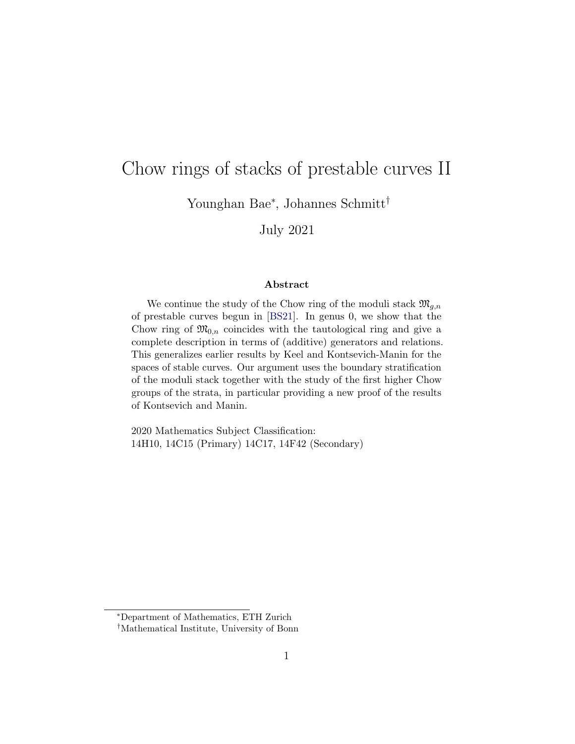# Chow rings of stacks of prestable curves II

Younghan Bae*, Johannes Schmitt†

July 2021

### Abstract

We continue the study of the Chow ring of the moduli stack $\mathfrak{M}_{g,n}$ of prestable curves begun in [BS21]. In genus 0, we show that the Chow ring of $\mathfrak{M}_{0,n}$ coincides with the tautological ring and give a complete description in terms of (additive) generators and relations. This generalizes earlier results by Keel and Kontsevich-Manin for the spaces of stable curves. Our argument uses the boundary stratification of the moduli stack together with the study of the first higher Chow groups of the strata, in particular providing a new proof of the results of Kontsevich and Manin.

2020 Mathematics Subject Classification:
14H10, 14C15 (Primary) 14C17, 14F42 (Secondary)

*Department of Mathematics, ETH Zurich

†Mathematical Institute, University of Bonn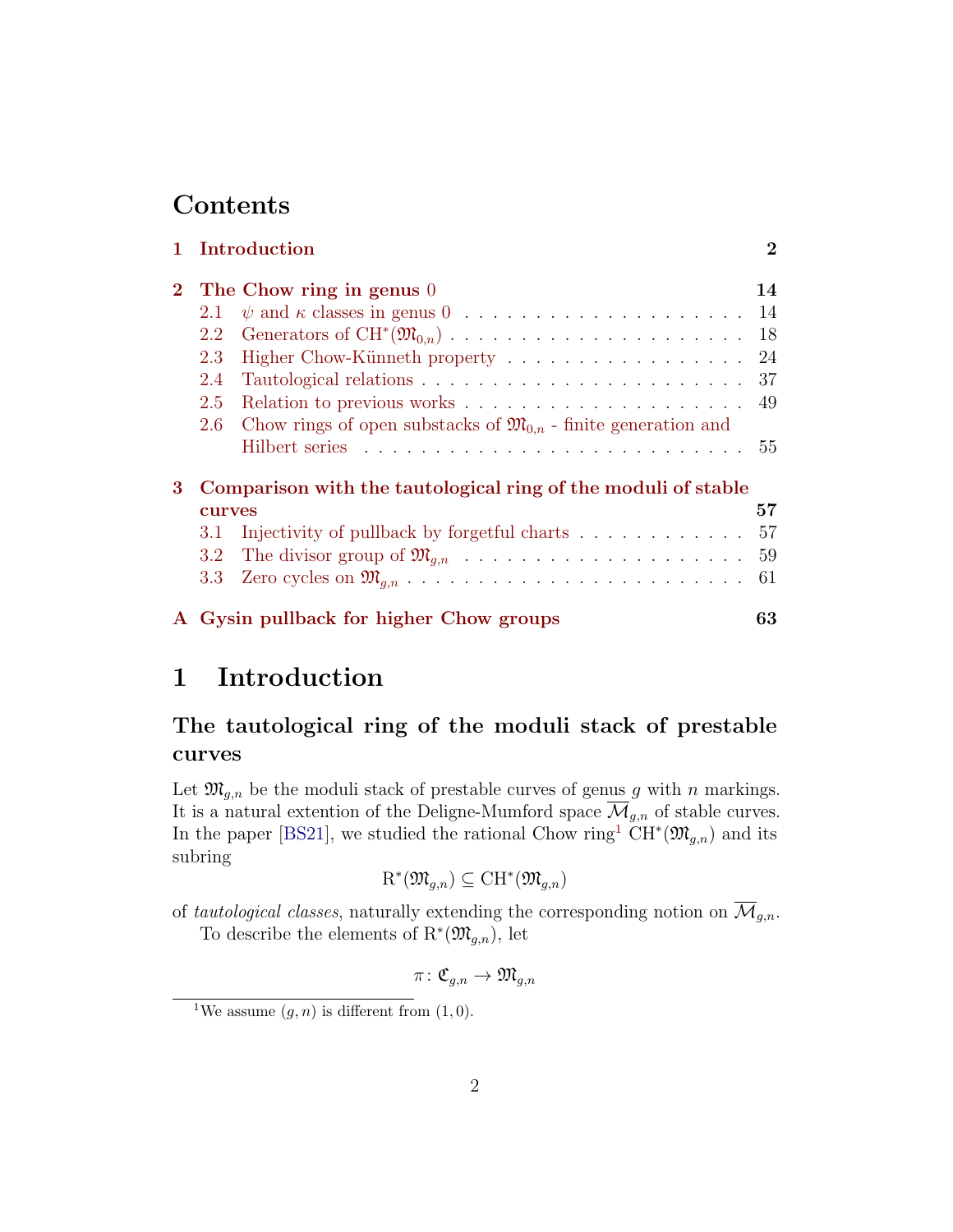# Contents

**1 Introduction** **2**

**2 The Chow ring in genus 0** **14**
- 2.1 $\psi$ and $\kappa$ classes in genus 0 . . . . . . . . . . 14
- 2.2 Generators of $\mathrm{CH}^*(\mathfrak{M}_{0,n})$ . . . . . . . . . . 18
- 2.3 Higher Chow-Künneth property . . . . . . . . . . 24
- 2.4 Tautological relations . . . . . . . . . . 37
- 2.5 Relation to previous works . . . . . . . . . . 49
- 2.6 Chow rings of open substacks of $\mathfrak{M}_{0,n}$ - finite generation and Hilbert series . . . . . . . . . . 55

**3 Comparison with the tautological ring of the moduli of stable curves** **57**
- 3.1 Injectivity of pullback by forgetful charts . . . . . . . . . . 57
- 3.2 The divisor group of $\mathfrak{M}_{g,n}$ . . . . . . . . . . 59
- 3.3 Zero cycles on $\mathfrak{M}_{g,n}$ . . . . . . . . . . 61

**A Gysin pullback for higher Chow groups** **63**

# 1 Introduction

## The tautological ring of the moduli stack of prestable curves

Let $\mathfrak{M}_{g,n}$ be the moduli stack of prestable curves of genus $g$ with $n$ markings. It is a natural extention of the Deligne-Mumford space $\overline{\mathcal{M}}_{g,n}$ of stable curves. In the paper [BS21], we studied the rational Chow ring[1] $\mathrm{CH}^*(\mathfrak{M}_{g,n})$ and its subring

$$\mathrm{R}^*(\mathfrak{M}_{g,n}) \subseteq \mathrm{CH}^*(\mathfrak{M}_{g,n})$$

of *tautological classes*, naturally extending the corresponding notion on $\overline{\mathcal{M}}_{g,n}$.

To describe the elements of $\mathrm{R}^*(\mathfrak{M}_{g,n})$, let

$$\pi\colon \mathfrak{C}_{g,n} \to \mathfrak{M}_{g,n}$$

[1] We assume $(g, n)$ is different from $(1, 0)$.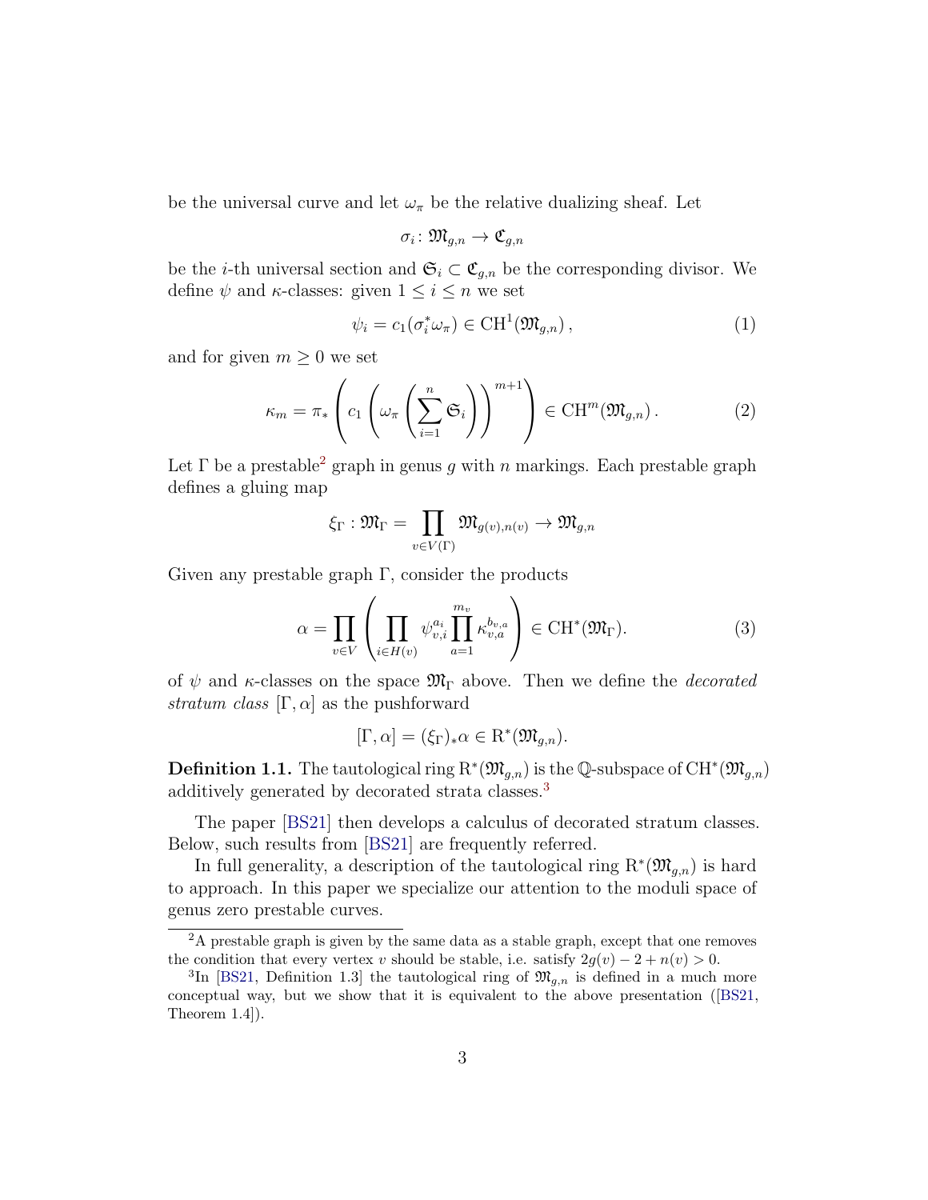be the universal curve and let $\omega_\pi$ be the relative dualizing sheaf. Let

$$\sigma_i \colon \mathfrak{M}_{g,n} \to \mathfrak{C}_{g,n}$$

be the $i$-th universal section and $\mathfrak{S}_i \subset \mathfrak{C}_{g,n}$ be the corresponding divisor. We define $\psi$ and $\kappa$-classes: given $1 \leq i \leq n$ we set

$$\psi_i = c_1(\sigma_i^* \omega_\pi) \in \mathrm{CH}^1(\mathfrak{M}_{g,n}) \,, \tag{1}$$

and for given $m \geq 0$ we set

$$\kappa_m = \pi_* \left( c_1 \left( \omega_\pi \left( \sum_{i=1}^n \mathfrak{S}_i \right) \right)^{m+1} \right) \in \mathrm{CH}^m(\mathfrak{M}_{g,n}) \,. \tag{2}$$

Let $\Gamma$ be a prestable[2] graph in genus $g$ with $n$ markings. Each prestable graph defines a gluing map

$$\xi_\Gamma : \mathfrak{M}_\Gamma = \prod_{v \in V(\Gamma)} \mathfrak{M}_{g(v),n(v)} \to \mathfrak{M}_{g,n}$$

Given any prestable graph $\Gamma$, consider the products

$$\alpha = \prod_{v \in V} \left( \prod_{i \in H(v)} \psi_{v,i}^{a_i} \prod_{a=1}^{m_v} \kappa_{v,a}^{b_{v,a}} \right) \in \mathrm{CH}^*(\mathfrak{M}_\Gamma). \tag{3}$$

of $\psi$ and $\kappa$-classes on the space $\mathfrak{M}_\Gamma$ above. Then we define the *decorated stratum class* $[\Gamma, \alpha]$ as the pushforward

$$[\Gamma, \alpha] = (\xi_\Gamma)_* \alpha \in \mathrm{R}^*(\mathfrak{M}_{g,n}).$$

**Definition 1.1.** The tautological ring $\mathrm{R}^*(\mathfrak{M}_{g,n})$ is the $\mathbb{Q}$-subspace of $\mathrm{CH}^*(\mathfrak{M}_{g,n})$ additively generated by decorated strata classes.[3]

The paper [BS21] then develops a calculus of decorated stratum classes. Below, such results from [BS21] are frequently referred.

In full generality, a description of the tautological ring $\mathrm{R}^*(\mathfrak{M}_{g,n})$ is hard to approach. In this paper we specialize our attention to the moduli space of genus zero prestable curves.

---

[2] A prestable graph is given by the same data as a stable graph, except that one removes the condition that every vertex $v$ should be stable, i.e. satisfy $2g(v) - 2 + n(v) > 0$.

[3] In [BS21, Definition 1.3] the tautological ring of $\mathfrak{M}_{g,n}$ is defined in a much more conceptual way, but we show that it is equivalent to the above presentation ([BS21, Theorem 1.4]).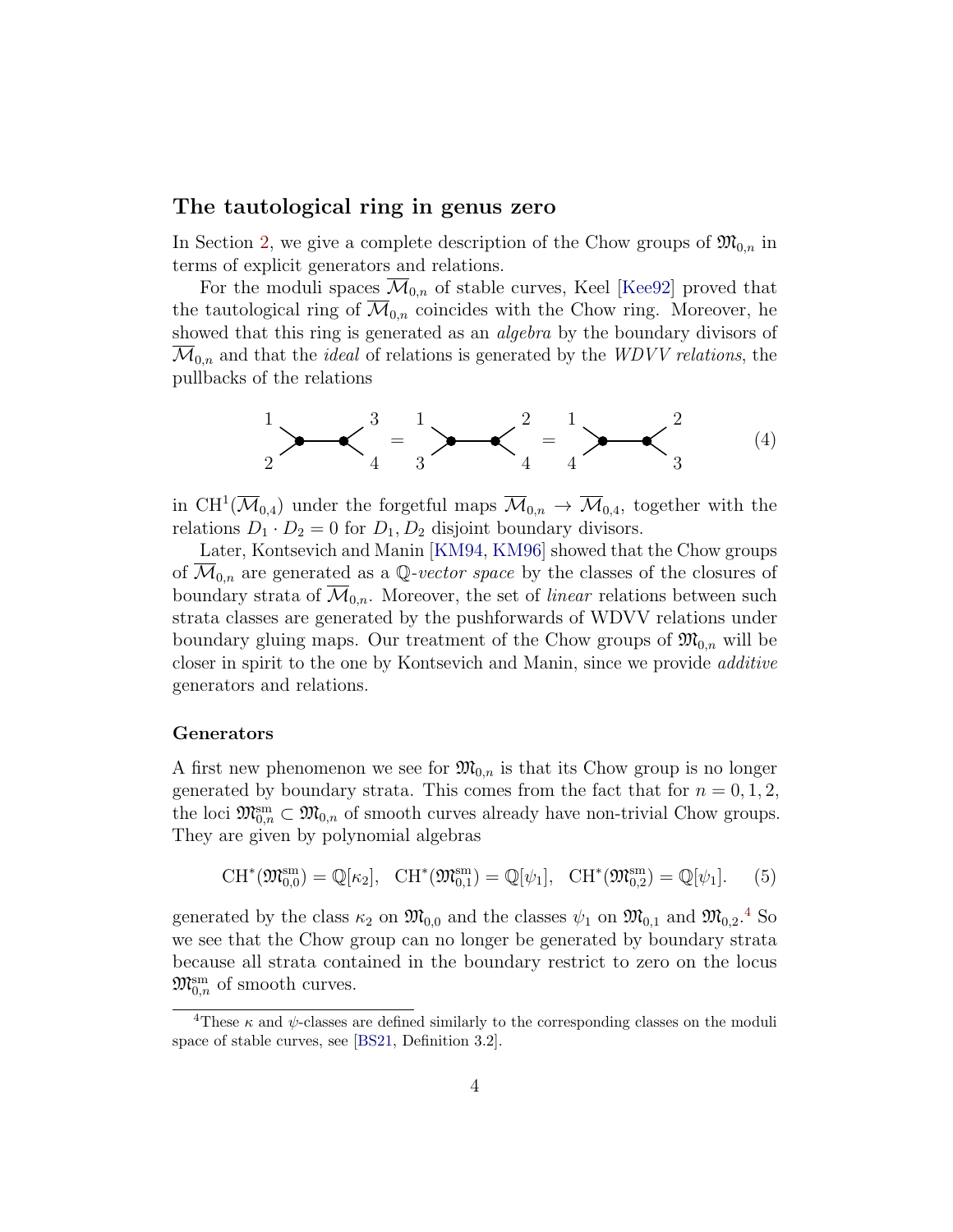### The tautological ring in genus zero

In Section 2, we give a complete description of the Chow groups of $\mathfrak{M}_{0,n}$ in terms of explicit generators and relations.

For the moduli spaces $\overline{\mathcal{M}}_{0,n}$ of stable curves, Keel [Kee92] proved that the tautological ring of $\overline{\mathcal{M}}_{0,n}$ coincides with the Chow ring. Moreover, he showed that this ring is generated as an *algebra* by the boundary divisors of $\overline{\mathcal{M}}_{0,n}$ and that the *ideal* of relations is generated by the *WDVV relations*, the pullbacks of the relations

$$\begin{array}{c} 1 \\ 2 \end{array} \!\!\succ\!\!\bullet\!\!-\!\!\bullet\!\!\prec\!\! \begin{array}{c} 3 \\ 4 \end{array} = \begin{array}{c} 1 \\ 3 \end{array} \!\!\succ\!\!\bullet\!\!-\!\!\bullet\!\!\prec\!\! \begin{array}{c} 2 \\ 4 \end{array} = \begin{array}{c} 1 \\ 4 \end{array} \!\!\succ\!\!\bullet\!\!-\!\!\bullet\!\!\prec\!\! \begin{array}{c} 2 \\ 3 \end{array} \tag{4}$$

in $\mathrm{CH}^1(\overline{\mathcal{M}}_{0,4})$ under the forgetful maps $\overline{\mathcal{M}}_{0,n} \to \overline{\mathcal{M}}_{0,4}$, together with the relations $D_1 \cdot D_2 = 0$ for $D_1, D_2$ disjoint boundary divisors.

Later, Kontsevich and Manin [KM94, KM96] showed that the Chow groups of $\overline{\mathcal{M}}_{0,n}$ are generated as a $\mathbb{Q}$*-vector space* by the classes of the closures of boundary strata of $\overline{\mathcal{M}}_{0,n}$. Moreover, the set of *linear* relations between such strata classes are generated by the pushforwards of WDVV relations under boundary gluing maps. Our treatment of the Chow groups of $\mathfrak{M}_{0,n}$ will be closer in spirit to the one by Kontsevich and Manin, since we provide *additive* generators and relations.

#### Generators

A first new phenomenon we see for $\mathfrak{M}_{0,n}$ is that its Chow group is no longer generated by boundary strata. This comes from the fact that for $n = 0, 1, 2$, the loci $\mathfrak{M}_{0,n}^{\mathrm{sm}} \subset \mathfrak{M}_{0,n}$ of smooth curves already have non-trivial Chow groups. They are given by polynomial algebras

$$\mathrm{CH}^*(\mathfrak{M}_{0,0}^{\mathrm{sm}}) = \mathbb{Q}[\kappa_2], \quad \mathrm{CH}^*(\mathfrak{M}_{0,1}^{\mathrm{sm}}) = \mathbb{Q}[\psi_1], \quad \mathrm{CH}^*(\mathfrak{M}_{0,2}^{\mathrm{sm}}) = \mathbb{Q}[\psi_1]. \tag{5}$$

generated by the class $\kappa_2$ on $\mathfrak{M}_{0,0}$ and the classes $\psi_1$ on $\mathfrak{M}_{0,1}$ and $\mathfrak{M}_{0,2}$.[4] So we see that the Chow group can no longer be generated by boundary strata because all strata contained in the boundary restrict to zero on the locus $\mathfrak{M}_{0,n}^{\mathrm{sm}}$ of smooth curves.

[4] These $\kappa$ and $\psi$-classes are defined similarly to the corresponding classes on the moduli space of stable curves, see [BS21, Definition 3.2].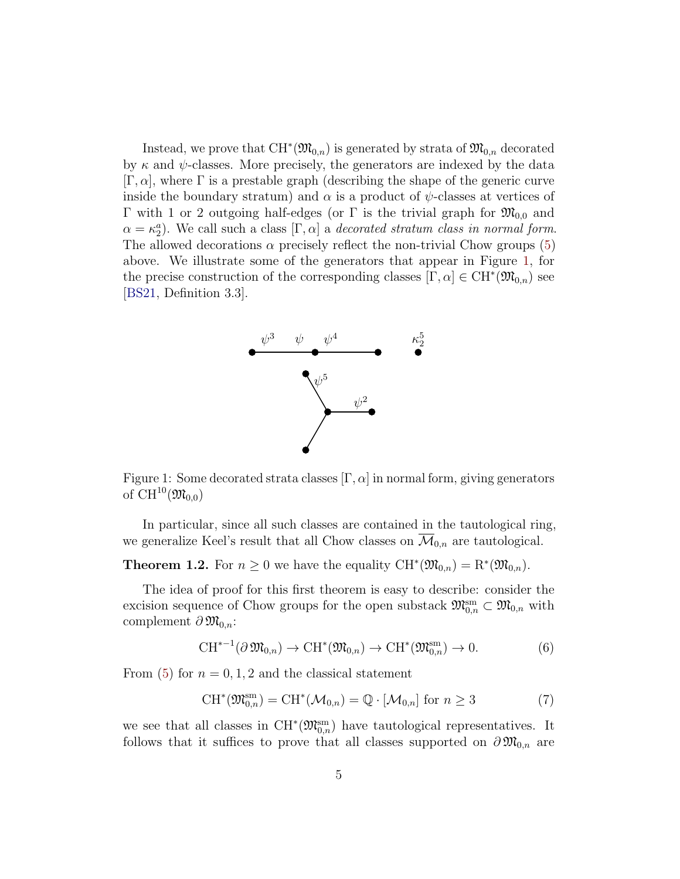Instead, we prove that $\mathrm{CH}^*(\mathfrak{M}_{0,n})$ is generated by strata of $\mathfrak{M}_{0,n}$ decorated by $\kappa$ and $\psi$-classes. More precisely, the generators are indexed by the data $[\Gamma, \alpha]$, where $\Gamma$ is a prestable graph (describing the shape of the generic curve inside the boundary stratum) and $\alpha$ is a product of $\psi$-classes at vertices of $\Gamma$ with 1 or 2 outgoing half-edges (or $\Gamma$ is the trivial graph for $\mathfrak{M}_{0,0}$ and $\alpha = \kappa_2^a$). We call such a class $[\Gamma, \alpha]$ a *decorated stratum class in normal form*. The allowed decorations $\alpha$ precisely reflect the non-trivial Chow groups (5) above. We illustrate some of the generators that appear in Figure 1, for the precise construction of the corresponding classes $[\Gamma, \alpha] \in \mathrm{CH}^*(\mathfrak{M}_{0,n})$ see [BS21, Definition 3.3].

Figure 1: Some decorated strata classes $[\Gamma, \alpha]$ in normal form, giving generators of $\mathrm{CH}^{10}(\mathfrak{M}_{0,0})$

In particular, since all such classes are contained in the tautological ring, we generalize Keel's result that all Chow classes on $\overline{\mathcal{M}}_{0,n}$ are tautological.

**Theorem 1.2.** For $n \geq 0$ we have the equality $\mathrm{CH}^*(\mathfrak{M}_{0,n}) = \mathrm{R}^*(\mathfrak{M}_{0,n})$.

The idea of proof for this first theorem is easy to describe: consider the excision sequence of Chow groups for the open substack $\mathfrak{M}_{0,n}^{\mathrm{sm}} \subset \mathfrak{M}_{0,n}$ with complement $\partial\,\mathfrak{M}_{0,n}$:

$$\mathrm{CH}^{*-1}(\partial\,\mathfrak{M}_{0,n}) \to \mathrm{CH}^*(\mathfrak{M}_{0,n}) \to \mathrm{CH}^*(\mathfrak{M}_{0,n}^{\mathrm{sm}}) \to 0. \tag{6}$$

From (5) for $n = 0, 1, 2$ and the classical statement

$$\mathrm{CH}^*(\mathfrak{M}_{0,n}^{\mathrm{sm}}) = \mathrm{CH}^*(\mathcal{M}_{0,n}) = \mathbb{Q} \cdot [\mathcal{M}_{0,n}] \text{ for } n \geq 3 \tag{7}$$

we see that all classes in $\mathrm{CH}^*(\mathfrak{M}_{0,n}^{\mathrm{sm}})$ have tautological representatives. It follows that it suffices to prove that all classes supported on $\partial\,\mathfrak{M}_{0,n}$ are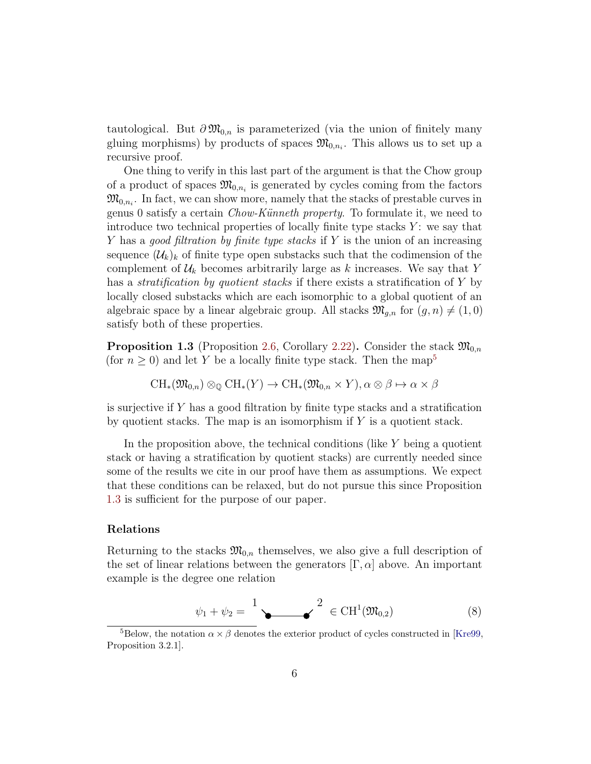tautological. But $\partial \mathfrak{M}_{0,n}$ is parameterized (via the union of finitely many gluing morphisms) by products of spaces $\mathfrak{M}_{0,n_i}$. This allows us to set up a recursive proof.

One thing to verify in this last part of the argument is that the Chow group of a product of spaces $\mathfrak{M}_{0,n_i}$ is generated by cycles coming from the factors $\mathfrak{M}_{0,n_i}$. In fact, we can show more, namely that the stacks of prestable curves in genus 0 satisfy a certain *Chow-Künneth property*. To formulate it, we need to introduce two technical properties of locally finite type stacks $Y$: we say that $Y$ has a *good filtration by finite type stacks* if $Y$ is the union of an increasing sequence $(\mathcal{U}_k)_k$ of finite type open substacks such that the codimension of the complement of $\mathcal{U}_k$ becomes arbitrarily large as $k$ increases. We say that $Y$ has a *stratification by quotient stacks* if there exists a stratification of $Y$ by locally closed substacks which are each isomorphic to a global quotient of an algebraic space by a linear algebraic group. All stacks $\mathfrak{M}_{g,n}$ for $(g, n) \neq (1, 0)$ satisfy both of these properties.

**Proposition 1.3** (Proposition 2.6, Corollary 2.22)**.** Consider the stack $\mathfrak{M}_{0,n}$ (for $n \geq 0$) and let $Y$ be a locally finite type stack. Then the map[5]

$$\mathrm{CH}_*(\mathfrak{M}_{0,n}) \otimes_{\mathbb{Q}} \mathrm{CH}_*(Y) \to \mathrm{CH}_*(\mathfrak{M}_{0,n} \times Y), \alpha \otimes \beta \mapsto \alpha \times \beta$$

is surjective if $Y$ has a good filtration by finite type stacks and a stratification by quotient stacks. The map is an isomorphism if $Y$ is a quotient stack.

In the proposition above, the technical conditions (like $Y$ being a quotient stack or having a stratification by quotient stacks) are currently needed since some of the results we cite in our proof have them as assumptions. We expect that these conditions can be relaxed, but do not pursue this since Proposition 1.3 is sufficient for the purpose of our paper.

### Relations

Returning to the stacks $\mathfrak{M}_{0,n}$ themselves, we also give a full description of the set of linear relations between the generators $[\Gamma, \alpha]$ above. An important example is the degree one relation

$$\psi_1 + \psi_2 = {}^{1}\!\searrow\!\bullet\!\!-\!\!\!-\!\!\!-\!\!\bullet\!\swarrow^{2} \in \mathrm{CH}^1(\mathfrak{M}_{0,2}) \tag{8}$$

[5] Below, the notation $\alpha \times \beta$ denotes the exterior product of cycles constructed in [Kre99, Proposition 3.2.1].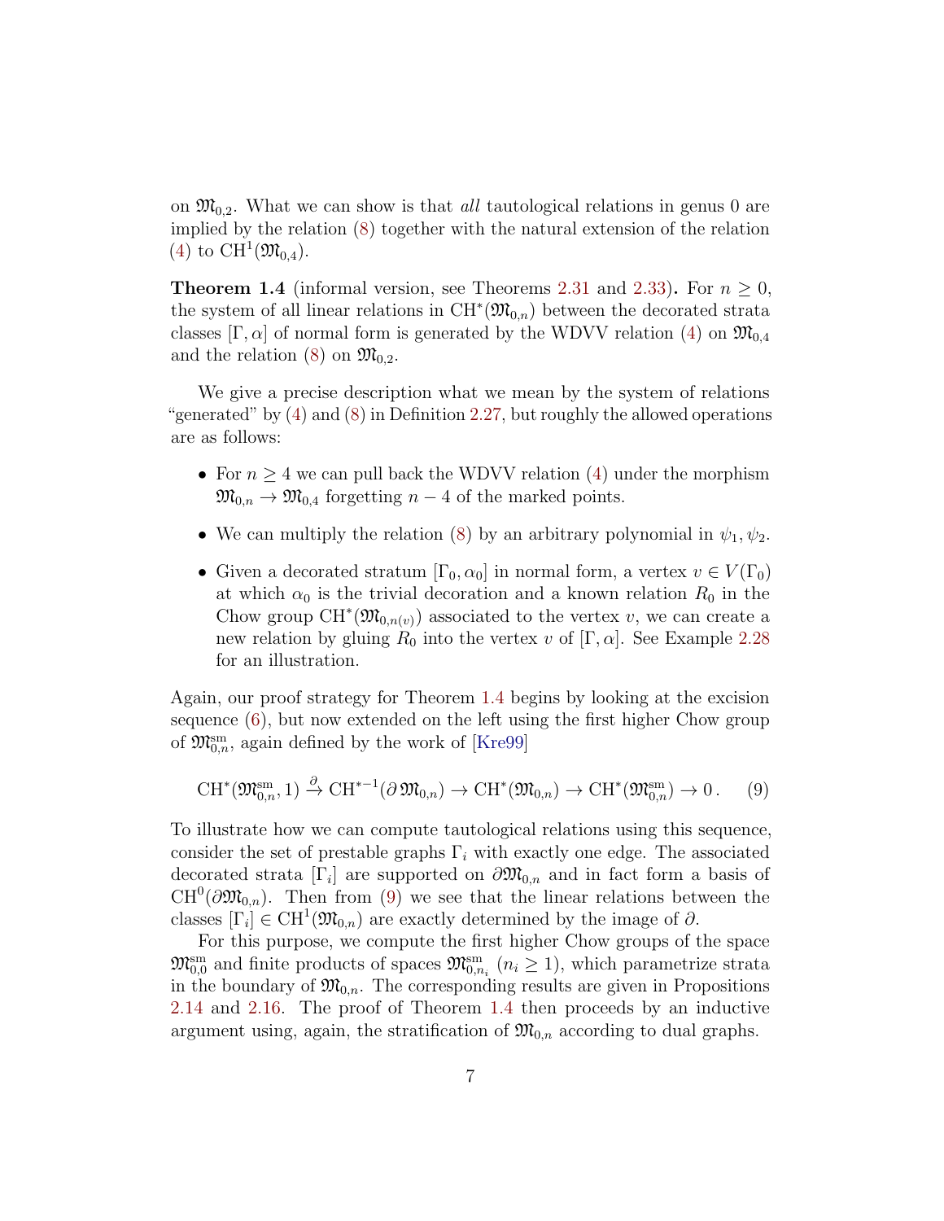on $\mathfrak{M}_{0,2}$. What we can show is that *all* tautological relations in genus 0 are implied by the relation (8) together with the natural extension of the relation (4) to $\mathrm{CH}^1(\mathfrak{M}_{0,4})$.

**Theorem 1.4** (informal version, see Theorems 2.31 and 2.33)**.** For $n \geq 0$, the system of all linear relations in $\mathrm{CH}^*(\mathfrak{M}_{0,n})$ between the decorated strata classes $[\Gamma, \alpha]$ of normal form is generated by the WDVV relation (4) on $\mathfrak{M}_{0,4}$ and the relation (8) on $\mathfrak{M}_{0,2}$.

We give a precise description what we mean by the system of relations "generated" by (4) and (8) in Definition 2.27, but roughly the allowed operations are as follows:

- For $n \geq 4$ we can pull back the WDVV relation (4) under the morphism $\mathfrak{M}_{0,n} \to \mathfrak{M}_{0,4}$ forgetting $n-4$ of the marked points.
- We can multiply the relation (8) by an arbitrary polynomial in $\psi_1, \psi_2$.
- Given a decorated stratum $[\Gamma_0, \alpha_0]$ in normal form, a vertex $v \in V(\Gamma_0)$ at which $\alpha_0$ is the trivial decoration and a known relation $R_0$ in the Chow group $\mathrm{CH}^*(\mathfrak{M}_{0,n(v)})$ associated to the vertex $v$, we can create a new relation by gluing $R_0$ into the vertex $v$ of $[\Gamma, \alpha]$. See Example 2.28 for an illustration.

Again, our proof strategy for Theorem 1.4 begins by looking at the excision sequence (6), but now extended on the left using the first higher Chow group of $\mathfrak{M}_{0,n}^{\mathrm{sm}}$, again defined by the work of [Kre99]

$$\mathrm{CH}^*(\mathfrak{M}_{0,n}^{\mathrm{sm}}, 1) \xrightarrow{\partial} \mathrm{CH}^{*-1}(\partial\,\mathfrak{M}_{0,n}) \to \mathrm{CH}^*(\mathfrak{M}_{0,n}) \to \mathrm{CH}^*(\mathfrak{M}_{0,n}^{\mathrm{sm}}) \to 0\,. \qquad (9)$$

To illustrate how we can compute tautological relations using this sequence, consider the set of prestable graphs $\Gamma_i$ with exactly one edge. The associated decorated strata $[\Gamma_i]$ are supported on $\partial\mathfrak{M}_{0,n}$ and in fact form a basis of $\mathrm{CH}^0(\partial\mathfrak{M}_{0,n})$. Then from (9) we see that the linear relations between the classes $[\Gamma_i] \in \mathrm{CH}^1(\mathfrak{M}_{0,n})$ are exactly determined by the image of $\partial$.

For this purpose, we compute the first higher Chow groups of the space $\mathfrak{M}_{0,0}^{\mathrm{sm}}$ and finite products of spaces $\mathfrak{M}_{0,n_i}^{\mathrm{sm}}$ $(n_i \geq 1)$, which parametrize strata in the boundary of $\mathfrak{M}_{0,n}$. The corresponding results are given in Propositions 2.14 and 2.16. The proof of Theorem 1.4 then proceeds by an inductive argument using, again, the stratification of $\mathfrak{M}_{0,n}$ according to dual graphs.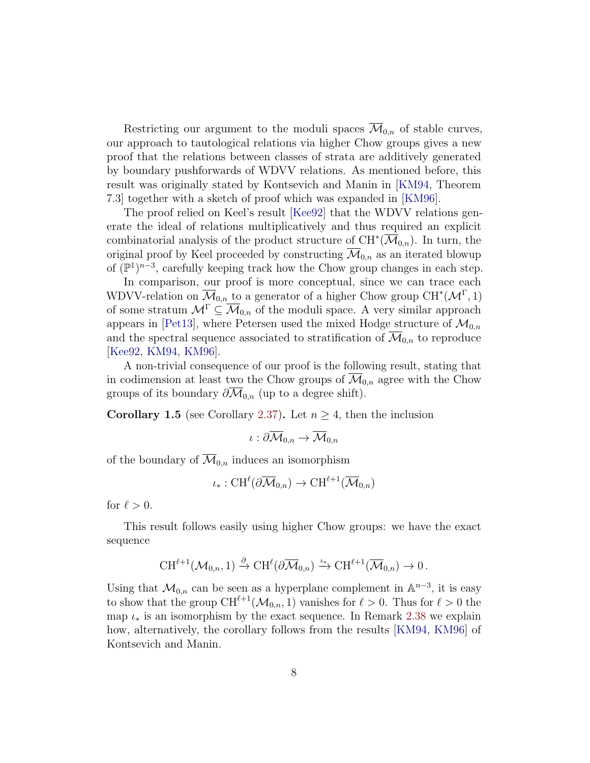Restricting our argument to the moduli spaces $\overline{\mathcal{M}}_{0,n}$ of stable curves, our approach to tautological relations via higher Chow groups gives a new proof that the relations between classes of strata are additively generated by boundary pushforwards of WDVV relations. As mentioned before, this result was originally stated by Kontsevich and Manin in [KM94, Theorem 7.3] together with a sketch of proof which was expanded in [KM96].

The proof relied on Keel's result [Kee92] that the WDVV relations generate the ideal of relations multiplicatively and thus required an explicit combinatorial analysis of the product structure of $\mathrm{CH}^*(\overline{\mathcal{M}}_{0,n})$. In turn, the original proof by Keel proceeded by constructing $\overline{\mathcal{M}}_{0,n}$ as an iterated blowup of $(\mathbb{P}^1)^{n-3}$, carefully keeping track how the Chow group changes in each step.

In comparison, our proof is more conceptual, since we can trace each WDVV-relation on $\overline{\mathcal{M}}_{0,n}$ to a generator of a higher Chow group $\mathrm{CH}^*(\mathcal{M}^\Gamma, 1)$ of some stratum $\mathcal{M}^\Gamma \subseteq \overline{\mathcal{M}}_{0,n}$ of the moduli space. A very similar approach appears in [Pet13], where Petersen used the mixed Hodge structure of $\mathcal{M}_{0,n}$ and the spectral sequence associated to stratification of $\overline{\mathcal{M}}_{0,n}$ to reproduce [Kee92, KM94, KM96].

A non-trivial consequence of our proof is the following result, stating that in codimension at least two the Chow groups of $\overline{\mathcal{M}}_{0,n}$ agree with the Chow groups of its boundary $\partial\overline{\mathcal{M}}_{0,n}$ (up to a degree shift).

**Corollary 1.5** (see Corollary 2.37)**.** Let $n \geq 4$, then the inclusion

$$\iota : \partial\overline{\mathcal{M}}_{0,n} \to \overline{\mathcal{M}}_{0,n}$$

of the boundary of $\overline{\mathcal{M}}_{0,n}$ induces an isomorphism

$$\iota_* : \mathrm{CH}^\ell(\partial\overline{\mathcal{M}}_{0,n}) \to \mathrm{CH}^{\ell+1}(\overline{\mathcal{M}}_{0,n})$$

for $\ell > 0$.

This result follows easily using higher Chow groups: we have the exact sequence

$$\mathrm{CH}^{\ell+1}(\mathcal{M}_{0,n}, 1) \xrightarrow{\partial} \mathrm{CH}^\ell(\partial\overline{\mathcal{M}}_{0,n}) \xrightarrow{\iota_*} \mathrm{CH}^{\ell+1}(\overline{\mathcal{M}}_{0,n}) \to 0\,.$$

Using that $\mathcal{M}_{0,n}$ can be seen as a hyperplane complement in $\mathbb{A}^{n-3}$, it is easy to show that the group $\mathrm{CH}^{\ell+1}(\mathcal{M}_{0,n}, 1)$ vanishes for $\ell > 0$. Thus for $\ell > 0$ the map $\iota_*$ is an isomorphism by the exact sequence. In Remark 2.38 we explain how, alternatively, the corollary follows from the results [KM94, KM96] of Kontsevich and Manin.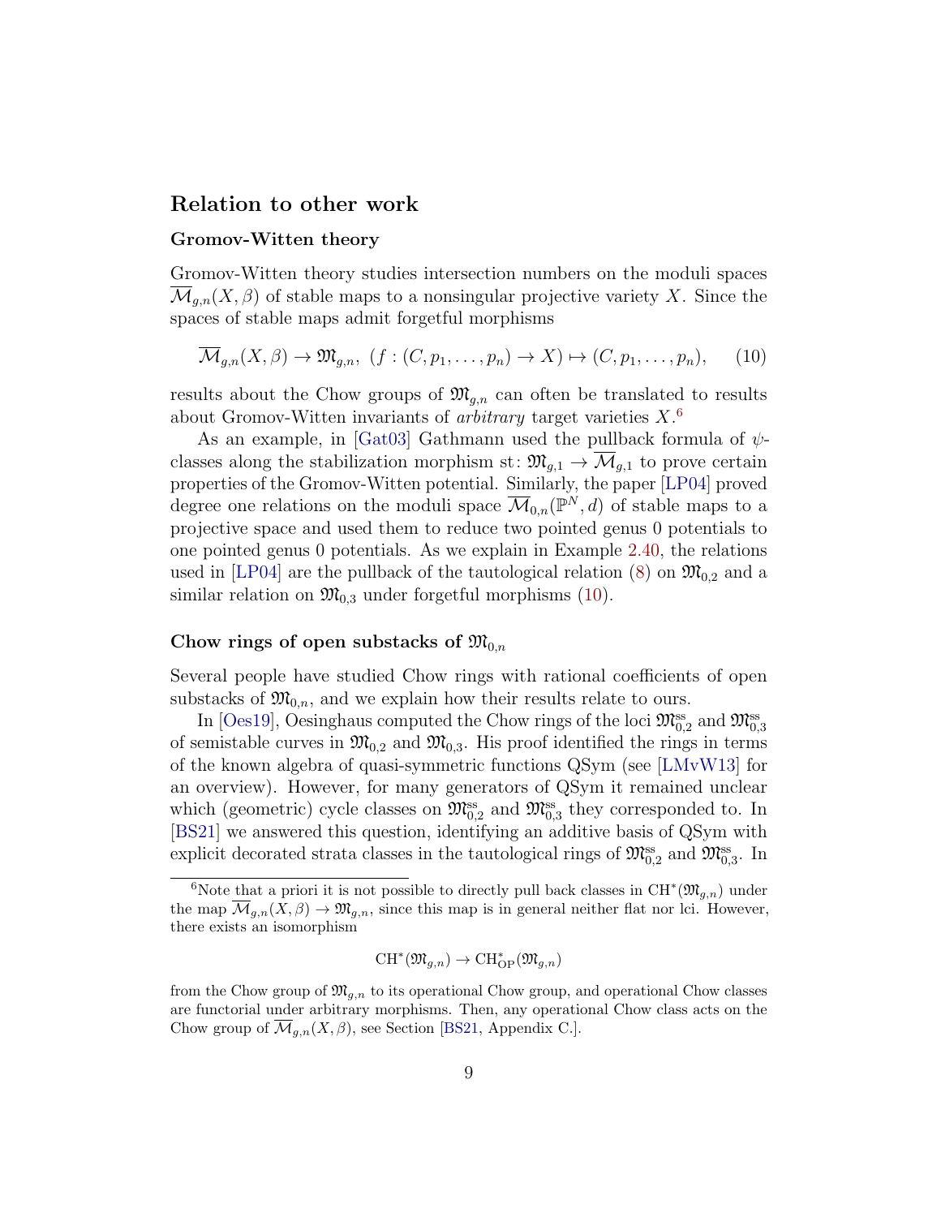## Relation to other work

### Gromov-Witten theory

Gromov-Witten theory studies intersection numbers on the moduli spaces $\overline{\mathcal{M}}_{g,n}(X,\beta)$ of stable maps to a nonsingular projective variety $X$. Since the spaces of stable maps admit forgetful morphisms

$$\overline{\mathcal{M}}_{g,n}(X,\beta) \to \mathfrak{M}_{g,n},\ (f:(C,p_1,\ldots,p_n)\to X) \mapsto (C,p_1,\ldots,p_n), \qquad (10)$$

results about the Chow groups of $\mathfrak{M}_{g,n}$ can often be translated to results about Gromov-Witten invariants of *arbitrary* target varieties $X$.[6]

As an example, in [Gat03] Gathmann used the pullback formula of $\psi$-classes along the stabilization morphism st: $\mathfrak{M}_{g,1} \to \overline{\mathcal{M}}_{g,1}$ to prove certain properties of the Gromov-Witten potential. Similarly, the paper [LP04] proved degree one relations on the moduli space $\overline{\mathcal{M}}_{0,n}(\mathbb{P}^N,d)$ of stable maps to a projective space and used them to reduce two pointed genus 0 potentials to one pointed genus 0 potentials. As we explain in Example 2.40, the relations used in [LP04] are the pullback of the tautological relation (8) on $\mathfrak{M}_{0,2}$ and a similar relation on $\mathfrak{M}_{0,3}$ under forgetful morphisms (10).

### Chow rings of open substacks of $\mathfrak{M}_{0,n}$

Several people have studied Chow rings with rational coefficients of open substacks of $\mathfrak{M}_{0,n}$, and we explain how their results relate to ours.

In [Oes19], Oesinghaus computed the Chow rings of the loci $\mathfrak{M}_{0,2}^{\mathrm{ss}}$ and $\mathfrak{M}_{0,3}^{\mathrm{ss}}$ of semistable curves in $\mathfrak{M}_{0,2}$ and $\mathfrak{M}_{0,3}$. His proof identified the rings in terms of the known algebra of quasi-symmetric functions QSym (see [LMvW13] for an overview). However, for many generators of QSym it remained unclear which (geometric) cycle classes on $\mathfrak{M}_{0,2}^{\mathrm{ss}}$ and $\mathfrak{M}_{0,3}^{\mathrm{ss}}$ they corresponded to. In [BS21] we answered this question, identifying an additive basis of QSym with explicit decorated strata classes in the tautological rings of $\mathfrak{M}_{0,2}^{\mathrm{ss}}$ and $\mathfrak{M}_{0,3}^{\mathrm{ss}}$. In

[6] Note that a priori it is not possible to directly pull back classes in $\mathrm{CH}^*(\mathfrak{M}_{g,n})$ under the map $\overline{\mathcal{M}}_{g,n}(X,\beta) \to \mathfrak{M}_{g,n}$, since this map is in general neither flat nor lci. However, there exists an isomorphism

$$\mathrm{CH}^*(\mathfrak{M}_{g,n}) \to \mathrm{CH}^*_{\mathrm{OP}}(\mathfrak{M}_{g,n})$$

from the Chow group of $\mathfrak{M}_{g,n}$ to its operational Chow group, and operational Chow classes are functorial under arbitrary morphisms. Then, any operational Chow class acts on the Chow group of $\overline{\mathcal{M}}_{g,n}(X,\beta)$, see Section [BS21, Appendix C.].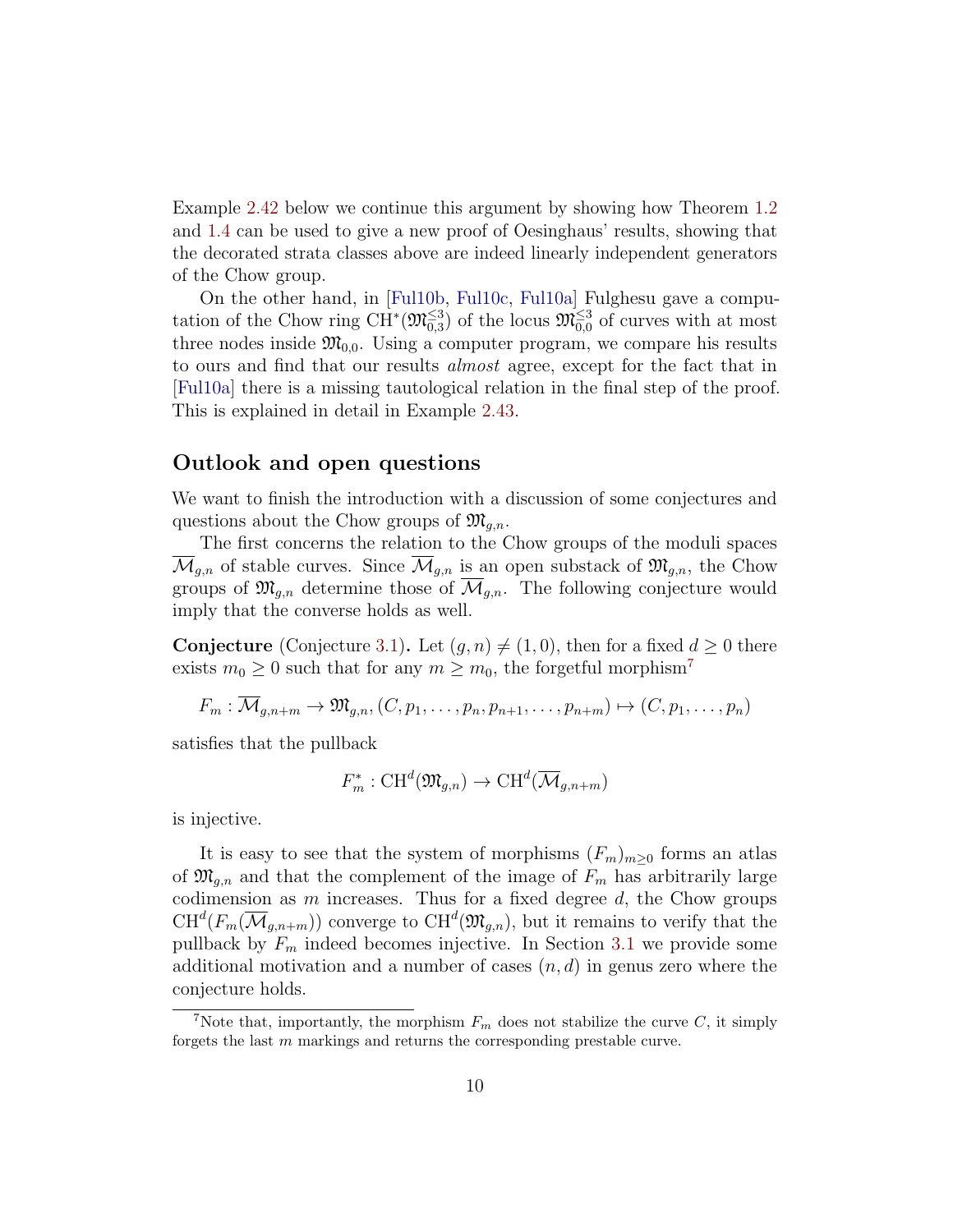Example 2.42 below we continue this argument by showing how Theorem 1.2 and 1.4 can be used to give a new proof of Oesinghaus' results, showing that the decorated strata classes above are indeed linearly independent generators of the Chow group.

On the other hand, in [Ful10b, Ful10c, Ful10a] Fulghesu gave a computation of the Chow ring $\mathrm{CH}^*(\mathfrak{M}_{0,3}^{\leq 3})$ of the locus $\mathfrak{M}_{0,0}^{\leq 3}$ of curves with at most three nodes inside $\mathfrak{M}_{0,0}$. Using a computer program, we compare his results to ours and find that our results *almost* agree, except for the fact that in [Ful10a] there is a missing tautological relation in the final step of the proof. This is explained in detail in Example 2.43.

## Outlook and open questions

We want to finish the introduction with a discussion of some conjectures and questions about the Chow groups of $\mathfrak{M}_{g,n}$.

The first concerns the relation to the Chow groups of the moduli spaces $\overline{\mathcal{M}}_{g,n}$ of stable curves. Since $\overline{\mathcal{M}}_{g,n}$ is an open substack of $\mathfrak{M}_{g,n}$, the Chow groups of $\mathfrak{M}_{g,n}$ determine those of $\overline{\mathcal{M}}_{g,n}$. The following conjecture would imply that the converse holds as well.

**Conjecture** (Conjecture 3.1)**.** Let $(g,n) \neq (1,0)$, then for a fixed $d \geq 0$ there exists $m_0 \geq 0$ such that for any $m \geq m_0$, the forgetful morphism[7]

$$F_m : \overline{\mathcal{M}}_{g,n+m} \to \mathfrak{M}_{g,n}, (C, p_1, \ldots, p_n, p_{n+1}, \ldots, p_{n+m}) \mapsto (C, p_1, \ldots, p_n)$$

satisfies that the pullback

$$F_m^* : \mathrm{CH}^d(\mathfrak{M}_{g,n}) \to \mathrm{CH}^d(\overline{\mathcal{M}}_{g,n+m})$$

is injective.

It is easy to see that the system of morphisms $(F_m)_{m \geq 0}$ forms an atlas of $\mathfrak{M}_{g,n}$ and that the complement of the image of $F_m$ has arbitrarily large codimension as $m$ increases. Thus for a fixed degree $d$, the Chow groups $\mathrm{CH}^d(F_m(\overline{\mathcal{M}}_{g,n+m}))$ converge to $\mathrm{CH}^d(\mathfrak{M}_{g,n})$, but it remains to verify that the pullback by $F_m$ indeed becomes injective. In Section 3.1 we provide some additional motivation and a number of cases $(n,d)$ in genus zero where the conjecture holds.

[7] Note that, importantly, the morphism $F_m$ does not stabilize the curve $C$, it simply forgets the last $m$ markings and returns the corresponding prestable curve.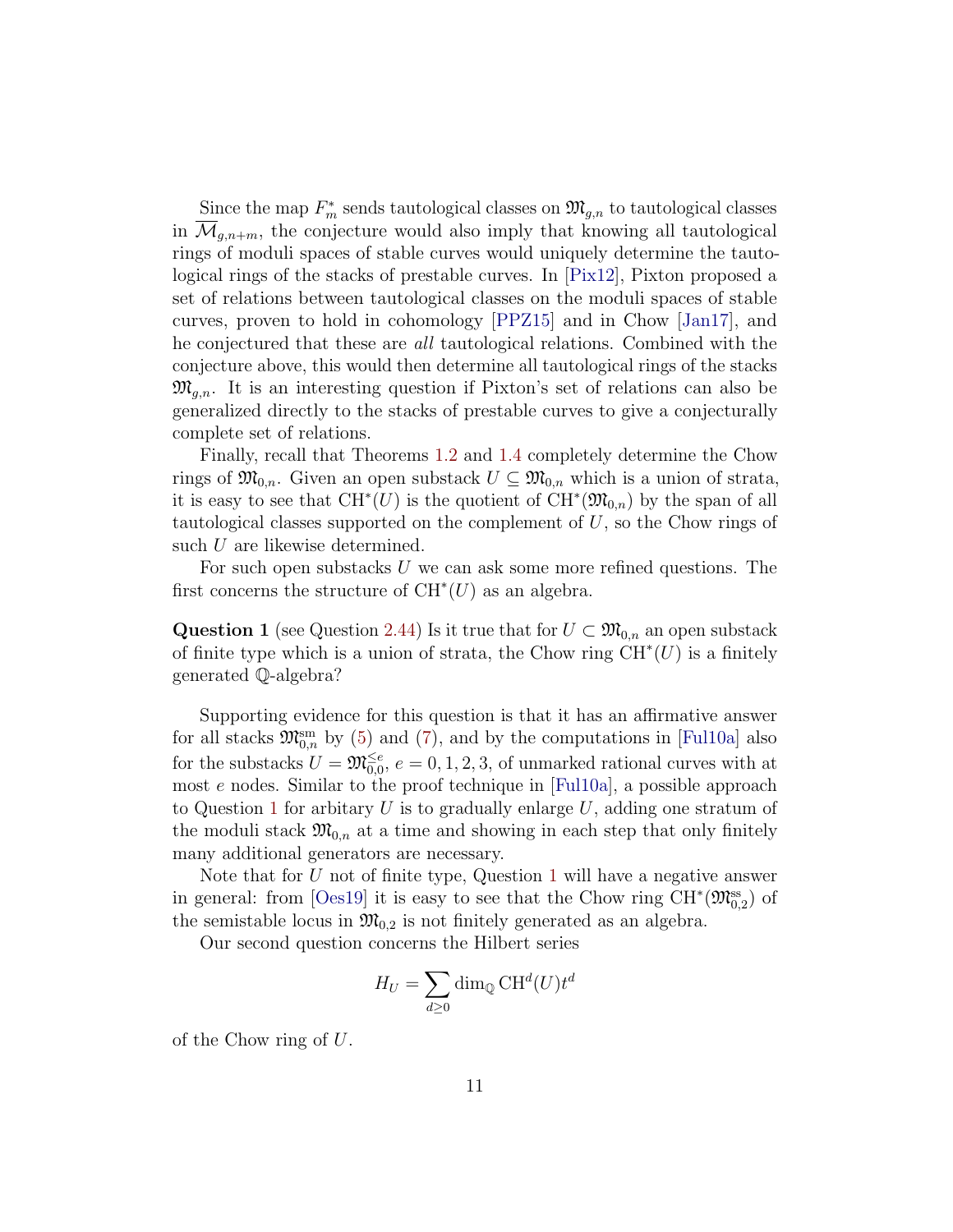Since the map $F_m^*$ sends tautological classes on $\mathfrak{M}_{g,n}$ to tautological classes in $\overline{\mathcal{M}}_{g,n+m}$, the conjecture would also imply that knowing all tautological rings of moduli spaces of stable curves would uniquely determine the tautological rings of the stacks of prestable curves. In [Pix12], Pixton proposed a set of relations between tautological classes on the moduli spaces of stable curves, proven to hold in cohomology [PPZ15] and in Chow [Jan17], and he conjectured that these are *all* tautological relations. Combined with the conjecture above, this would then determine all tautological rings of the stacks $\mathfrak{M}_{g,n}$. It is an interesting question if Pixton's set of relations can also be generalized directly to the stacks of prestable curves to give a conjecturally complete set of relations.

Finally, recall that Theorems 1.2 and 1.4 completely determine the Chow rings of $\mathfrak{M}_{0,n}$. Given an open substack $U \subseteq \mathfrak{M}_{0,n}$ which is a union of strata, it is easy to see that $\mathrm{CH}^*(U)$ is the quotient of $\mathrm{CH}^*(\mathfrak{M}_{0,n})$ by the span of all tautological classes supported on the complement of $U$, so the Chow rings of such $U$ are likewise determined.

For such open substacks $U$ we can ask some more refined questions. The first concerns the structure of $\mathrm{CH}^*(U)$ as an algebra.

**Question 1** (see Question 2.44) Is it true that for $U \subset \mathfrak{M}_{0,n}$ an open substack of finite type which is a union of strata, the Chow ring $\mathrm{CH}^*(U)$ is a finitely generated $\mathbb{Q}$-algebra?

Supporting evidence for this question is that it has an affirmative answer for all stacks $\mathfrak{M}_{0,n}^{\mathrm{sm}}$ by (5) and (7), and by the computations in [Ful10a] also for the substacks $U = \mathfrak{M}_{0,0}^{\leq e}$, $e = 0, 1, 2, 3$, of unmarked rational curves with at most $e$ nodes. Similar to the proof technique in [Ful10a], a possible approach to Question 1 for arbitary $U$ is to gradually enlarge $U$, adding one stratum of the moduli stack $\mathfrak{M}_{0,n}$ at a time and showing in each step that only finitely many additional generators are necessary.

Note that for $U$ not of finite type, Question 1 will have a negative answer in general: from [Oes19] it is easy to see that the Chow ring $\mathrm{CH}^*(\mathfrak{M}_{0,2}^{\mathrm{ss}})$ of the semistable locus in $\mathfrak{M}_{0,2}$ is not finitely generated as an algebra.

Our second question concerns the Hilbert series

$$H_U = \sum_{d \geq 0} \dim_{\mathbb{Q}} \mathrm{CH}^d(U) t^d$$

of the Chow ring of $U$.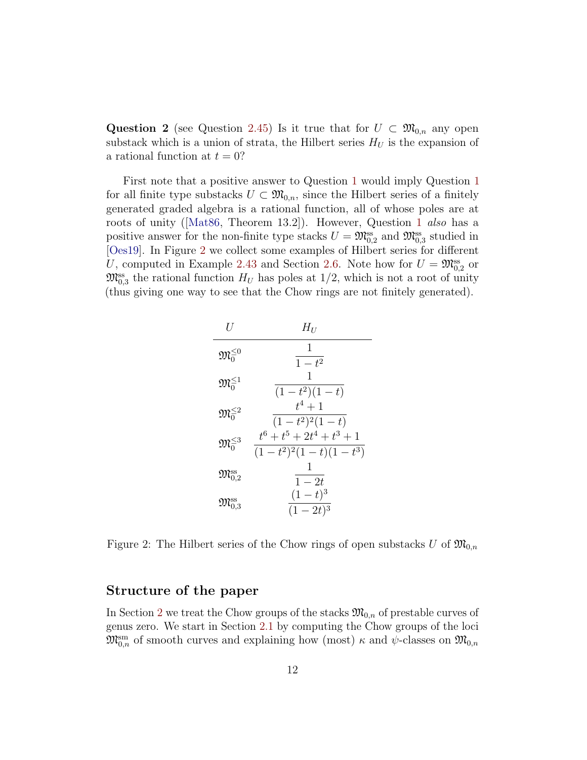**Question 2** (see Question 2.45) Is it true that for $U \subset \mathfrak{M}_{0,n}$ any open substack which is a union of strata, the Hilbert series $H_U$ is the expansion of a rational function at $t = 0$?

First note that a positive answer to Question 1 would imply Question 1 for all finite type substacks $U \subset \mathfrak{M}_{0,n}$, since the Hilbert series of a finitely generated graded algebra is a rational function, all of whose poles are at roots of unity ([Mat86, Theorem 13.2]). However, Question 1 *also* has a positive answer for the non-finite type stacks $U = \mathfrak{M}_{0,2}^{\mathrm{ss}}$ and $\mathfrak{M}_{0,3}^{\mathrm{ss}}$ studied in [Oes19]. In Figure 2 we collect some examples of Hilbert series for different $U$, computed in Example 2.43 and Section 2.6. Note how for $U = \mathfrak{M}_{0,2}^{\mathrm{ss}}$ or $\mathfrak{M}_{0,3}^{\mathrm{ss}}$ the rational function $H_U$ has poles at $1/2$, which is not a root of unity (thus giving one way to see that the Chow rings are not finitely generated).

| $U$ | $H_U$ |
|---|---|
| $\mathfrak{M}_0^{\leq 0}$ | $\dfrac{1}{1-t^2}$ |
| $\mathfrak{M}_0^{\leq 1}$ | $\dfrac{1}{(1-t^2)(1-t)}$ |
| $\mathfrak{M}_0^{\leq 2}$ | $\dfrac{t^4+1}{(1-t^2)^2(1-t)}$ |
| $\mathfrak{M}_0^{\leq 3}$ | $\dfrac{t^6+t^5+2t^4+t^3+1}{(1-t^2)^2(1-t)(1-t^3)}$ |
| $\mathfrak{M}_{0,2}^{\mathrm{ss}}$ | $\dfrac{1}{1-2t}$ |
| $\mathfrak{M}_{0,3}^{\mathrm{ss}}$ | $\dfrac{(1-t)^3}{(1-2t)^3}$ |

Figure 2: The Hilbert series of the Chow rings of open substacks $U$ of $\mathfrak{M}_{0,n}$

## Structure of the paper

In Section 2 we treat the Chow groups of the stacks $\mathfrak{M}_{0,n}$ of prestable curves of genus zero. We start in Section 2.1 by computing the Chow groups of the loci $\mathfrak{M}_{0,n}^{\mathrm{sm}}$ of smooth curves and explaining how (most) $\kappa$ and $\psi$-classes on $\mathfrak{M}_{0,n}$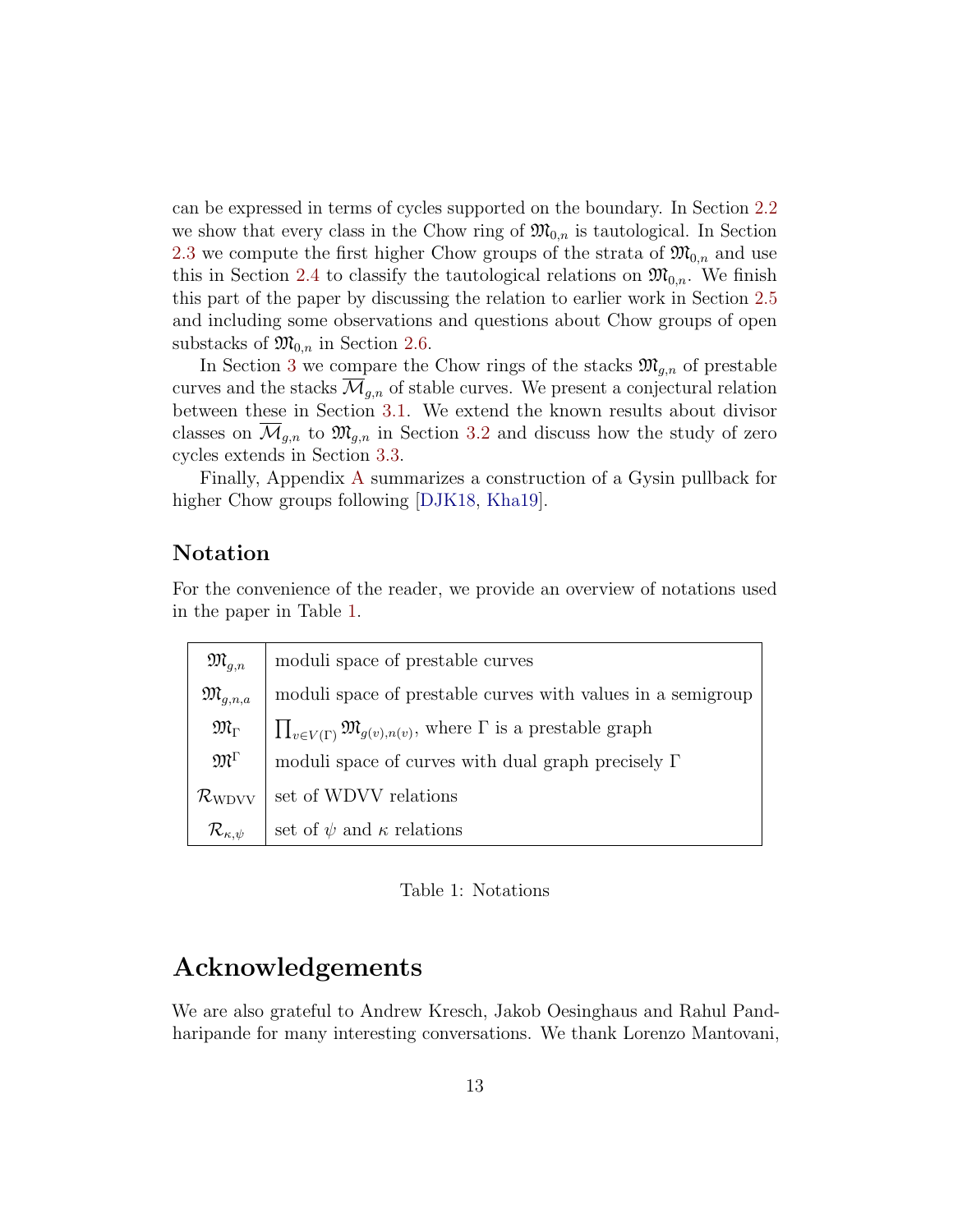can be expressed in terms of cycles supported on the boundary. In Section 2.2 we show that every class in the Chow ring of $\mathfrak{M}_{0,n}$ is tautological. In Section 2.3 we compute the first higher Chow groups of the strata of $\mathfrak{M}_{0,n}$ and use this in Section 2.4 to classify the tautological relations on $\mathfrak{M}_{0,n}$. We finish this part of the paper by discussing the relation to earlier work in Section 2.5 and including some observations and questions about Chow groups of open substacks of $\mathfrak{M}_{0,n}$ in Section 2.6.

In Section 3 we compare the Chow rings of the stacks $\mathfrak{M}_{g,n}$ of prestable curves and the stacks $\overline{\mathcal{M}}_{g,n}$ of stable curves. We present a conjectural relation between these in Section 3.1. We extend the known results about divisor classes on $\overline{\mathcal{M}}_{g,n}$ to $\mathfrak{M}_{g,n}$ in Section 3.2 and discuss how the study of zero cycles extends in Section 3.3.

Finally, Appendix A summarizes a construction of a Gysin pullback for higher Chow groups following [DJK18, Kha19].

## Notation

For the convenience of the reader, we provide an overview of notations used in the paper in Table 1.

| | |
|---|---|
| $\mathfrak{M}_{g,n}$ | moduli space of prestable curves |
| $\mathfrak{M}_{g,n,a}$ | moduli space of prestable curves with values in a semigroup |
| $\mathfrak{M}_{\Gamma}$ | $\prod_{v\in V(\Gamma)} \mathfrak{M}_{g(v),n(v)}$, where $\Gamma$ is a prestable graph |
| $\mathfrak{M}^{\Gamma}$ | moduli space of curves with dual graph precisely $\Gamma$ |
| $\mathcal{R}_{\mathrm{WDVV}}$ | set of WDVV relations |
| $\mathcal{R}_{\kappa,\psi}$ | set of $\psi$ and $\kappa$ relations |

Table 1: Notations

# Acknowledgements

We are also grateful to Andrew Kresch, Jakob Oesinghaus and Rahul Pandharipande for many interesting conversations. We thank Lorenzo Mantovani,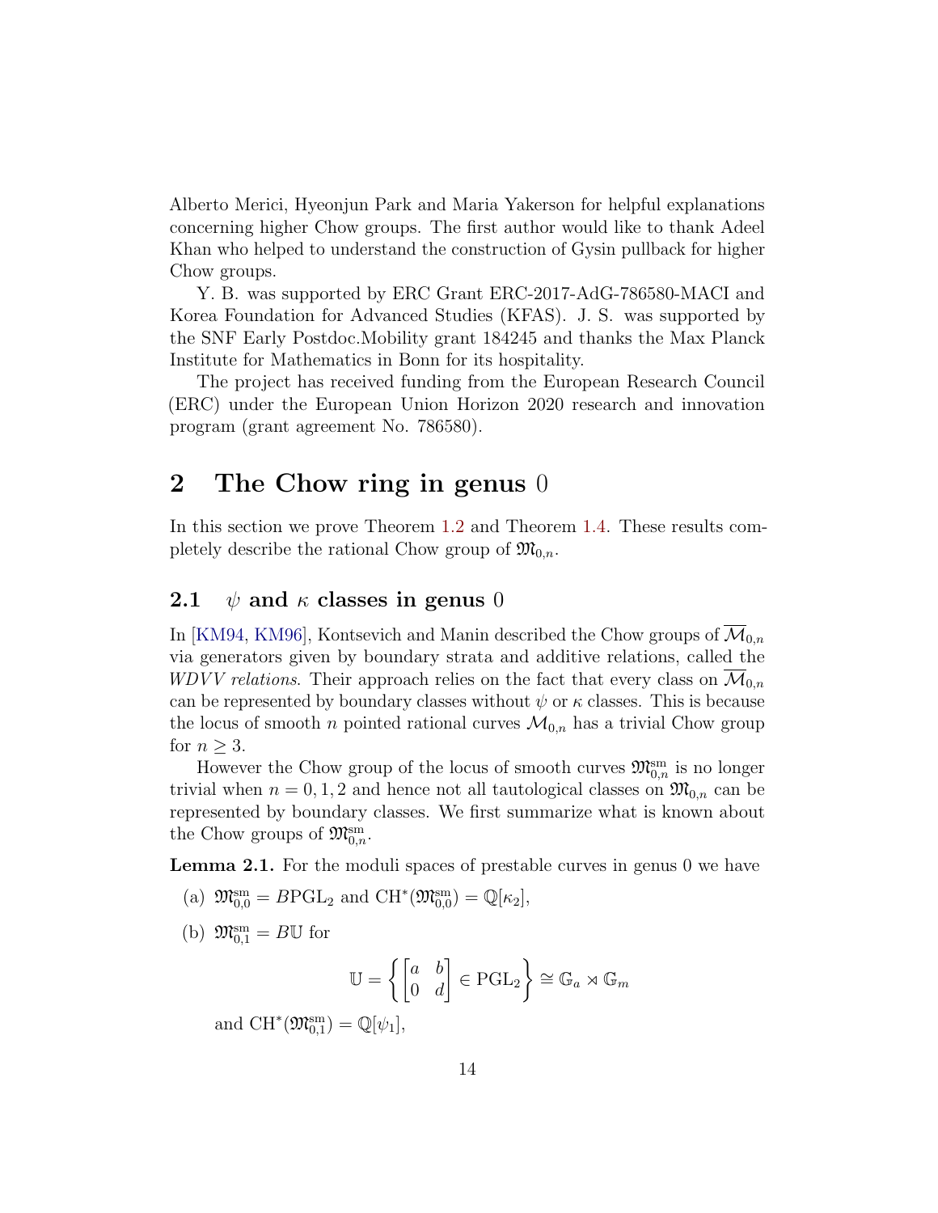Alberto Merici, Hyeonjun Park and Maria Yakerson for helpful explanations concerning higher Chow groups. The first author would like to thank Adeel Khan who helped to understand the construction of Gysin pullback for higher Chow groups.

Y. B. was supported by ERC Grant ERC-2017-AdG-786580-MACI and Korea Foundation for Advanced Studies (KFAS). J. S. was supported by the SNF Early Postdoc.Mobility grant 184245 and thanks the Max Planck Institute for Mathematics in Bonn for its hospitality.

The project has received funding from the European Research Council (ERC) under the European Union Horizon 2020 research and innovation program (grant agreement No. 786580).

## 2 The Chow ring in genus 0

In this section we prove Theorem 1.2 and Theorem 1.4. These results completely describe the rational Chow group of $\mathfrak{M}_{0,n}$.

### 2.1 $\psi$ and $\kappa$ classes in genus 0

In [KM94, KM96], Kontsevich and Manin described the Chow groups of $\overline{\mathcal{M}}_{0,n}$ via generators given by boundary strata and additive relations, called the *WDVV relations*. Their approach relies on the fact that every class on $\overline{\mathcal{M}}_{0,n}$ can be represented by boundary classes without $\psi$ or $\kappa$ classes. This is because the locus of smooth $n$ pointed rational curves $\mathcal{M}_{0,n}$ has a trivial Chow group for $n \geq 3$.

However the Chow group of the locus of smooth curves $\mathfrak{M}_{0,n}^{\mathrm{sm}}$ is no longer trivial when $n = 0, 1, 2$ and hence not all tautological classes on $\mathfrak{M}_{0,n}$ can be represented by boundary classes. We first summarize what is known about the Chow groups of $\mathfrak{M}_{0,n}^{\mathrm{sm}}$.

**Lemma 2.1.** For the moduli spaces of prestable curves in genus 0 we have

(a) $\mathfrak{M}_{0,0}^{\mathrm{sm}} = B\mathrm{PGL}_2$ and $\mathrm{CH}^*(\mathfrak{M}_{0,0}^{\mathrm{sm}}) = \mathbb{Q}[\kappa_2]$,

(b) $\mathfrak{M}_{0,1}^{\mathrm{sm}} = B\mathbb{U}$ for

$$\mathbb{U} = \left\{ \begin{bmatrix} a & b \\ 0 & d \end{bmatrix} \in \mathrm{PGL}_2 \right\} \cong \mathbb{G}_a \rtimes \mathbb{G}_m$$

and $\mathrm{CH}^*(\mathfrak{M}_{0,1}^{\mathrm{sm}}) = \mathbb{Q}[\psi_1]$,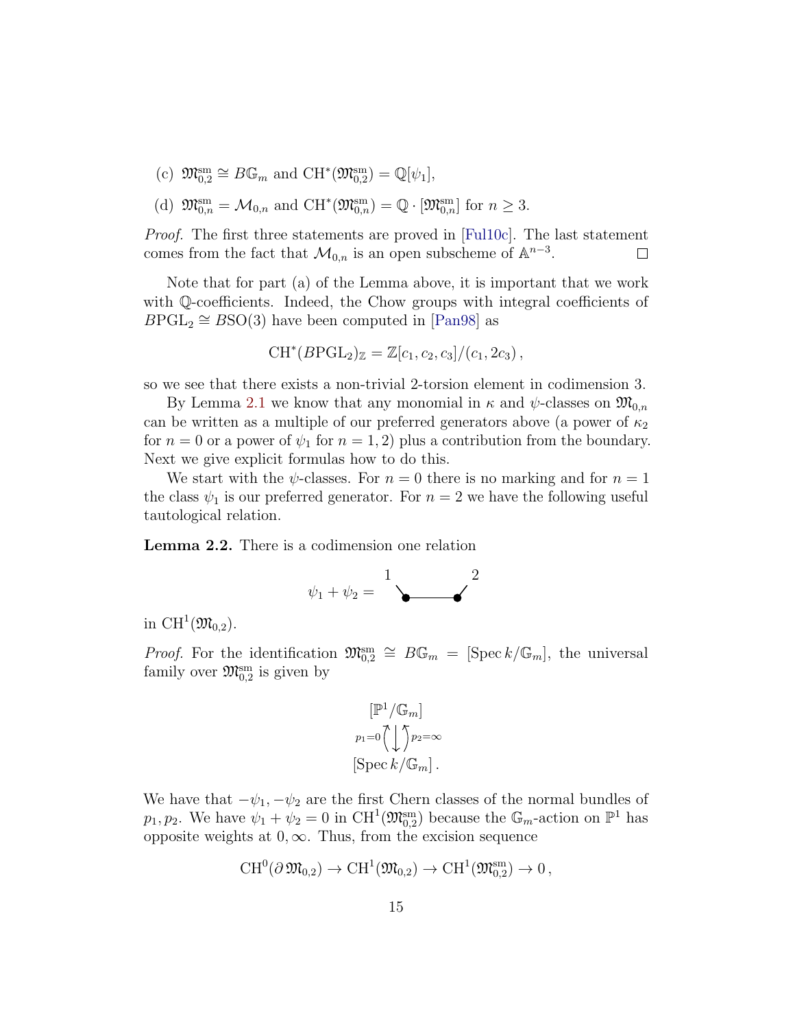(c) $\mathfrak{M}_{0,2}^{\mathrm{sm}} \cong B\mathbb{G}_m$ and $\mathrm{CH}^*(\mathfrak{M}_{0,2}^{\mathrm{sm}}) = \mathbb{Q}[\psi_1]$,

(d) $\mathfrak{M}_{0,n}^{\mathrm{sm}} = \mathcal{M}_{0,n}$ and $\mathrm{CH}^*(\mathfrak{M}_{0,n}^{\mathrm{sm}}) = \mathbb{Q} \cdot [\mathfrak{M}_{0,n}^{\mathrm{sm}}]$ for $n \geq 3$.

*Proof.* The first three statements are proved in [Ful10c]. The last statement comes from the fact that $\mathcal{M}_{0,n}$ is an open subscheme of $\mathbb{A}^{n-3}$. $\square$

Note that for part (a) of the Lemma above, it is important that we work with $\mathbb{Q}$-coefficients. Indeed, the Chow groups with integral coefficients of $B\mathrm{PGL}_2 \cong B\mathrm{SO}(3)$ have been computed in [Pan98] as

$$\mathrm{CH}^*(B\mathrm{PGL}_2)_{\mathbb{Z}} = \mathbb{Z}[c_1, c_2, c_3]/(c_1, 2c_3)\,,$$

so we see that there exists a non-trivial 2-torsion element in codimension 3.

By Lemma 2.1 we know that any monomial in $\kappa$ and $\psi$-classes on $\mathfrak{M}_{0,n}$ can be written as a multiple of our preferred generators above (a power of $\kappa_2$ for $n = 0$ or a power of $\psi_1$ for $n = 1, 2$) plus a contribution from the boundary. Next we give explicit formulas how to do this.

We start with the $\psi$-classes. For $n = 0$ there is no marking and for $n = 1$ the class $\psi_1$ is our preferred generator. For $n = 2$ we have the following useful tautological relation.

**Lemma 2.2.** There is a codimension one relation

$$\psi_1 + \psi_2 = \quad {}^{1}\!\searrow\!\bullet\!\!-\!\!\!-\!\!\!-\!\!\bullet\!\nearrow^{2}$$

in $\mathrm{CH}^1(\mathfrak{M}_{0,2})$.

*Proof.* For the identification $\mathfrak{M}_{0,2}^{\mathrm{sm}} \cong B\mathbb{G}_m = [\operatorname{Spec} k/\mathbb{G}_m]$, the universal family over $\mathfrak{M}_{0,2}^{\mathrm{sm}}$ is given by

$$\begin{array}{c} [\mathbb{P}^1/\mathbb{G}_m] \\ {\scriptstyle p_1=0}\big\uparrow\big\downarrow\big\uparrow{\scriptstyle p_2=\infty} \\ [\operatorname{Spec} k/\mathbb{G}_m]\,. \end{array}$$

We have that $-\psi_1, -\psi_2$ are the first Chern classes of the normal bundles of $p_1, p_2$. We have $\psi_1 + \psi_2 = 0$ in $\mathrm{CH}^1(\mathfrak{M}_{0,2}^{\mathrm{sm}})$ because the $\mathbb{G}_m$-action on $\mathbb{P}^1$ has opposite weights at $0, \infty$. Thus, from the excision sequence

$$\mathrm{CH}^0(\partial\, \mathfrak{M}_{0,2}) \to \mathrm{CH}^1(\mathfrak{M}_{0,2}) \to \mathrm{CH}^1(\mathfrak{M}_{0,2}^{\mathrm{sm}}) \to 0\,,$$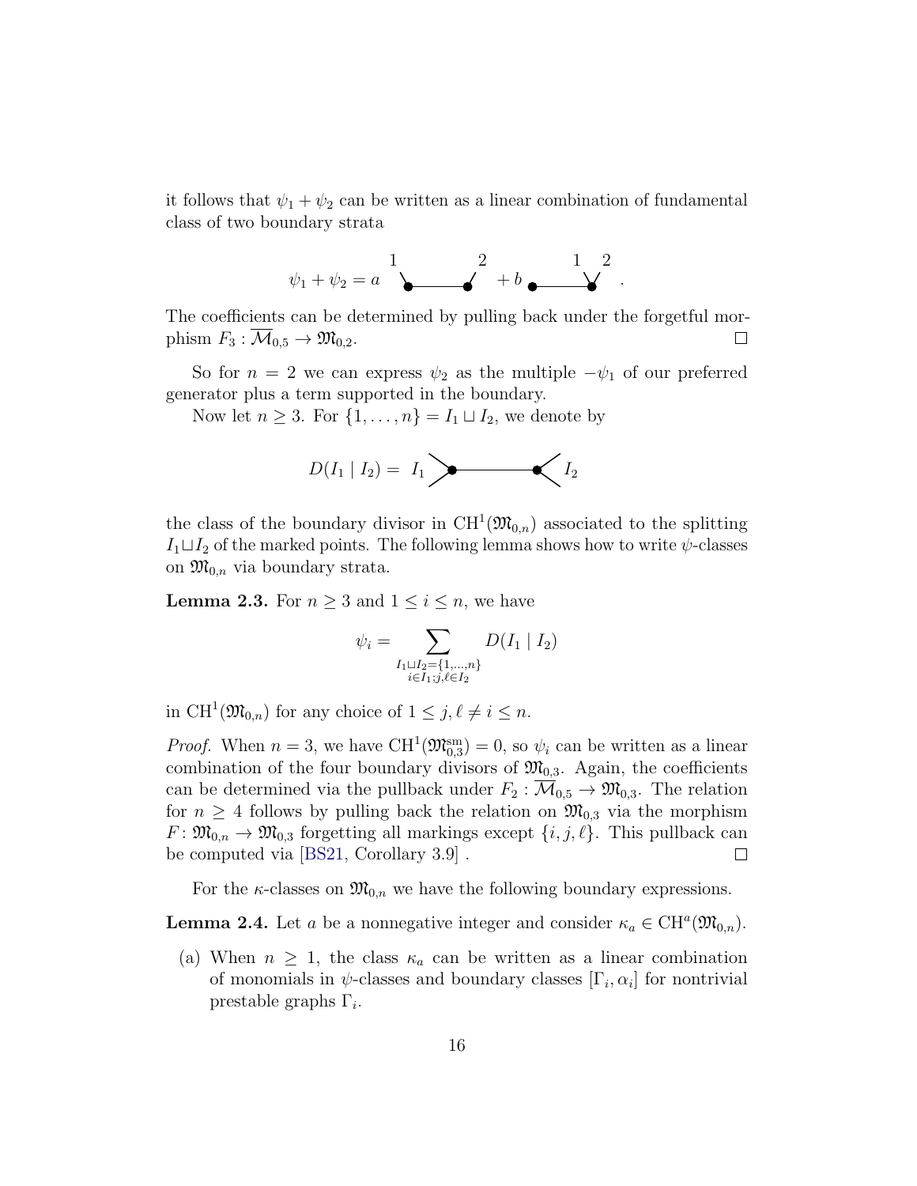it follows that $\psi_1 + \psi_2$ can be written as a linear combination of fundamental class of two boundary strata

$$\psi_1 + \psi_2 = a \; \text{(graph: 1 — • ——— • — 2)} \; + b \; \text{(graph: • ——— • — 1, 2)} \; .$$

The coefficients can be determined by pulling back under the forgetful morphism $F_3 : \overline{\mathcal{M}}_{0,5} \to \mathfrak{M}_{0,2}$. $\square$

So for $n = 2$ we can express $\psi_2$ as the multiple $-\psi_1$ of our preferred generator plus a term supported in the boundary.

Now let $n \geq 3$. For $\{1, \ldots, n\} = I_1 \sqcup I_2$, we denote by

$$D(I_1 \mid I_2) = \; I_1 \,\text{>•———•<}\, I_2$$

the class of the boundary divisor in $\mathrm{CH}^1(\mathfrak{M}_{0,n})$ associated to the splitting $I_1 \sqcup I_2$ of the marked points. The following lemma shows how to write $\psi$-classes on $\mathfrak{M}_{0,n}$ via boundary strata.

**Lemma 2.3.** For $n \geq 3$ and $1 \leq i \leq n$, we have

$$\psi_i = \sum_{\substack{I_1 \sqcup I_2 = \{1, \ldots, n\} \\ i \in I_1; j, \ell \in I_2}} D(I_1 \mid I_2)$$

in $\mathrm{CH}^1(\mathfrak{M}_{0,n})$ for any choice of $1 \leq j, \ell \neq i \leq n$.

*Proof.* When $n = 3$, we have $\mathrm{CH}^1(\mathfrak{M}^{\mathrm{sm}}_{0,3}) = 0$, so $\psi_i$ can be written as a linear combination of the four boundary divisors of $\mathfrak{M}_{0,3}$. Again, the coefficients can be determined via the pullback under $F_2 : \overline{\mathcal{M}}_{0,5} \to \mathfrak{M}_{0,3}$. The relation for $n \geq 4$ follows by pulling back the relation on $\mathfrak{M}_{0,3}$ via the morphism $F \colon \mathfrak{M}_{0,n} \to \mathfrak{M}_{0,3}$ forgetting all markings except $\{i, j, \ell\}$. This pullback can be computed via [BS21, Corollary 3.9] . $\square$

For the $\kappa$-classes on $\mathfrak{M}_{0,n}$ we have the following boundary expressions.

**Lemma 2.4.** Let $a$ be a nonnegative integer and consider $\kappa_a \in \mathrm{CH}^a(\mathfrak{M}_{0,n})$.

(a) When $n \geq 1$, the class $\kappa_a$ can be written as a linear combination of monomials in $\psi$-classes and boundary classes $[\Gamma_i, \alpha_i]$ for nontrivial prestable graphs $\Gamma_i$.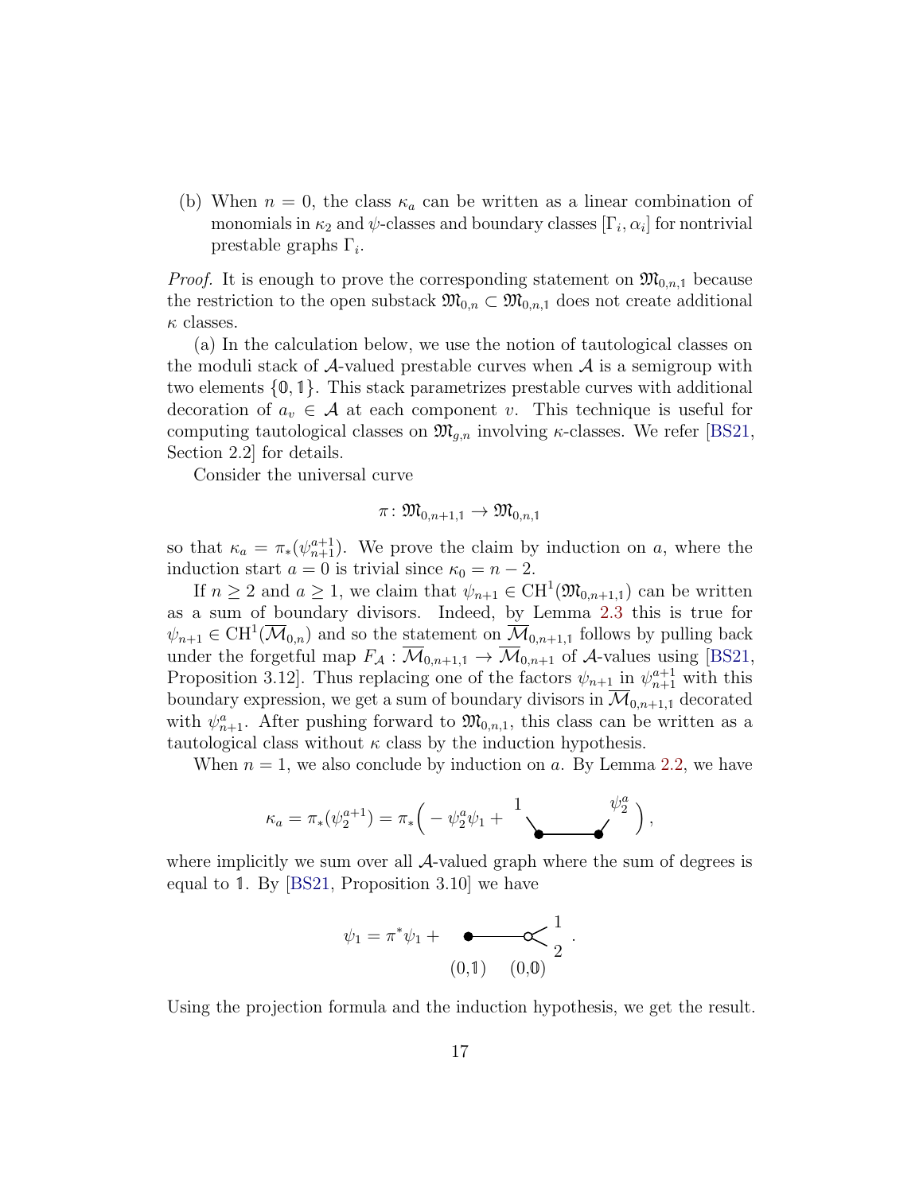(b) When $n = 0$, the class $\kappa_a$ can be written as a linear combination of monomials in $\kappa_2$ and $\psi$-classes and boundary classes $[\Gamma_i, \alpha_i]$ for nontrivial prestable graphs $\Gamma_i$.

*Proof.* It is enough to prove the corresponding statement on $\mathfrak{M}_{0,n,\mathbb{1}}$ because the restriction to the open substack $\mathfrak{M}_{0,n} \subset \mathfrak{M}_{0,n,\mathbb{1}}$ does not create additional $\kappa$ classes.

(a) In the calculation below, we use the notion of tautological classes on the moduli stack of $\mathcal{A}$-valued prestable curves when $\mathcal{A}$ is a semigroup with two elements $\{\mathbb{0}, \mathbb{1}\}$. This stack parametrizes prestable curves with additional decoration of $a_v \in \mathcal{A}$ at each component $v$. This technique is useful for computing tautological classes on $\mathfrak{M}_{g,n}$ involving $\kappa$-classes. We refer [BS21, Section 2.2] for details.

Consider the universal curve

$$\pi \colon \mathfrak{M}_{0,n+1,\mathbb{1}} \to \mathfrak{M}_{0,n,\mathbb{1}}$$

so that $\kappa_a = \pi_*(\psi_{n+1}^{a+1})$. We prove the claim by induction on $a$, where the induction start $a = 0$ is trivial since $\kappa_0 = n - 2$.

If $n \geq 2$ and $a \geq 1$, we claim that $\psi_{n+1} \in \mathrm{CH}^1(\mathfrak{M}_{0,n+1,\mathbb{1}})$ can be written as a sum of boundary divisors. Indeed, by Lemma 2.3 this is true for $\psi_{n+1} \in \mathrm{CH}^1(\overline{\mathcal{M}}_{0,n})$ and so the statement on $\overline{\mathcal{M}}_{0,n+1,\mathbb{1}}$ follows by pulling back under the forgetful map $F_{\mathcal{A}} : \overline{\mathcal{M}}_{0,n+1,\mathbb{1}} \to \overline{\mathcal{M}}_{0,n+1}$ of $\mathcal{A}$-values using [BS21, Proposition 3.12]. Thus replacing one of the factors $\psi_{n+1}$ in $\psi_{n+1}^{a+1}$ with this boundary expression, we get a sum of boundary divisors in $\overline{\mathcal{M}}_{0,n+1,\mathbb{1}}$ decorated with $\psi_{n+1}^a$. After pushing forward to $\mathfrak{M}_{0,n,\mathbb{1}}$, this class can be written as a tautological class without $\kappa$ class by the induction hypothesis.

When $n = 1$, we also conclude by induction on $a$. By Lemma 2.2, we have

$$\kappa_a = \pi_*(\psi_2^{a+1}) = \pi_*\Big( -\psi_2^a \psi_1 + \; {}^{1}\!\!\searrow\!\bullet\!\!-\!\!\!-\!\!\!-\!\!\bullet\!\!\nearrow^{\psi_2^a} \Big),$$

where implicitly we sum over all $\mathcal{A}$-valued graph where the sum of degrees is equal to $\mathbb{1}$. By [BS21, Proposition 3.10] we have

$$\psi_1 = \pi^*\psi_1 + \underset{(0,\mathbb{1})}{\bullet}\!\!-\!\!\!-\!\!\!-\!\!\!-\!\!\underset{(0,\mathbb{0})}{\circ}\!\!<^{1}_{2} .$$

Using the projection formula and the induction hypothesis, we get the result.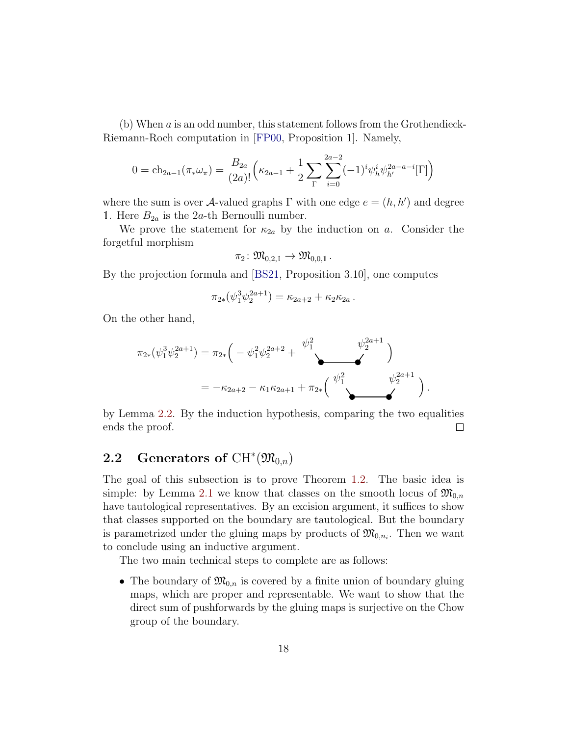(b) When $a$ is an odd number, this statement follows from the Grothendieck-Riemann-Roch computation in [FP00, Proposition 1]. Namely,

$$0 = \mathrm{ch}_{2a-1}(\pi_* \omega_\pi) = \frac{B_{2a}}{(2a)!}\Big(\kappa_{2a-1} + \frac{1}{2}\sum_{\Gamma}\sum_{i=0}^{2a-2}(-1)^i \psi_h^i \psi_{h'}^{2a-a-i}[\Gamma]\Big)$$

where the sum is over $\mathcal{A}$-valued graphs $\Gamma$ with one edge $e = (h, h')$ and degree $\mathbb{1}$. Here $B_{2a}$ is the $2a$-th Bernoulli number.

We prove the statement for $\kappa_{2a}$ by the induction on $a$. Consider the forgetful morphism

$$\pi_2 \colon \mathfrak{M}_{0,2,\mathbb{1}} \to \mathfrak{M}_{0,0,\mathbb{1}}\,.$$

By the projection formula and [BS21, Proposition 3.10], one computes

$$\pi_{2*}(\psi_1^3 \psi_2^{2a+1}) = \kappa_{2a+2} + \kappa_2 \kappa_{2a}\,.$$

On the other hand,

$$\begin{aligned}
\pi_{2*}(\psi_1^3 \psi_2^{2a+1}) &= \pi_{2*}\Big( -\psi_1^2 \psi_2^{2a+2} + \underset{\psi_1^2 \quad\quad\quad \psi_2^{2a+1}}{\bullet\!\!-\!\!-\!\!-\!\!\bullet} \Big) \\
&= -\kappa_{2a+2} - \kappa_1 \kappa_{2a+1} + \pi_{2*}\Big( \underset{\psi_1^2 \quad\quad\quad \psi_2^{2a+1}}{\bullet\!\!-\!\!-\!\!-\!\!\bullet} \Big)\,.
\end{aligned}$$

by Lemma 2.2. By the induction hypothesis, comparing the two equalities ends the proof. $\square$

## 2.2 Generators of $\mathrm{CH}^*(\mathfrak{M}_{0,n})$

The goal of this subsection is to prove Theorem 1.2. The basic idea is simple: by Lemma 2.1 we know that classes on the smooth locus of $\mathfrak{M}_{0,n}$ have tautological representatives. By an excision argument, it suffices to show that classes supported on the boundary are tautological. But the boundary is parametrized under the gluing maps by products of $\mathfrak{M}_{0,n_i}$. Then we want to conclude using an inductive argument.

The two main technical steps to complete are as follows:

- The boundary of $\mathfrak{M}_{0,n}$ is covered by a finite union of boundary gluing maps, which are proper and representable. We want to show that the direct sum of pushforwards by the gluing maps is surjective on the Chow group of the boundary.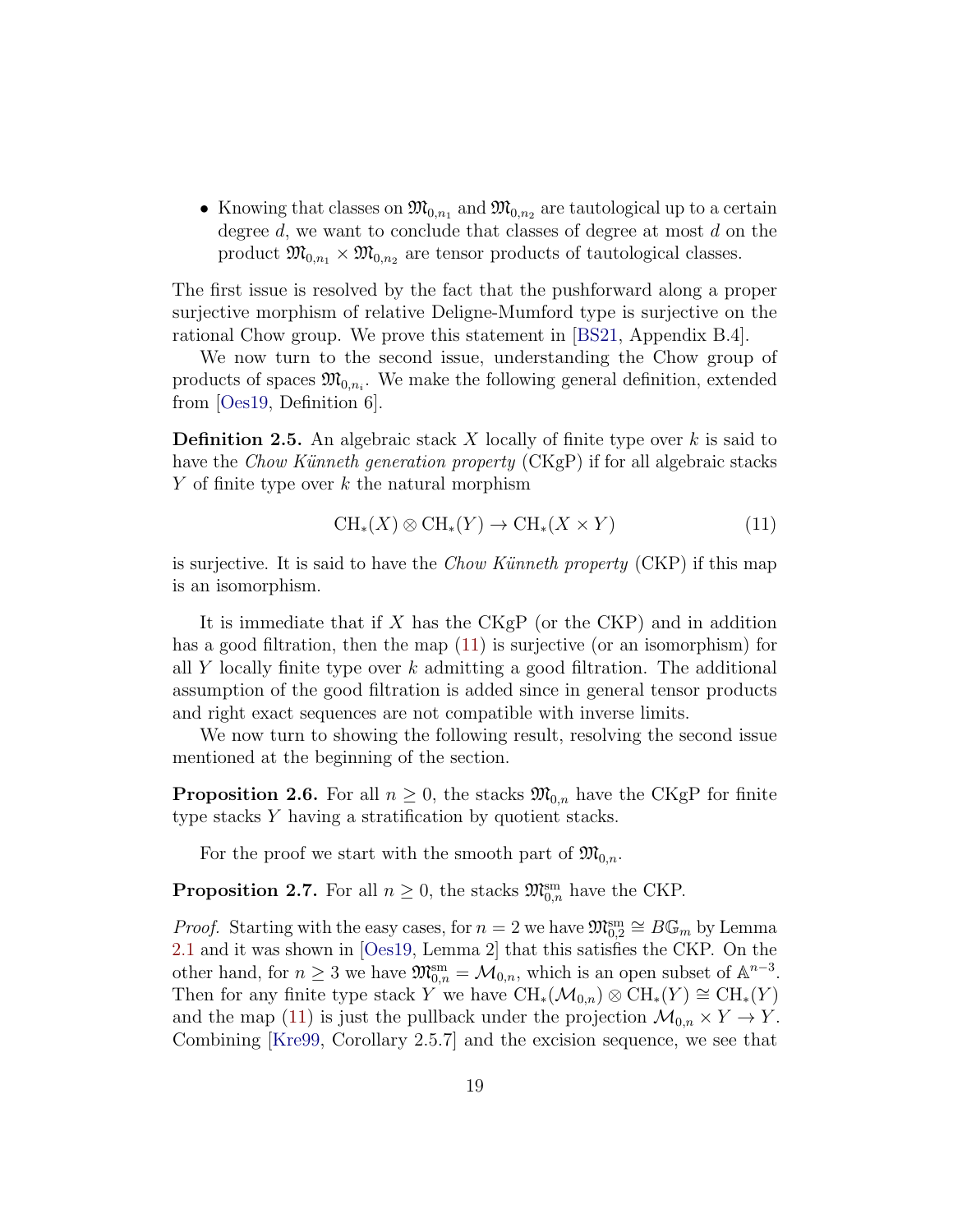- Knowing that classes on $\mathfrak{M}_{0,n_1}$ and $\mathfrak{M}_{0,n_2}$ are tautological up to a certain degree $d$, we want to conclude that classes of degree at most $d$ on the product $\mathfrak{M}_{0,n_1} \times \mathfrak{M}_{0,n_2}$ are tensor products of tautological classes.

The first issue is resolved by the fact that the pushforward along a proper surjective morphism of relative Deligne-Mumford type is surjective on the rational Chow group. We prove this statement in [BS21, Appendix B.4].

We now turn to the second issue, understanding the Chow group of products of spaces $\mathfrak{M}_{0,n_i}$. We make the following general definition, extended from [Oes19, Definition 6].

**Definition 2.5.** An algebraic stack $X$ locally of finite type over $k$ is said to have the *Chow Künneth generation property* (CKgP) if for all algebraic stacks $Y$ of finite type over $k$ the natural morphism

$$\mathrm{CH}_*(X) \otimes \mathrm{CH}_*(Y) \to \mathrm{CH}_*(X \times Y) \tag{11}$$

is surjective. It is said to have the *Chow Künneth property* (CKP) if this map is an isomorphism.

It is immediate that if $X$ has the CKgP (or the CKP) and in addition has a good filtration, then the map (11) is surjective (or an isomorphism) for all $Y$ locally finite type over $k$ admitting a good filtration. The additional assumption of the good filtration is added since in general tensor products and right exact sequences are not compatible with inverse limits.

We now turn to showing the following result, resolving the second issue mentioned at the beginning of the section.

**Proposition 2.6.** For all $n \geq 0$, the stacks $\mathfrak{M}_{0,n}$ have the CKgP for finite type stacks $Y$ having a stratification by quotient stacks.

For the proof we start with the smooth part of $\mathfrak{M}_{0,n}$.

**Proposition 2.7.** For all $n \geq 0$, the stacks $\mathfrak{M}_{0,n}^{\mathrm{sm}}$ have the CKP.

*Proof.* Starting with the easy cases, for $n = 2$ we have $\mathfrak{M}_{0,2}^{\mathrm{sm}} \cong B\mathbb{G}_m$ by Lemma 2.1 and it was shown in [Oes19, Lemma 2] that this satisfies the CKP. On the other hand, for $n \geq 3$ we have $\mathfrak{M}_{0,n}^{\mathrm{sm}} = \mathcal{M}_{0,n}$, which is an open subset of $\mathbb{A}^{n-3}$. Then for any finite type stack $Y$ we have $\mathrm{CH}_*(\mathcal{M}_{0,n}) \otimes \mathrm{CH}_*(Y) \cong \mathrm{CH}_*(Y)$ and the map (11) is just the pullback under the projection $\mathcal{M}_{0,n} \times Y \to Y$. Combining [Kre99, Corollary 2.5.7] and the excision sequence, we see that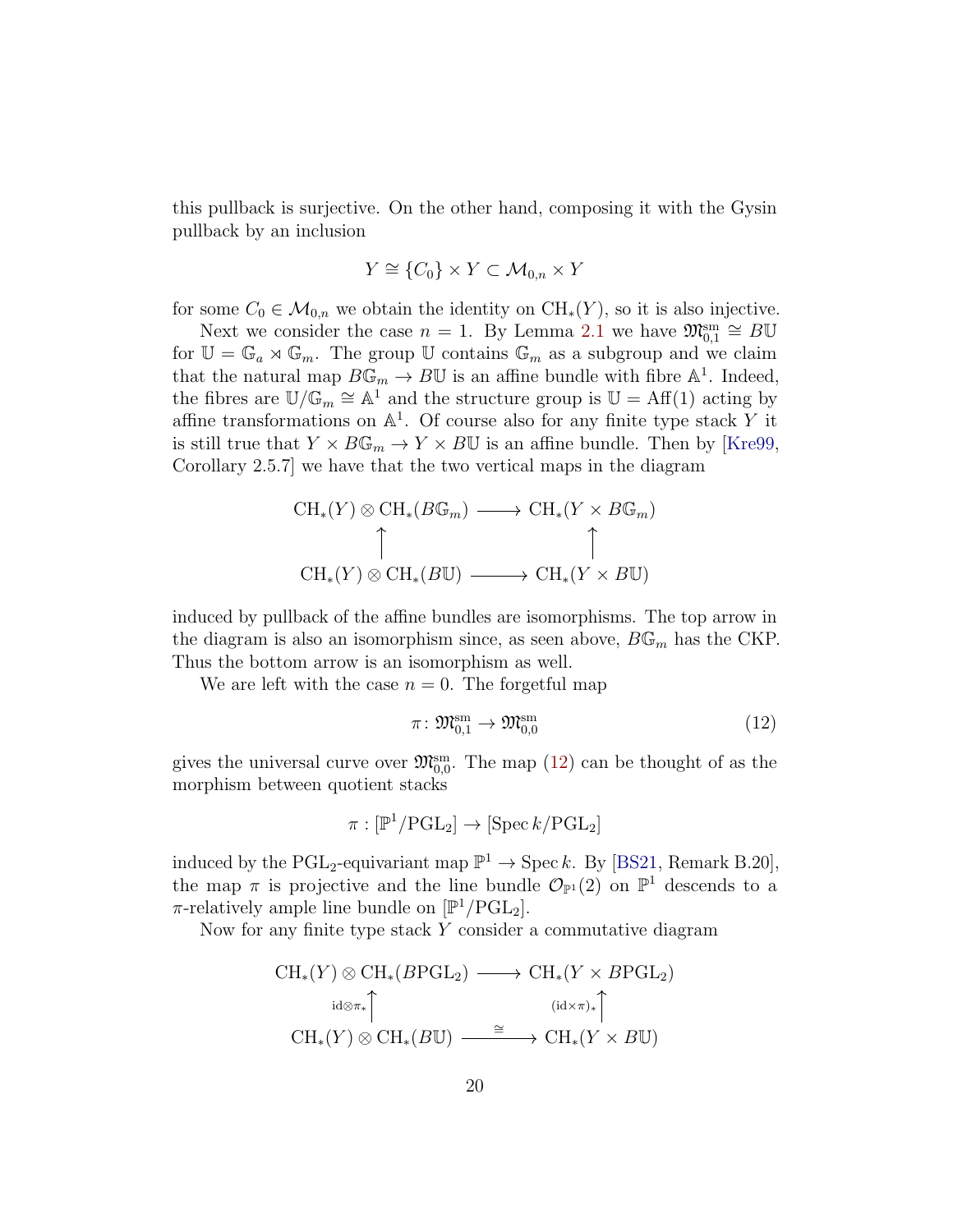this pullback is surjective. On the other hand, composing it with the Gysin pullback by an inclusion

$$Y \cong \{C_0\} \times Y \subset \mathcal{M}_{0,n} \times Y$$

for some $C_0 \in \mathcal{M}_{0,n}$ we obtain the identity on $\mathrm{CH}_*(Y)$, so it is also injective.

Next we consider the case $n = 1$. By Lemma 2.1 we have $\mathfrak{M}_{0,1}^{\mathrm{sm}} \cong B\mathbb{U}$ for $\mathbb{U} = \mathbb{G}_a \rtimes \mathbb{G}_m$. The group $\mathbb{U}$ contains $\mathbb{G}_m$ as a subgroup and we claim that the natural map $B\mathbb{G}_m \to B\mathbb{U}$ is an affine bundle with fibre $\mathbb{A}^1$. Indeed, the fibres are $\mathbb{U}/\mathbb{G}_m \cong \mathbb{A}^1$ and the structure group is $\mathbb{U} = \mathrm{Aff}(1)$ acting by affine transformations on $\mathbb{A}^1$. Of course also for any finite type stack $Y$ it is still true that $Y \times B\mathbb{G}_m \to Y \times B\mathbb{U}$ is an affine bundle. Then by [Kre99, Corollary 2.5.7] we have that the two vertical maps in the diagram

$$\begin{array}{ccc}
\mathrm{CH}_*(Y) \otimes \mathrm{CH}_*(B\mathbb{G}_m) & \longrightarrow & \mathrm{CH}_*(Y \times B\mathbb{G}_m) \\
\uparrow & & \uparrow \\
\mathrm{CH}_*(Y) \otimes \mathrm{CH}_*(B\mathbb{U}) & \longrightarrow & \mathrm{CH}_*(Y \times B\mathbb{U})
\end{array}$$

induced by pullback of the affine bundles are isomorphisms. The top arrow in the diagram is also an isomorphism since, as seen above, $B\mathbb{G}_m$ has the CKP. Thus the bottom arrow is an isomorphism as well.

We are left with the case $n = 0$. The forgetful map

$$\pi \colon \mathfrak{M}_{0,1}^{\mathrm{sm}} \to \mathfrak{M}_{0,0}^{\mathrm{sm}} \tag{12}$$

gives the universal curve over $\mathfrak{M}_{0,0}^{\mathrm{sm}}$. The map (12) can be thought of as the morphism between quotient stacks

$$\pi : [\mathbb{P}^1/\mathrm{PGL}_2] \to [\mathrm{Spec}\, k/\mathrm{PGL}_2]$$

induced by the $\mathrm{PGL}_2$-equivariant map $\mathbb{P}^1 \to \mathrm{Spec}\, k$. By [BS21, Remark B.20], the map $\pi$ is projective and the line bundle $\mathcal{O}_{\mathbb{P}^1}(2)$ on $\mathbb{P}^1$ descends to a $\pi$-relatively ample line bundle on $[\mathbb{P}^1/\mathrm{PGL}_2]$.

Now for any finite type stack $Y$ consider a commutative diagram

$$\begin{array}{ccc}
\mathrm{CH}_*(Y) \otimes \mathrm{CH}_*(B\mathrm{PGL}_2) & \longrightarrow & \mathrm{CH}_*(Y \times B\mathrm{PGL}_2) \\
{\scriptstyle \mathrm{id}\otimes\pi_*}\uparrow & & \uparrow{\scriptstyle (\mathrm{id}\times\pi)_*} \\
\mathrm{CH}_*(Y) \otimes \mathrm{CH}_*(B\mathbb{U}) & \xrightarrow{\ \cong\ } & \mathrm{CH}_*(Y \times B\mathbb{U})
\end{array}$$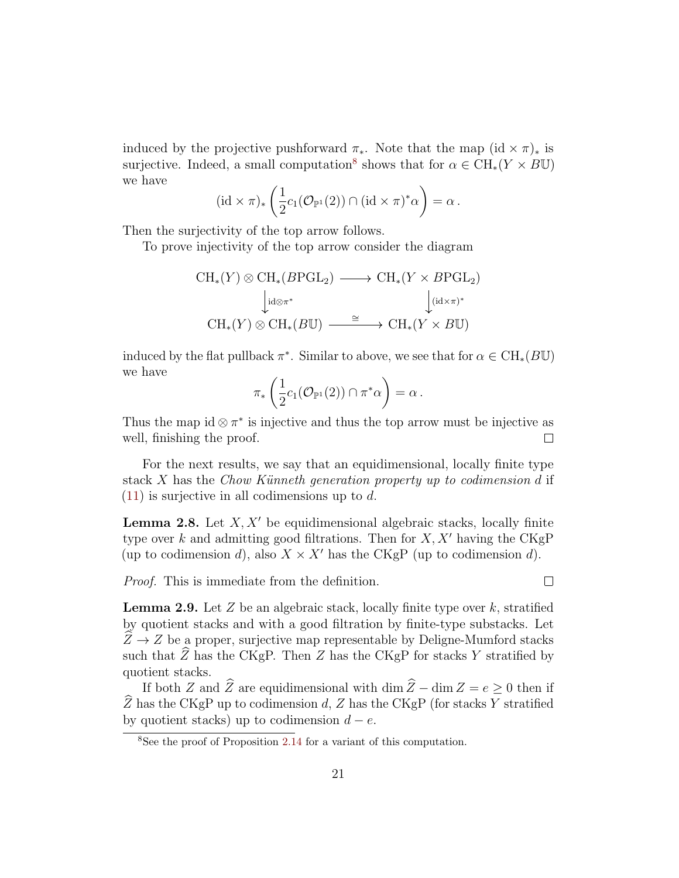induced by the projective pushforward $\pi_*$. Note that the map $(\mathrm{id} \times \pi)_*$ is surjective. Indeed, a small computation[8] shows that for $\alpha \in \mathrm{CH}_*(Y \times B\mathbb{U})$ we have

$$(\mathrm{id} \times \pi)_* \left( \frac{1}{2} c_1(\mathcal{O}_{\mathbb{P}^1}(2)) \cap (\mathrm{id} \times \pi)^* \alpha \right) = \alpha \,.$$

Then the surjectivity of the top arrow follows.

To prove injectivity of the top arrow consider the diagram

$$\begin{array}{ccc}
\mathrm{CH}_*(Y) \otimes \mathrm{CH}_*(B\mathrm{PGL}_2) & \longrightarrow & \mathrm{CH}_*(Y \times B\mathrm{PGL}_2) \\
\big\downarrow {\scriptstyle \mathrm{id} \otimes \pi^*} & & \big\downarrow {\scriptstyle (\mathrm{id} \times \pi)^*} \\
\mathrm{CH}_*(Y) \otimes \mathrm{CH}_*(B\mathbb{U}) & \xrightarrow{\cong} & \mathrm{CH}_*(Y \times B\mathbb{U})
\end{array}$$

induced by the flat pullback $\pi^*$. Similar to above, we see that for $\alpha \in \mathrm{CH}_*(B\mathbb{U})$ we have

$$\pi_* \left( \frac{1}{2} c_1(\mathcal{O}_{\mathbb{P}^1}(2)) \cap \pi^* \alpha \right) = \alpha \,.$$

Thus the map $\mathrm{id} \otimes \pi^*$ is injective and thus the top arrow must be injective as well, finishing the proof. ∎

For the next results, we say that an equidimensional, locally finite type stack $X$ has the *Chow Künneth generation property up to codimension $d$* if (11) is surjective in all codimensions up to $d$.

**Lemma 2.8.** Let $X, X'$ be equidimensional algebraic stacks, locally finite type over $k$ and admitting good filtrations. Then for $X, X'$ having the CKgP (up to codimension $d$), also $X \times X'$ has the CKgP (up to codimension $d$).

*Proof.* This is immediate from the definition. ∎

**Lemma 2.9.** Let $Z$ be an algebraic stack, locally finite type over $k$, stratified by quotient stacks and with a good filtration by finite-type substacks. Let $\widehat{Z} \to Z$ be a proper, surjective map representable by Deligne-Mumford stacks such that $\widehat{Z}$ has the CKgP. Then $Z$ has the CKgP for stacks $Y$ stratified by quotient stacks.

If both $Z$ and $\widehat{Z}$ are equidimensional with $\dim \widehat{Z} - \dim Z = e \geq 0$ then if $\widehat{Z}$ has the CKgP up to codimension $d$, $Z$ has the CKgP (for stacks $Y$ stratified by quotient stacks) up to codimension $d - e$.

[8] See the proof of Proposition 2.14 for a variant of this computation.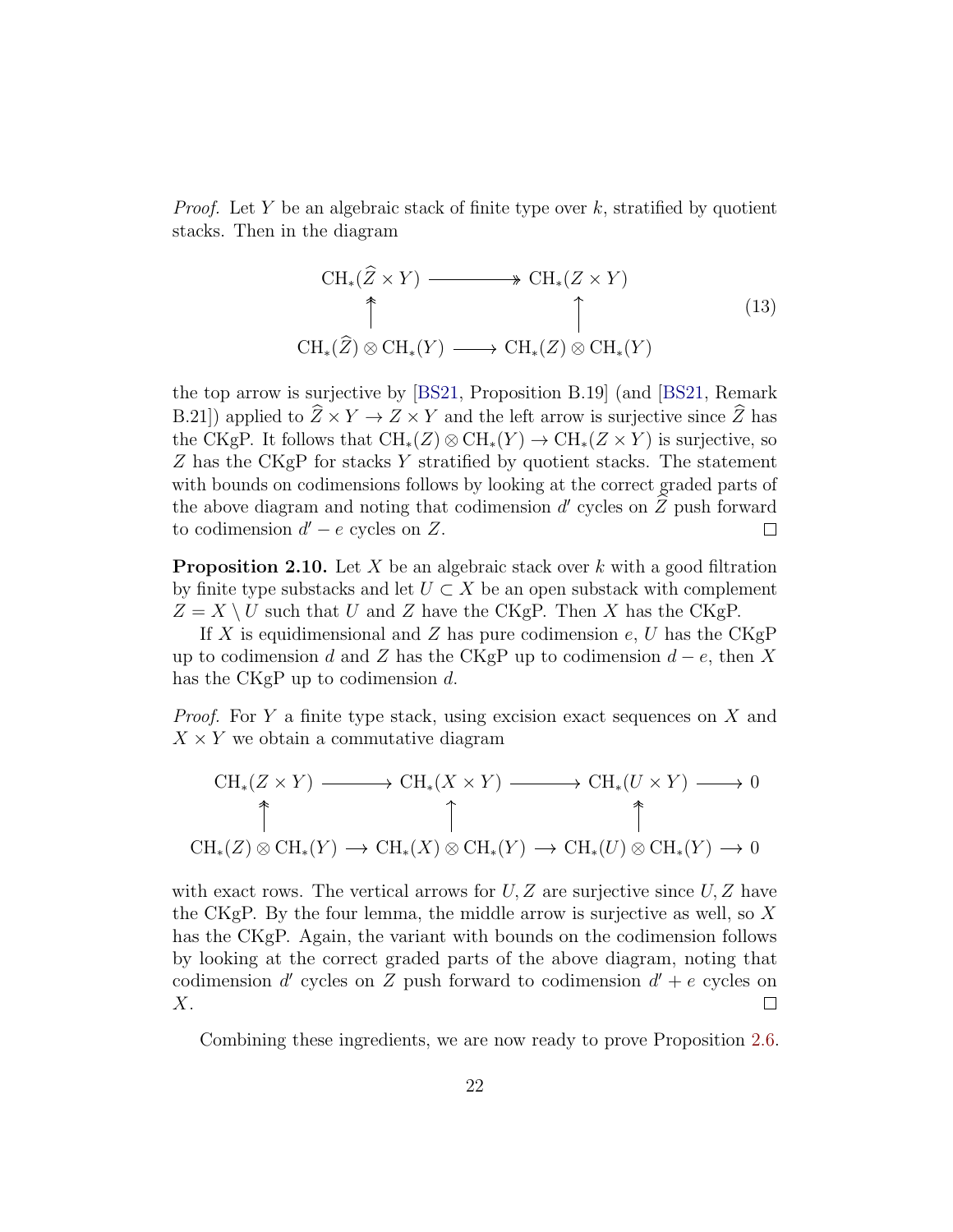*Proof.* Let $Y$ be an algebraic stack of finite type over $k$, stratified by quotient stacks. Then in the diagram

$$
\begin{array}{ccc}
\mathrm{CH}_*(\widehat{Z} \times Y) & \twoheadrightarrow & \mathrm{CH}_*(Z \times Y) \\
\uparrow & & \uparrow \\
\mathrm{CH}_*(\widehat{Z}) \otimes \mathrm{CH}_*(Y) & \longrightarrow & \mathrm{CH}_*(Z) \otimes \mathrm{CH}_*(Y)
\end{array}
\tag{13}
$$

the top arrow is surjective by [BS21, Proposition B.19] (and [BS21, Remark B.21]) applied to $\widehat{Z} \times Y \to Z \times Y$ and the left arrow is surjective since $\widehat{Z}$ has the CKgP. It follows that $\mathrm{CH}_*(Z) \otimes \mathrm{CH}_*(Y) \to \mathrm{CH}_*(Z \times Y)$ is surjective, so $Z$ has the CKgP for stacks $Y$ stratified by quotient stacks. The statement with bounds on codimensions follows by looking at the correct graded parts of the above diagram and noting that codimension $d'$ cycles on $\widehat{Z}$ push forward to codimension $d' - e$ cycles on $Z$. $\square$

**Proposition 2.10.** *Let $X$ be an algebraic stack over $k$ with a good filtration by finite type substacks and let $U \subset X$ be an open substack with complement $Z = X \setminus U$ such that $U$ and $Z$ have the CKgP. Then $X$ has the CKgP.*

*If $X$ is equidimensional and $Z$ has pure codimension $e$, $U$ has the CKgP up to codimension $d$ and $Z$ has the CKgP up to codimension $d - e$, then $X$ has the CKgP up to codimension $d$.*

*Proof.* For $Y$ a finite type stack, using excision exact sequences on $X$ and $X \times Y$ we obtain a commutative diagram

$$
\begin{array}{ccccccc}
\mathrm{CH}_*(Z \times Y) & \longrightarrow & \mathrm{CH}_*(X \times Y) & \longrightarrow & \mathrm{CH}_*(U \times Y) & \longrightarrow & 0 \\
\uparrow & & \uparrow & & \uparrow & & \\
\mathrm{CH}_*(Z) \otimes \mathrm{CH}_*(Y) & \longrightarrow & \mathrm{CH}_*(X) \otimes \mathrm{CH}_*(Y) & \longrightarrow & \mathrm{CH}_*(U) \otimes \mathrm{CH}_*(Y) & \longrightarrow & 0
\end{array}
$$

with exact rows. The vertical arrows for $U, Z$ are surjective since $U, Z$ have the CKgP. By the four lemma, the middle arrow is surjective as well, so $X$ has the CKgP. Again, the variant with bounds on the codimension follows by looking at the correct graded parts of the above diagram, noting that codimension $d'$ cycles on $Z$ push forward to codimension $d' + e$ cycles on $X$. $\square$

Combining these ingredients, we are now ready to prove Proposition 2.6.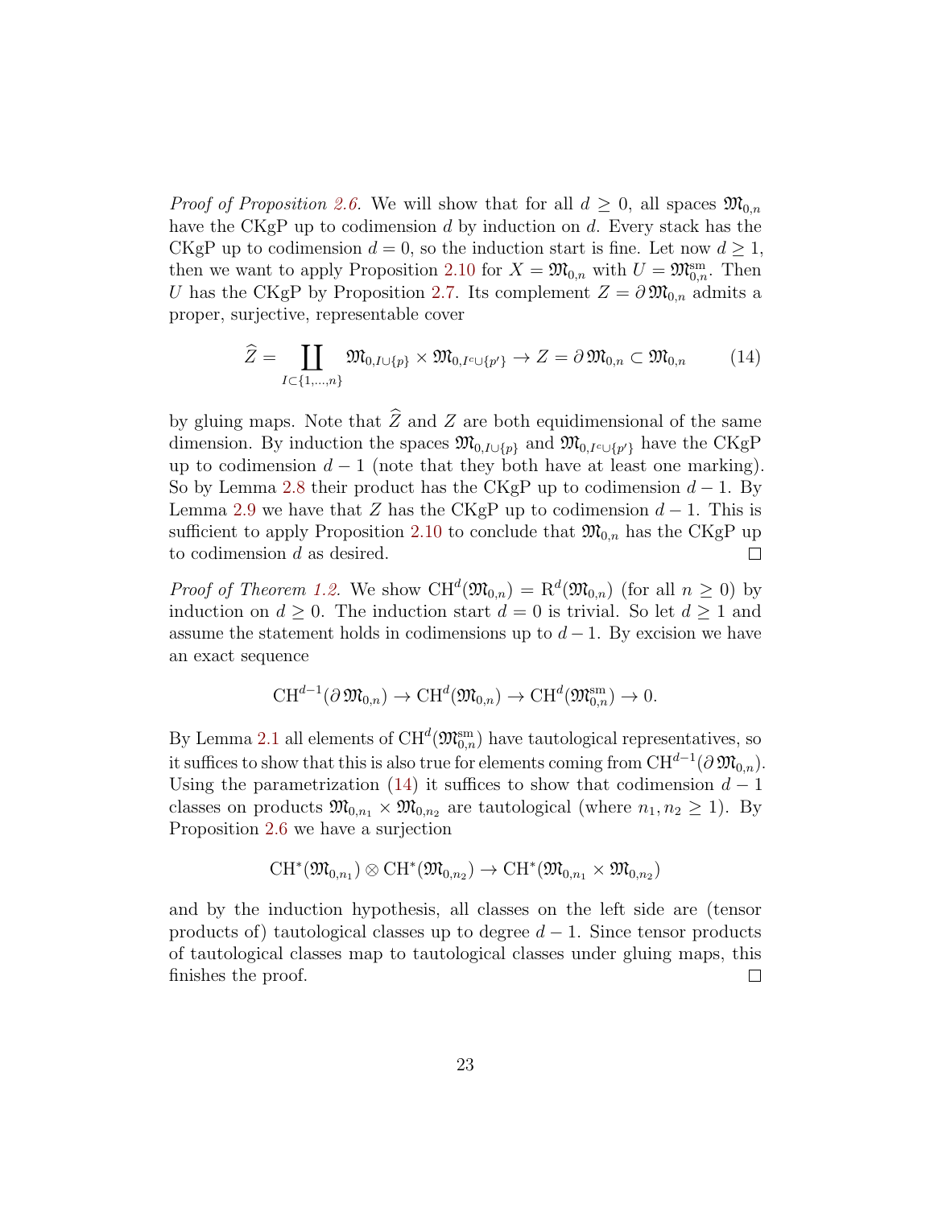*Proof of Proposition 2.6.* We will show that for all $d \geq 0$, all spaces $\mathfrak{M}_{0,n}$ have the CKgP up to codimension $d$ by induction on $d$. Every stack has the CKgP up to codimension $d = 0$, so the induction start is fine. Let now $d \geq 1$, then we want to apply Proposition 2.10 for $X = \mathfrak{M}_{0,n}$ with $U = \mathfrak{M}_{0,n}^{\mathrm{sm}}$. Then $U$ has the CKgP by Proposition 2.7. Its complement $Z = \partial\,\mathfrak{M}_{0,n}$ admits a proper, surjective, representable cover

$$\widehat{Z} = \coprod_{I \subset \{1,\ldots,n\}} \mathfrak{M}_{0,I\cup\{p\}} \times \mathfrak{M}_{0,I^c\cup\{p'\}} \to Z = \partial\,\mathfrak{M}_{0,n} \subset \mathfrak{M}_{0,n} \tag{14}$$

by gluing maps. Note that $\widehat{Z}$ and $Z$ are both equidimensional of the same dimension. By induction the spaces $\mathfrak{M}_{0,I\cup\{p\}}$ and $\mathfrak{M}_{0,I^c\cup\{p'\}}$ have the CKgP up to codimension $d-1$ (note that they both have at least one marking). So by Lemma 2.8 their product has the CKgP up to codimension $d-1$. By Lemma 2.9 we have that $Z$ has the CKgP up to codimension $d-1$. This is sufficient to apply Proposition 2.10 to conclude that $\mathfrak{M}_{0,n}$ has the CKgP up to codimension $d$ as desired. $\square$

*Proof of Theorem 1.2.* We show $\mathrm{CH}^d(\mathfrak{M}_{0,n}) = \mathrm{R}^d(\mathfrak{M}_{0,n})$ (for all $n \geq 0$) by induction on $d \geq 0$. The induction start $d = 0$ is trivial. So let $d \geq 1$ and assume the statement holds in codimensions up to $d-1$. By excision we have an exact sequence

$$\mathrm{CH}^{d-1}(\partial\,\mathfrak{M}_{0,n}) \to \mathrm{CH}^d(\mathfrak{M}_{0,n}) \to \mathrm{CH}^d(\mathfrak{M}_{0,n}^{\mathrm{sm}}) \to 0.$$

By Lemma 2.1 all elements of $\mathrm{CH}^d(\mathfrak{M}_{0,n}^{\mathrm{sm}})$ have tautological representatives, so it suffices to show that this is also true for elements coming from $\mathrm{CH}^{d-1}(\partial\,\mathfrak{M}_{0,n})$. Using the parametrization (14) it suffices to show that codimension $d-1$ classes on products $\mathfrak{M}_{0,n_1} \times \mathfrak{M}_{0,n_2}$ are tautological (where $n_1, n_2 \geq 1$). By Proposition 2.6 we have a surjection

$$\mathrm{CH}^*(\mathfrak{M}_{0,n_1}) \otimes \mathrm{CH}^*(\mathfrak{M}_{0,n_2}) \to \mathrm{CH}^*(\mathfrak{M}_{0,n_1} \times \mathfrak{M}_{0,n_2})$$

and by the induction hypothesis, all classes on the left side are (tensor products of) tautological classes up to degree $d-1$. Since tensor products of tautological classes map to tautological classes under gluing maps, this finishes the proof. $\square$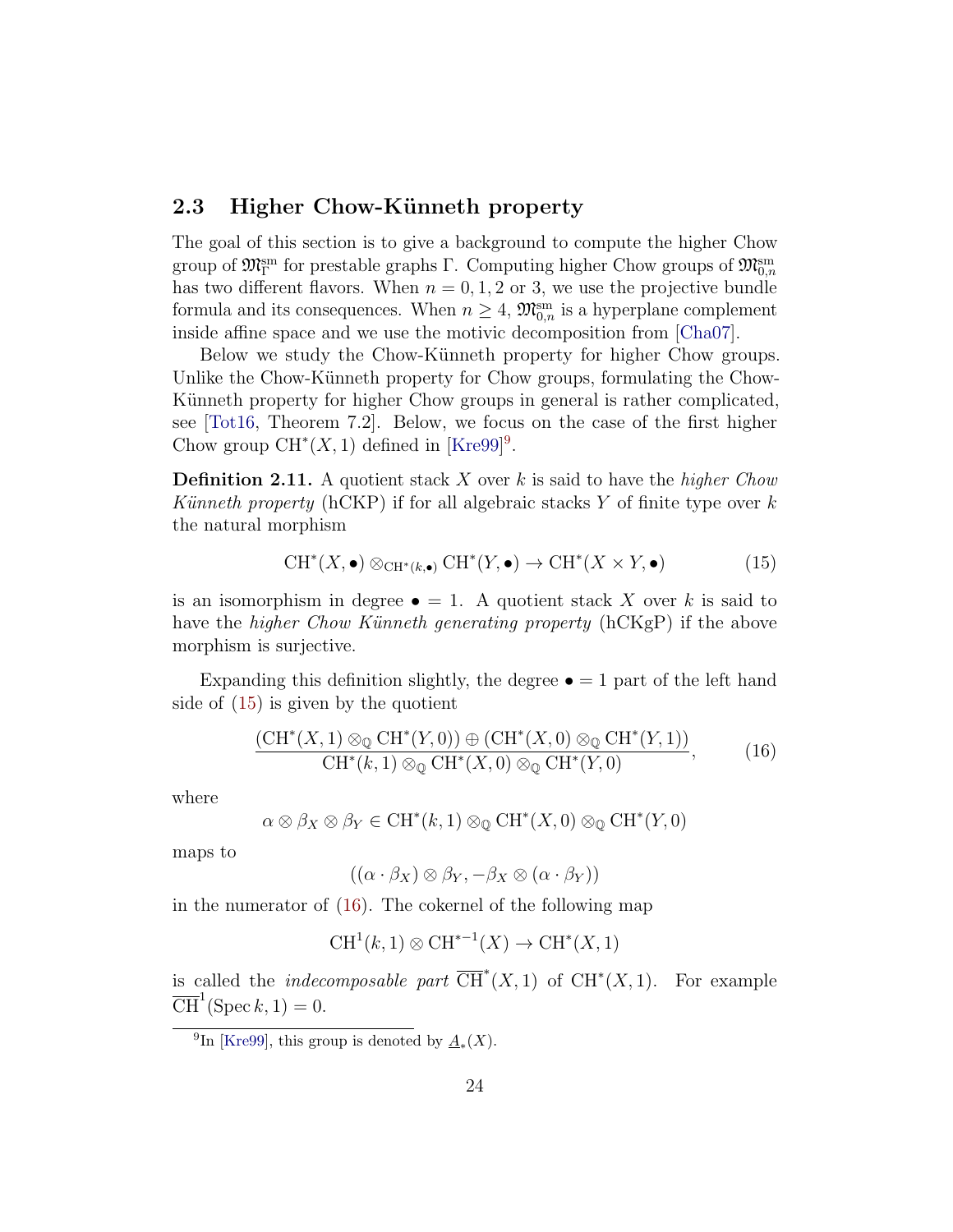### 2.3 Higher Chow-Künneth property

The goal of this section is to give a background to compute the higher Chow group of $\mathfrak{M}^{\mathrm{sm}}_{\Gamma}$ for prestable graphs $\Gamma$. Computing higher Chow groups of $\mathfrak{M}^{\mathrm{sm}}_{0,n}$ has two different flavors. When $n = 0, 1, 2$ or $3$, we use the projective bundle formula and its consequences. When $n \geq 4$, $\mathfrak{M}^{\mathrm{sm}}_{0,n}$ is a hyperplane complement inside affine space and we use the motivic decomposition from [Cha07].

Below we study the Chow-Künneth property for higher Chow groups. Unlike the Chow-Künneth property for Chow groups, formulating the Chow-Künneth property for higher Chow groups in general is rather complicated, see [Tot16, Theorem 7.2]. Below, we focus on the case of the first higher Chow group $\mathrm{CH}^*(X, 1)$ defined in [Kre99][9].

**Definition 2.11.** A quotient stack $X$ over $k$ is said to have the *higher Chow Künneth property* (hCKP) if for all algebraic stacks $Y$ of finite type over $k$ the natural morphism

$$\mathrm{CH}^*(X, \bullet) \otimes_{\mathrm{CH}^*(k,\bullet)} \mathrm{CH}^*(Y, \bullet) \to \mathrm{CH}^*(X \times Y, \bullet) \tag{15}$$

is an isomorphism in degree $\bullet = 1$. A quotient stack $X$ over $k$ is said to have the *higher Chow Künneth generating property* (hCKgP) if the above morphism is surjective.

Expanding this definition slightly, the degree $\bullet = 1$ part of the left hand side of (15) is given by the quotient

$$\frac{(\mathrm{CH}^*(X, 1) \otimes_{\mathbb{Q}} \mathrm{CH}^*(Y, 0)) \oplus (\mathrm{CH}^*(X, 0) \otimes_{\mathbb{Q}} \mathrm{CH}^*(Y, 1))}{\mathrm{CH}^*(k, 1) \otimes_{\mathbb{Q}} \mathrm{CH}^*(X, 0) \otimes_{\mathbb{Q}} \mathrm{CH}^*(Y, 0)}, \tag{16}$$

where

$$\alpha \otimes \beta_X \otimes \beta_Y \in \mathrm{CH}^*(k, 1) \otimes_{\mathbb{Q}} \mathrm{CH}^*(X, 0) \otimes_{\mathbb{Q}} \mathrm{CH}^*(Y, 0)$$

maps to

$$((\alpha \cdot \beta_X) \otimes \beta_Y, -\beta_X \otimes (\alpha \cdot \beta_Y))$$

in the numerator of (16). The cokernel of the following map

$$\mathrm{CH}^1(k, 1) \otimes \mathrm{CH}^{*-1}(X) \to \mathrm{CH}^*(X, 1)$$

is called the *indecomposable part* $\overline{\mathrm{CH}}^*(X, 1)$ of $\mathrm{CH}^*(X, 1)$. For example $\overline{\mathrm{CH}}^1(\mathrm{Spec}\, k, 1) = 0$.

[9] In [Kre99], this group is denoted by $\underline{A}_*(X)$.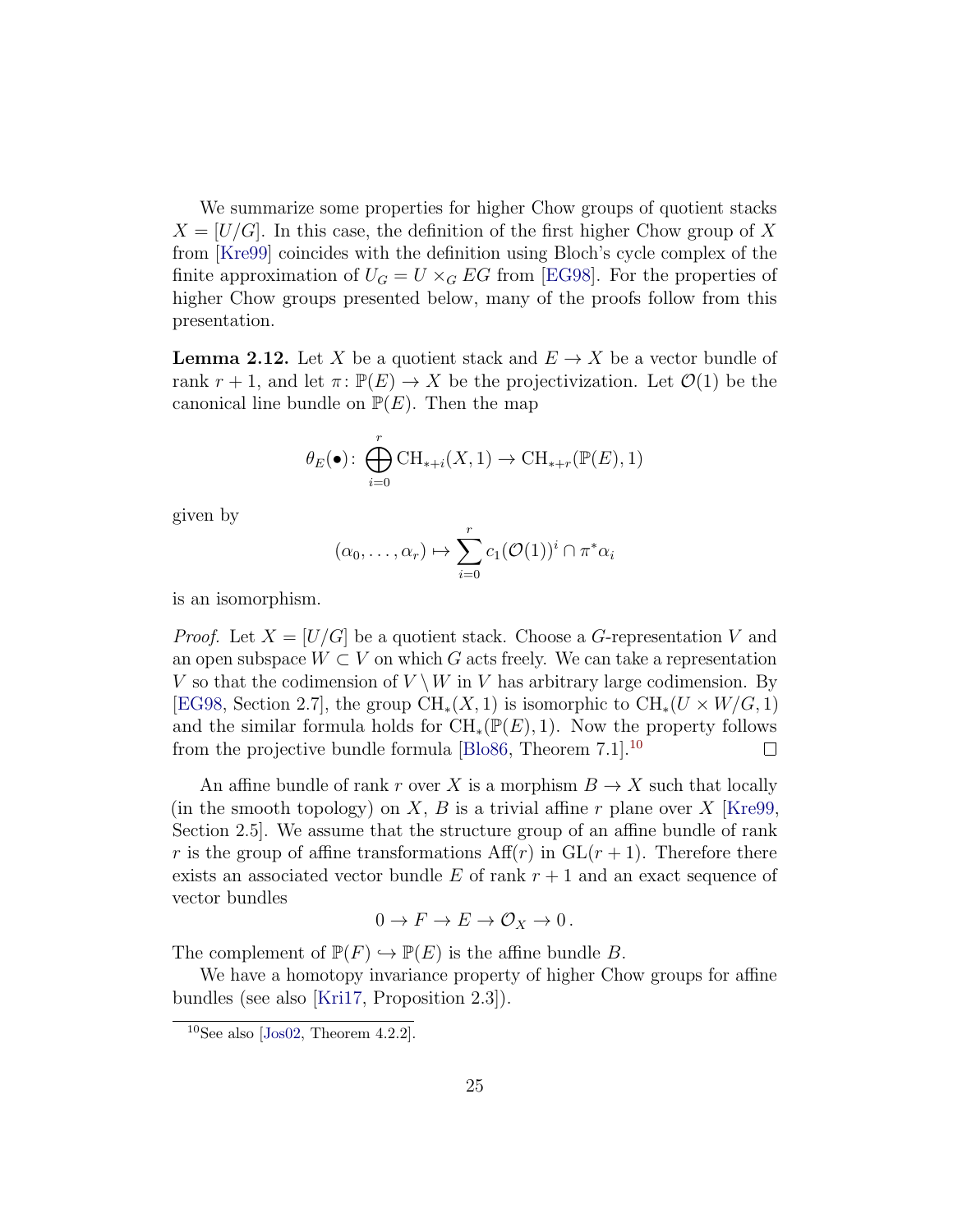We summarize some properties for higher Chow groups of quotient stacks $X = [U/G]$. In this case, the definition of the first higher Chow group of $X$ from [Kre99] coincides with the definition using Bloch's cycle complex of the finite approximation of $U_G = U \times_G EG$ from [EG98]. For the properties of higher Chow groups presented below, many of the proofs follow from this presentation.

**Lemma 2.12.** Let $X$ be a quotient stack and $E \to X$ be a vector bundle of rank $r+1$, and let $\pi\colon \mathbb{P}(E) \to X$ be the projectivization. Let $\mathcal{O}(1)$ be the canonical line bundle on $\mathbb{P}(E)$. Then the map

$$\theta_E(\bullet)\colon \bigoplus_{i=0}^{r} \mathrm{CH}_{*+i}(X,1) \to \mathrm{CH}_{*+r}(\mathbb{P}(E),1)$$

given by

$$(\alpha_0,\ldots,\alpha_r) \mapsto \sum_{i=0}^{r} c_1(\mathcal{O}(1))^i \cap \pi^*\alpha_i$$

is an isomorphism.

*Proof.* Let $X = [U/G]$ be a quotient stack. Choose a $G$-representation $V$ and an open subspace $W \subset V$ on which $G$ acts freely. We can take a representation $V$ so that the codimension of $V \setminus W$ in $V$ has arbitrary large codimension. By [EG98, Section 2.7], the group $\mathrm{CH}_*(X,1)$ is isomorphic to $\mathrm{CH}_*(U \times W/G, 1)$ and the similar formula holds for $\mathrm{CH}_*(\mathbb{P}(E),1)$. Now the property follows from the projective bundle formula [Blo86, Theorem 7.1].[10] □

An affine bundle of rank $r$ over $X$ is a morphism $B \to X$ such that locally (in the smooth topology) on $X$, $B$ is a trivial affine $r$ plane over $X$ [Kre99, Section 2.5]. We assume that the structure group of an affine bundle of rank $r$ is the group of affine transformations $\mathrm{Aff}(r)$ in $\mathrm{GL}(r+1)$. Therefore there exists an associated vector bundle $E$ of rank $r+1$ and an exact sequence of vector bundles

$$0 \to F \to E \to \mathcal{O}_X \to 0\,.$$

The complement of $\mathbb{P}(F) \hookrightarrow \mathbb{P}(E)$ is the affine bundle $B$.

We have a homotopy invariance property of higher Chow groups for affine bundles (see also [Kri17, Proposition 2.3]).

[10] See also [Jos02, Theorem 4.2.2].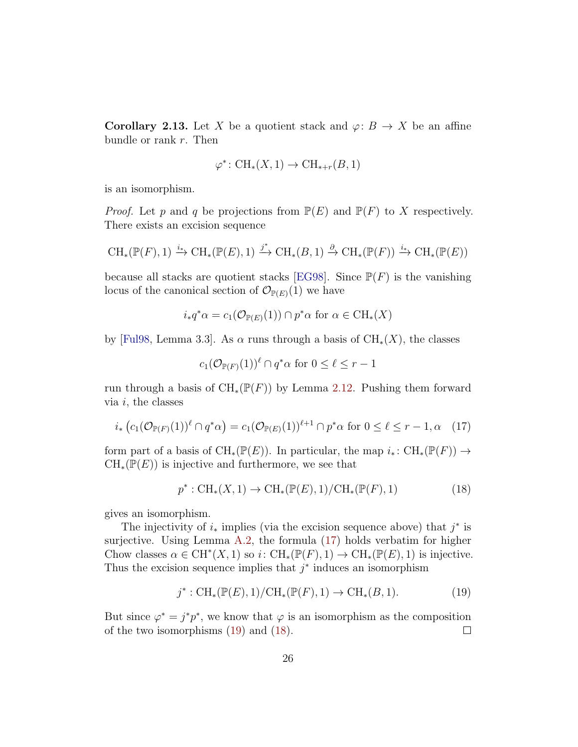**Corollary 2.13.** Let $X$ be a quotient stack and $\varphi\colon B \to X$ be an affine bundle or rank $r$. Then

$$\varphi^*\colon \mathrm{CH}_*(X,1) \to \mathrm{CH}_{*+r}(B,1)$$

is an isomorphism.

*Proof.* Let $p$ and $q$ be projections from $\mathbb{P}(E)$ and $\mathbb{P}(F)$ to $X$ respectively. There exists an excision sequence

$$\mathrm{CH}_*(\mathbb{P}(F),1) \xrightarrow{i_*} \mathrm{CH}_*(\mathbb{P}(E),1) \xrightarrow{j^*} \mathrm{CH}_*(B,1) \xrightarrow{\partial} \mathrm{CH}_*(\mathbb{P}(F)) \xrightarrow{i_*} \mathrm{CH}_*(\mathbb{P}(E))$$

because all stacks are quotient stacks [EG98]. Since $\mathbb{P}(F)$ is the vanishing locus of the canonical section of $\mathcal{O}_{\mathbb{P}(E)}(1)$ we have

$$i_*q^*\alpha = c_1(\mathcal{O}_{\mathbb{P}(E)}(1)) \cap p^*\alpha \text{ for } \alpha \in \mathrm{CH}_*(X)$$

by [Ful98, Lemma 3.3]. As $\alpha$ runs through a basis of $\mathrm{CH}_*(X)$, the classes

$$c_1(\mathcal{O}_{\mathbb{P}(F)}(1))^\ell \cap q^*\alpha \text{ for } 0 \le \ell \le r-1$$

run through a basis of $\mathrm{CH}_*(\mathbb{P}(F))$ by Lemma 2.12. Pushing them forward via $i$, the classes

$$i_*\left(c_1(\mathcal{O}_{\mathbb{P}(F)}(1))^\ell \cap q^*\alpha\right) = c_1(\mathcal{O}_{\mathbb{P}(E)}(1))^{\ell+1} \cap p^*\alpha \text{ for } 0 \le \ell \le r-1, \alpha \quad (17)$$

form part of a basis of $\mathrm{CH}_*(\mathbb{P}(E))$. In particular, the map $i_*\colon \mathrm{CH}_*(\mathbb{P}(F)) \to \mathrm{CH}_*(\mathbb{P}(E))$ is injective and furthermore, we see that

$$p^* : \mathrm{CH}_*(X,1) \to \mathrm{CH}_*(\mathbb{P}(E),1)/\mathrm{CH}_*(\mathbb{P}(F),1) \quad (18)$$

gives an isomorphism.

The injectivity of $i_*$ implies (via the excision sequence above) that $j^*$ is surjective. Using Lemma A.2, the formula (17) holds verbatim for higher Chow classes $\alpha \in \mathrm{CH}^*(X,1)$ so $i\colon \mathrm{CH}_*(\mathbb{P}(F),1) \to \mathrm{CH}_*(\mathbb{P}(E),1)$ is injective. Thus the excision sequence implies that $j^*$ induces an isomorphism

$$j^* : \mathrm{CH}_*(\mathbb{P}(E),1)/\mathrm{CH}_*(\mathbb{P}(F),1) \to \mathrm{CH}_*(B,1). \quad (19)$$

But since $\varphi^* = j^*p^*$, we know that $\varphi$ is an isomorphism as the composition of the two isomorphisms (19) and (18). $\square$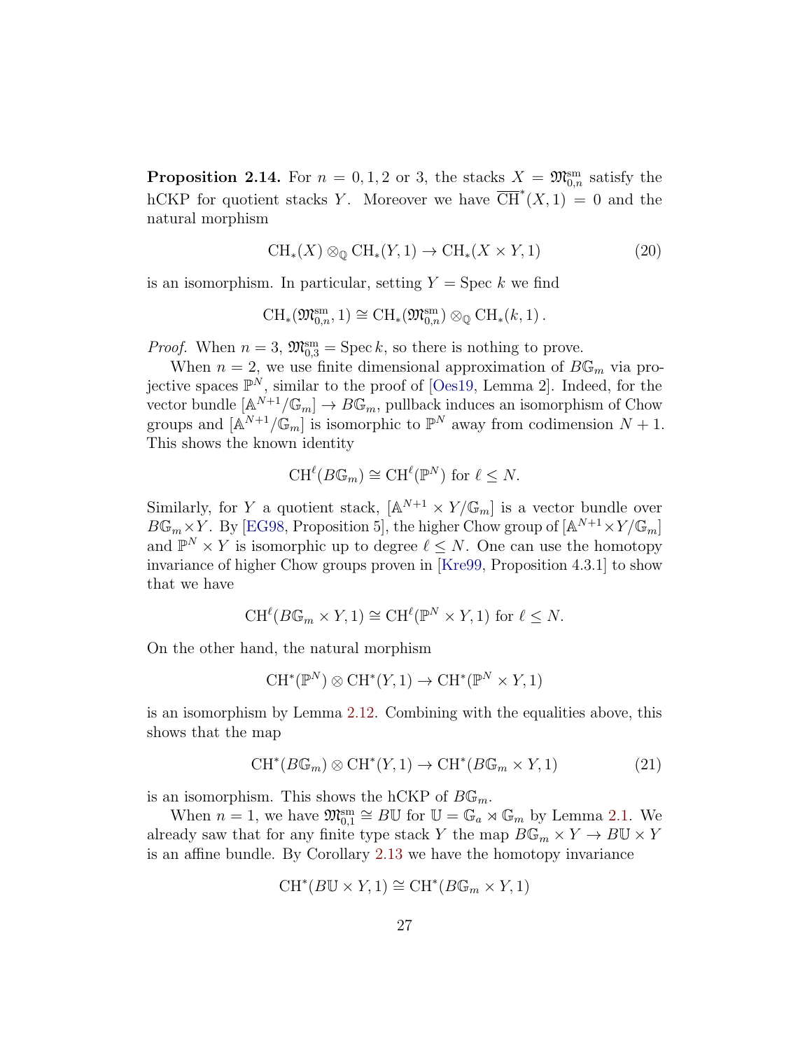**Proposition 2.14.** For $n = 0, 1, 2$ or $3$, the stacks $X = \mathfrak{M}_{0,n}^{\mathrm{sm}}$ satisfy the hCKP for quotient stacks $Y$. Moreover we have $\overline{\mathrm{CH}}^*(X, 1) = 0$ and the natural morphism

$$\mathrm{CH}_*(X) \otimes_{\mathbb{Q}} \mathrm{CH}_*(Y, 1) \to \mathrm{CH}_*(X \times Y, 1) \tag{20}$$

is an isomorphism. In particular, setting $Y = \mathrm{Spec}\ k$ we find

$$\mathrm{CH}_*(\mathfrak{M}_{0,n}^{\mathrm{sm}}, 1) \cong \mathrm{CH}_*(\mathfrak{M}_{0,n}^{\mathrm{sm}}) \otimes_{\mathbb{Q}} \mathrm{CH}_*(k, 1)\,.$$

*Proof.* When $n = 3$, $\mathfrak{M}_{0,3}^{\mathrm{sm}} = \mathrm{Spec}\, k$, so there is nothing to prove.

When $n = 2$, we use finite dimensional approximation of $B\mathbb{G}_m$ via projective spaces $\mathbb{P}^N$, similar to the proof of [Oes19, Lemma 2]. Indeed, for the vector bundle $[\mathbb{A}^{N+1}/\mathbb{G}_m] \to B\mathbb{G}_m$, pullback induces an isomorphism of Chow groups and $[\mathbb{A}^{N+1}/\mathbb{G}_m]$ is isomorphic to $\mathbb{P}^N$ away from codimension $N+1$. This shows the known identity

$$\mathrm{CH}^\ell(B\mathbb{G}_m) \cong \mathrm{CH}^\ell(\mathbb{P}^N) \text{ for } \ell \leq N.$$

Similarly, for $Y$ a quotient stack, $[\mathbb{A}^{N+1} \times Y/\mathbb{G}_m]$ is a vector bundle over $B\mathbb{G}_m \times Y$. By [EG98, Proposition 5], the higher Chow group of $[\mathbb{A}^{N+1} \times Y/\mathbb{G}_m]$ and $\mathbb{P}^N \times Y$ is isomorphic up to degree $\ell \leq N$. One can use the homotopy invariance of higher Chow groups proven in [Kre99, Proposition 4.3.1] to show that we have

$$\mathrm{CH}^\ell(B\mathbb{G}_m \times Y, 1) \cong \mathrm{CH}^\ell(\mathbb{P}^N \times Y, 1) \text{ for } \ell \leq N.$$

On the other hand, the natural morphism

$$\mathrm{CH}^*(\mathbb{P}^N) \otimes \mathrm{CH}^*(Y, 1) \to \mathrm{CH}^*(\mathbb{P}^N \times Y, 1)$$

is an isomorphism by Lemma 2.12. Combining with the equalities above, this shows that the map

$$\mathrm{CH}^*(B\mathbb{G}_m) \otimes \mathrm{CH}^*(Y, 1) \to \mathrm{CH}^*(B\mathbb{G}_m \times Y, 1) \tag{21}$$

is an isomorphism. This shows the hCKP of $B\mathbb{G}_m$.

When $n = 1$, we have $\mathfrak{M}_{0,1}^{\mathrm{sm}} \cong B\mathbb{U}$ for $\mathbb{U} = \mathbb{G}_a \rtimes \mathbb{G}_m$ by Lemma 2.1. We already saw that for any finite type stack $Y$ the map $B\mathbb{G}_m \times Y \to B\mathbb{U} \times Y$ is an affine bundle. By Corollary 2.13 we have the homotopy invariance

$$\mathrm{CH}^*(B\mathbb{U} \times Y, 1) \cong \mathrm{CH}^*(B\mathbb{G}_m \times Y, 1)$$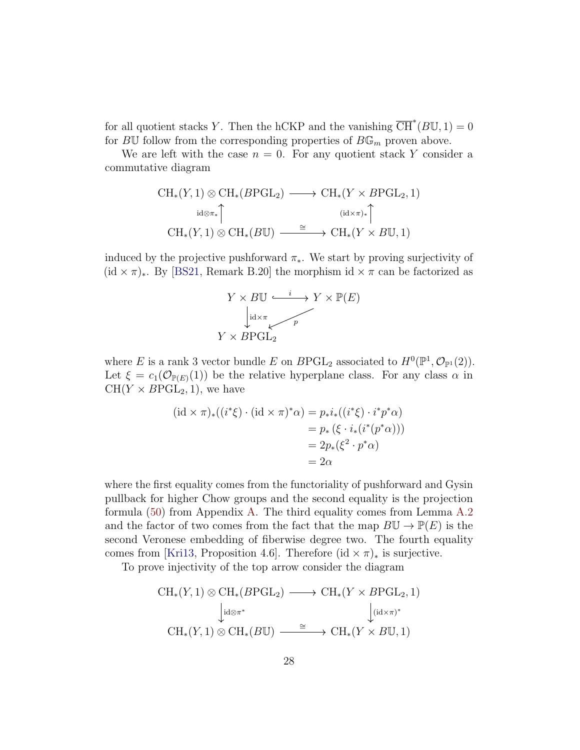for all quotient stacks $Y$. Then the hCKP and the vanishing $\overline{\mathrm{CH}}^*(B\mathbb{U}, 1) = 0$ for $B\mathbb{U}$ follow from the corresponding properties of $B\mathbb{G}_m$ proven above.

We are left with the case $n = 0$. For any quotient stack $Y$ consider a commutative diagram

$$
\begin{array}{ccc}
\mathrm{CH}_*(Y,1) \otimes \mathrm{CH}_*(B\mathrm{PGL}_2) & \longrightarrow & \mathrm{CH}_*(Y \times B\mathrm{PGL}_2, 1) \\
\Big\uparrow{\scriptstyle \mathrm{id}\otimes\pi_*} & & \Big\uparrow{\scriptstyle (\mathrm{id}\times\pi)_*} \\
\mathrm{CH}_*(Y,1) \otimes \mathrm{CH}_*(B\mathbb{U}) & \xrightarrow{\cong} & \mathrm{CH}_*(Y \times B\mathbb{U}, 1)
\end{array}
$$

induced by the projective pushforward $\pi_*$. We start by proving surjectivity of $(\mathrm{id} \times \pi)_*$. By [BS21, Remark B.20] the morphism $\mathrm{id} \times \pi$ can be factorized as

$$
\begin{array}{ccc}
Y \times B\mathbb{U} & \overset{i}{\hookrightarrow} & Y \times \mathbb{P}(E) \\
\Big\downarrow{\scriptstyle \mathrm{id}\times\pi} & \swarrow{\scriptstyle p} & \\
Y \times B\mathrm{PGL}_2 & &
\end{array}
$$

where $E$ is a rank 3 vector bundle $E$ on $B\mathrm{PGL}_2$ associated to $H^0(\mathbb{P}^1, \mathcal{O}_{\mathbb{P}^1}(2))$. Let $\xi = c_1(\mathcal{O}_{\mathbb{P}(E)}(1))$ be the relative hyperplane class. For any class $\alpha$ in $\mathrm{CH}(Y \times B\mathrm{PGL}_2, 1)$, we have

$$
\begin{aligned}
(\mathrm{id} \times \pi)_*((i^*\xi) \cdot (\mathrm{id} \times \pi)^*\alpha) &= p_* i_*((i^*\xi) \cdot i^* p^* \alpha) \\
&= p_* \left(\xi \cdot i_*(i^*(p^*\alpha))\right) \\
&= 2 p_*(\xi^2 \cdot p^*\alpha) \\
&= 2\alpha
\end{aligned}
$$

where the first equality comes from the functoriality of pushforward and Gysin pullback for higher Chow groups and the second equality is the projection formula (50) from Appendix A. The third equality comes from Lemma A.2 and the factor of two comes from the fact that the map $B\mathbb{U} \to \mathbb{P}(E)$ is the second Veronese embedding of fiberwise degree two. The fourth equality comes from [Kri13, Proposition 4.6]. Therefore $(\mathrm{id} \times \pi)_*$ is surjective.

To prove injectivity of the top arrow consider the diagram

$$
\begin{array}{ccc}
\mathrm{CH}_*(Y,1) \otimes \mathrm{CH}_*(B\mathrm{PGL}_2) & \longrightarrow & \mathrm{CH}_*(Y \times B\mathrm{PGL}_2, 1) \\
\Big\downarrow{\scriptstyle \mathrm{id}\otimes\pi^*} & & \Big\downarrow{\scriptstyle (\mathrm{id}\times\pi)^*} \\
\mathrm{CH}_*(Y,1) \otimes \mathrm{CH}_*(B\mathbb{U}) & \xrightarrow{\cong} & \mathrm{CH}_*(Y \times B\mathbb{U}, 1)
\end{array}
$$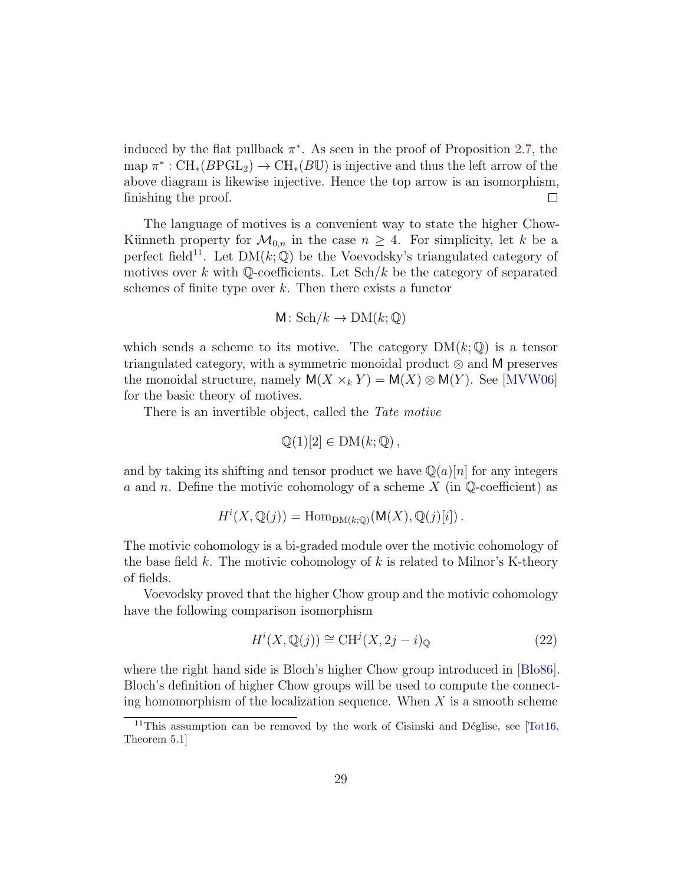induced by the flat pullback $\pi^*$. As seen in the proof of Proposition 2.7, the map $\pi^* : \mathrm{CH}_*(B\mathrm{PGL}_2) \to \mathrm{CH}_*(B\mathbb{U})$ is injective and thus the left arrow of the above diagram is likewise injective. Hence the top arrow is an isomorphism, finishing the proof. □

The language of motives is a convenient way to state the higher Chow-Künneth property for $\mathcal{M}_{0,n}$ in the case $n \geq 4$. For simplicity, let $k$ be a perfect field[11]. Let $\mathrm{DM}(k;\mathbb{Q})$ be the Voevodsky's triangulated category of motives over $k$ with $\mathbb{Q}$-coefficients. Let $\mathrm{Sch}/k$ be the category of separated schemes of finite type over $k$. Then there exists a functor

$$\mathsf{M}\colon \mathrm{Sch}/k \to \mathrm{DM}(k;\mathbb{Q})$$

which sends a scheme to its motive. The category $\mathrm{DM}(k;\mathbb{Q})$ is a tensor triangulated category, with a symmetric monoidal product $\otimes$ and $\mathsf{M}$ preserves the monoidal structure, namely $\mathsf{M}(X \times_k Y) = \mathsf{M}(X) \otimes \mathsf{M}(Y)$. See [MVW06] for the basic theory of motives.

There is an invertible object, called the *Tate motive*

$$\mathbb{Q}(1)[2] \in \mathrm{DM}(k;\mathbb{Q}),$$

and by taking its shifting and tensor product we have $\mathbb{Q}(a)[n]$ for any integers $a$ and $n$. Define the motivic cohomology of a scheme $X$ (in $\mathbb{Q}$-coefficient) as

$$H^i(X, \mathbb{Q}(j)) = \mathrm{Hom}_{\mathrm{DM}(k;\mathbb{Q})}(\mathsf{M}(X), \mathbb{Q}(j)[i]).$$

The motivic cohomology is a bi-graded module over the motivic cohomology of the base field $k$. The motivic cohomology of $k$ is related to Milnor's K-theory of fields.

Voevodsky proved that the higher Chow group and the motivic cohomology have the following comparison isomorphism

$$H^i(X, \mathbb{Q}(j)) \cong \mathrm{CH}^j(X, 2j - i)_{\mathbb{Q}} \tag{22}$$

where the right hand side is Bloch's higher Chow group introduced in [Blo86]. Bloch's definition of higher Chow groups will be used to compute the connecting homomorphism of the localization sequence. When $X$ is a smooth scheme

[11] This assumption can be removed by the work of Cisinski and Déglise, see [Tot16, Theorem 5.1]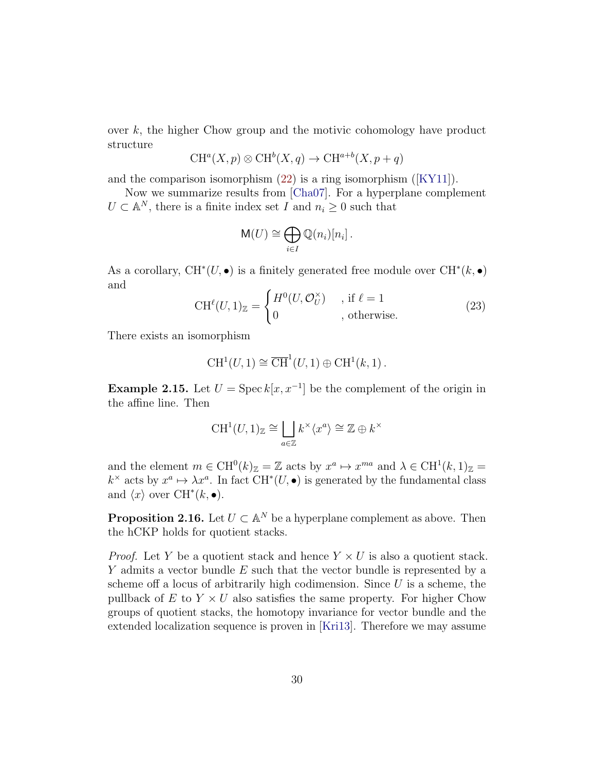over $k$, the higher Chow group and the motivic cohomology have product structure

$$\mathrm{CH}^a(X,p)\otimes \mathrm{CH}^b(X,q)\to \mathrm{CH}^{a+b}(X,p+q)$$

and the comparison isomorphism (22) is a ring isomorphism ([KY11]).

Now we summarize results from [Cha07]. For a hyperplane complement $U\subset \mathbb{A}^N$, there is a finite index set $I$ and $n_i\geq 0$ such that

$$\mathsf{M}(U)\cong \bigoplus_{i\in I}\mathbb{Q}(n_i)[n_i]\,.$$

As a corollary, $\mathrm{CH}^*(U,\bullet)$ is a finitely generated free module over $\mathrm{CH}^*(k,\bullet)$ and

$$\mathrm{CH}^{\ell}(U,1)_{\mathbb{Z}}=\begin{cases} H^0(U,\mathcal{O}_U^\times) & \text{, if } \ell=1\\ 0 & \text{, otherwise.}\end{cases} \tag{23}$$

There exists an isomorphism

$$\mathrm{CH}^1(U,1)\cong \overline{\mathrm{CH}}^1(U,1)\oplus \mathrm{CH}^1(k,1)\,.$$

**Example 2.15.** Let $U=\operatorname{Spec} k[x,x^{-1}]$ be the complement of the origin in the affine line. Then

$$\mathrm{CH}^1(U,1)_{\mathbb{Z}}\cong \bigsqcup_{a\in\mathbb{Z}} k^\times\langle x^a\rangle \cong \mathbb{Z}\oplus k^\times$$

and the element $m\in \mathrm{CH}^0(k)_{\mathbb{Z}}=\mathbb{Z}$ acts by $x^a\mapsto x^{ma}$ and $\lambda\in \mathrm{CH}^1(k,1)_{\mathbb{Z}}=k^\times$ acts by $x^a\mapsto \lambda x^a$. In fact $\mathrm{CH}^*(U,\bullet)$ is generated by the fundamental class and $\langle x\rangle$ over $\mathrm{CH}^*(k,\bullet)$.

**Proposition 2.16.** Let $U\subset\mathbb{A}^N$ be a hyperplane complement as above. Then the hCKP holds for quotient stacks.

*Proof.* Let $Y$ be a quotient stack and hence $Y\times U$ is also a quotient stack. $Y$ admits a vector bundle $E$ such that the vector bundle is represented by a scheme off a locus of arbitrarily high codimension. Since $U$ is a scheme, the pullback of $E$ to $Y\times U$ also satisfies the same property. For higher Chow groups of quotient stacks, the homotopy invariance for vector bundle and the extended localization sequence is proven in [Kri13]. Therefore we may assume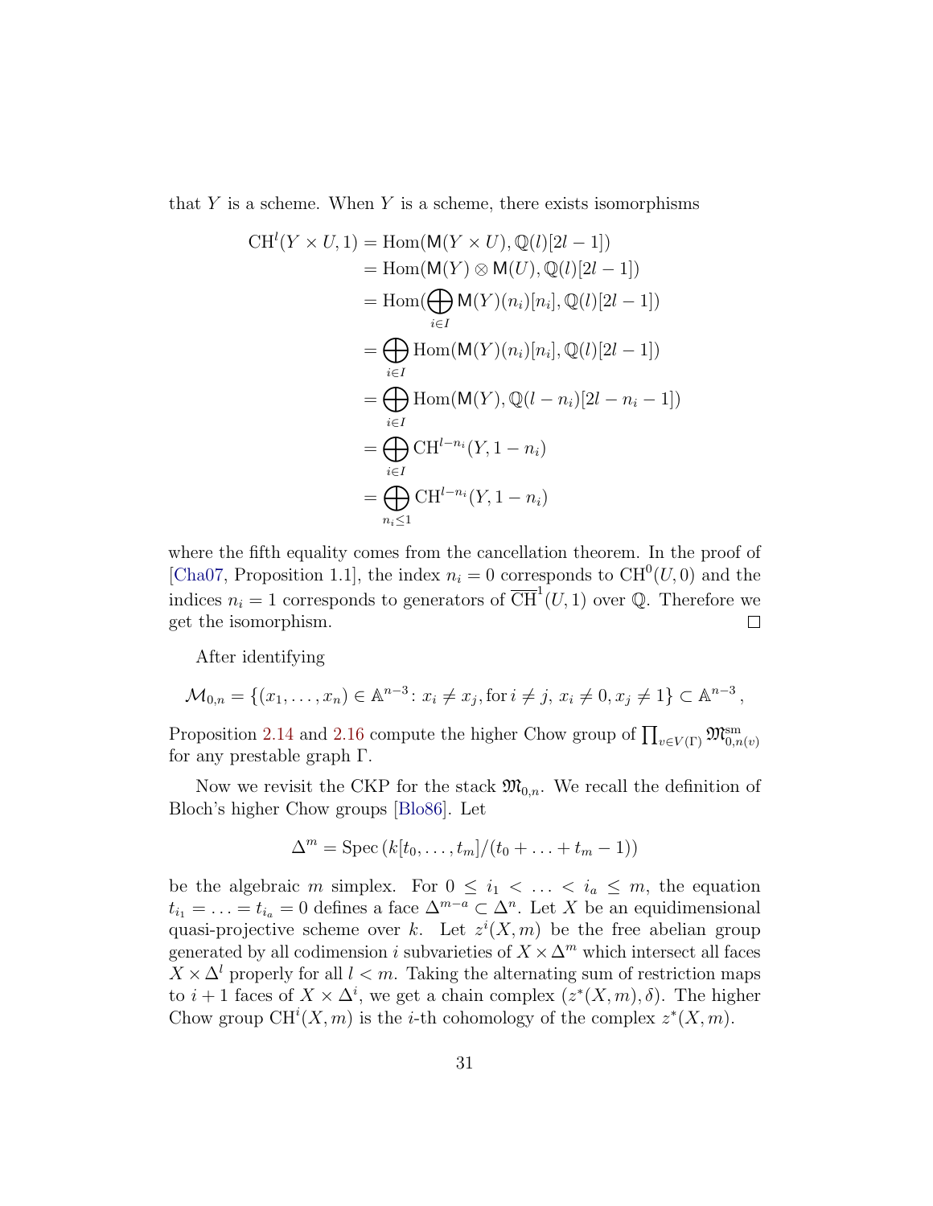that $Y$ is a scheme. When $Y$ is a scheme, there exists isomorphisms

$$
\begin{aligned}
\mathrm{CH}^l(Y \times U, 1) &= \mathrm{Hom}(\mathsf{M}(Y \times U), \mathbb{Q}(l)[2l-1]) \\
&= \mathrm{Hom}(\mathsf{M}(Y) \otimes \mathsf{M}(U), \mathbb{Q}(l)[2l-1]) \\
&= \mathrm{Hom}(\bigoplus_{i \in I} \mathsf{M}(Y)(n_i)[n_i], \mathbb{Q}(l)[2l-1]) \\
&= \bigoplus_{i \in I} \mathrm{Hom}(\mathsf{M}(Y)(n_i)[n_i], \mathbb{Q}(l)[2l-1]) \\
&= \bigoplus_{i \in I} \mathrm{Hom}(\mathsf{M}(Y), \mathbb{Q}(l-n_i)[2l-n_i-1]) \\
&= \bigoplus_{i \in I} \mathrm{CH}^{l-n_i}(Y, 1-n_i) \\
&= \bigoplus_{n_i \leq 1} \mathrm{CH}^{l-n_i}(Y, 1-n_i)
\end{aligned}
$$

where the fifth equality comes from the cancellation theorem. In the proof of [Cha07, Proposition 1.1], the index $n_i = 0$ corresponds to $\mathrm{CH}^0(U, 0)$ and the indices $n_i = 1$ corresponds to generators of $\overline{\mathrm{CH}}^1(U, 1)$ over $\mathbb{Q}$. Therefore we get the isomorphism. □

After identifying

$$
\mathcal{M}_{0,n} = \{(x_1, \ldots, x_n) \in \mathbb{A}^{n-3} \colon x_i \neq x_j, \text{for } i \neq j,\ x_i \neq 0, x_j \neq 1\} \subset \mathbb{A}^{n-3},
$$

Proposition 2.14 and 2.16 compute the higher Chow group of $\prod_{v \in V(\Gamma)} \mathfrak{M}^{\mathrm{sm}}_{0,n(v)}$ for any prestable graph $\Gamma$.

Now we revisit the CKP for the stack $\mathfrak{M}_{0,n}$. We recall the definition of Bloch's higher Chow groups [Blo86]. Let

$$
\Delta^m = \mathrm{Spec}\left(k[t_0, \ldots, t_m]/(t_0 + \ldots + t_m - 1)\right)
$$

be the algebraic $m$ simplex. For $0 \leq i_1 < \ldots < i_a \leq m$, the equation $t_{i_1} = \ldots = t_{i_a} = 0$ defines a face $\Delta^{m-a} \subset \Delta^n$. Let $X$ be an equidimensional quasi-projective scheme over $k$. Let $z^i(X, m)$ be the free abelian group generated by all codimension $i$ subvarieties of $X \times \Delta^m$ which intersect all faces $X \times \Delta^l$ properly for all $l < m$. Taking the alternating sum of restriction maps to $i+1$ faces of $X \times \Delta^i$, we get a chain complex $(z^*(X, m), \delta)$. The higher Chow group $\mathrm{CH}^i(X, m)$ is the $i$-th cohomology of the complex $z^*(X, m)$.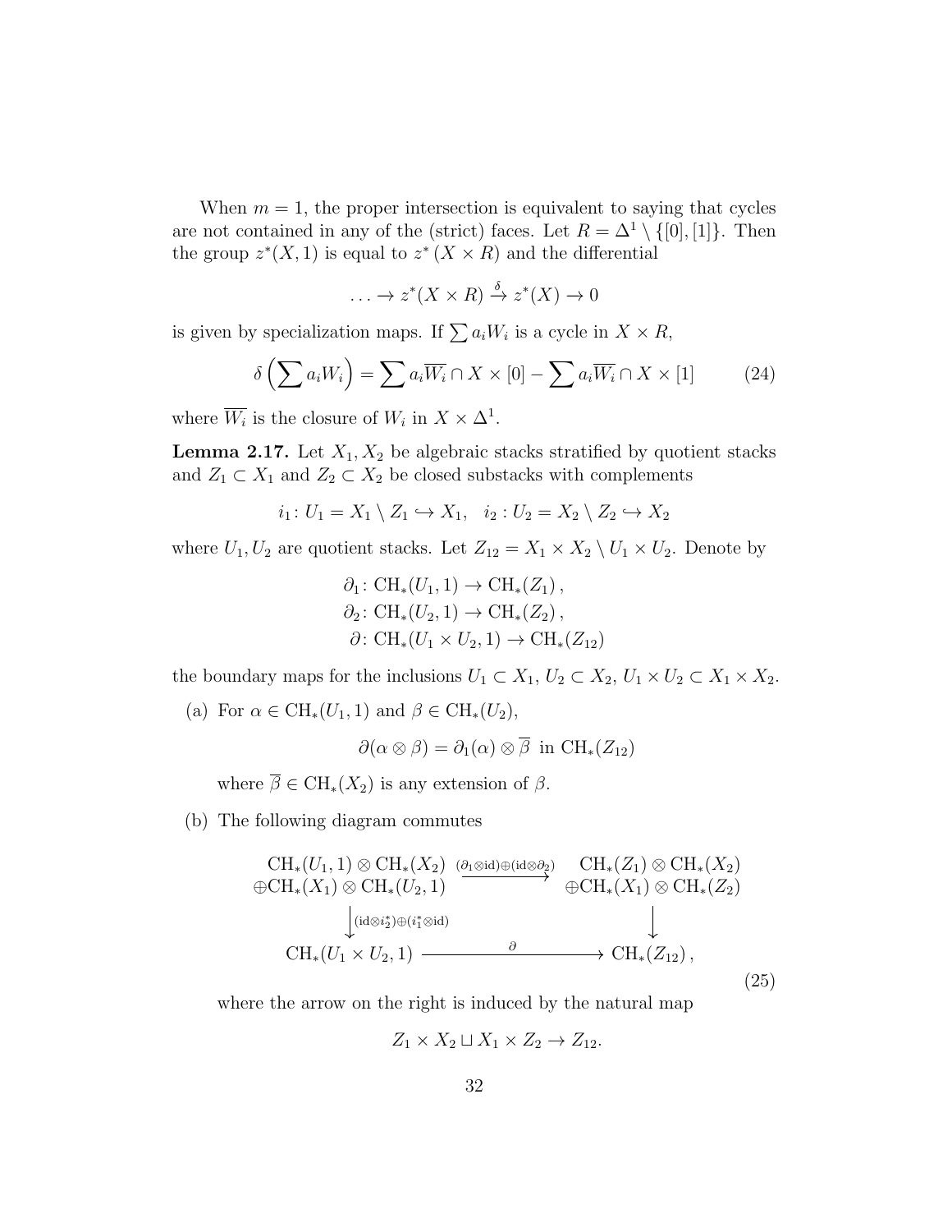When $m = 1$, the proper intersection is equivalent to saying that cycles are not contained in any of the (strict) faces. Let $R = \Delta^1 \setminus \{[0], [1]\}$. Then the group $z^*(X, 1)$ is equal to $z^*(X \times R)$ and the differential

$$\ldots \to z^*(X \times R) \xrightarrow{\delta} z^*(X) \to 0$$

is given by specialization maps. If $\sum a_i W_i$ is a cycle in $X \times R$,

$$\delta\left(\sum a_i W_i\right) = \sum a_i \overline{W_i} \cap X \times [0] - \sum a_i \overline{W_i} \cap X \times [1] \tag{24}$$

where $\overline{W_i}$ is the closure of $W_i$ in $X \times \Delta^1$.

**Lemma 2.17.** Let $X_1, X_2$ be algebraic stacks stratified by quotient stacks and $Z_1 \subset X_1$ and $Z_2 \subset X_2$ be closed substacks with complements

$$i_1 \colon U_1 = X_1 \setminus Z_1 \hookrightarrow X_1, \quad i_2 : U_2 = X_2 \setminus Z_2 \hookrightarrow X_2$$

where $U_1, U_2$ are quotient stacks. Let $Z_{12} = X_1 \times X_2 \setminus U_1 \times U_2$. Denote by

$$\begin{aligned}
\partial_1 &\colon \mathrm{CH}_*(U_1, 1) \to \mathrm{CH}_*(Z_1)\,, \\
\partial_2 &\colon \mathrm{CH}_*(U_2, 1) \to \mathrm{CH}_*(Z_2)\,, \\
\partial &\colon \mathrm{CH}_*(U_1 \times U_2, 1) \to \mathrm{CH}_*(Z_{12})
\end{aligned}$$

the boundary maps for the inclusions $U_1 \subset X_1$, $U_2 \subset X_2$, $U_1 \times U_2 \subset X_1 \times X_2$.

(a) For $\alpha \in \mathrm{CH}_*(U_1, 1)$ and $\beta \in \mathrm{CH}_*(U_2)$,

$$\partial(\alpha \otimes \beta) = \partial_1(\alpha) \otimes \overline{\beta} \text{ in } \mathrm{CH}_*(Z_{12})$$

where $\overline{\beta} \in \mathrm{CH}_*(X_2)$ is any extension of $\beta$.

(b) The following diagram commutes

$$\begin{array}{ccc}
\begin{array}{c}\mathrm{CH}_*(U_1, 1) \otimes \mathrm{CH}_*(X_2) \\ \oplus \mathrm{CH}_*(X_1) \otimes \mathrm{CH}_*(U_2, 1)\end{array} & \xrightarrow{(\partial_1 \otimes \mathrm{id}) \oplus (\mathrm{id} \otimes \partial_2)} & \begin{array}{c}\mathrm{CH}_*(Z_1) \otimes \mathrm{CH}_*(X_2) \\ \oplus \mathrm{CH}_*(X_1) \otimes \mathrm{CH}_*(Z_2)\end{array} \\
\Big\downarrow {\scriptstyle (\mathrm{id} \otimes i_2^*) \oplus (i_1^* \otimes \mathrm{id})} & & \Big\downarrow \\
\mathrm{CH}_*(U_1 \times U_2, 1) & \xrightarrow{\quad \partial \quad} & \mathrm{CH}_*(Z_{12})\,,
\end{array} \tag{25}$$

where the arrow on the right is induced by the natural map

$$Z_1 \times X_2 \sqcup X_1 \times Z_2 \to Z_{12}.$$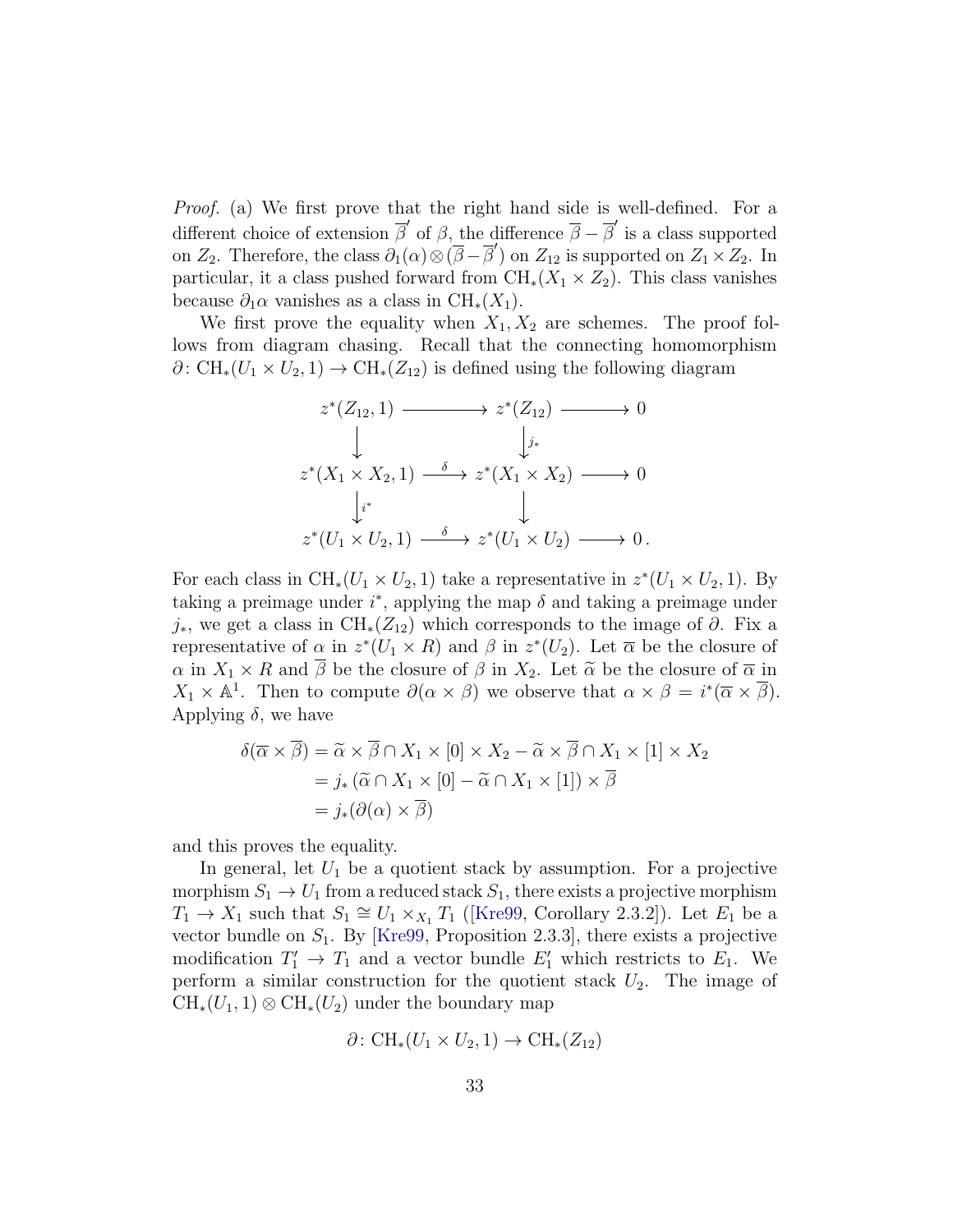*Proof.* (a) We first prove that the right hand side is well-defined. For a different choice of extension $\overline{\beta}'$ of $\beta$, the difference $\overline{\beta} - \overline{\beta}'$ is a class supported on $Z_2$. Therefore, the class $\partial_1(\alpha) \otimes (\overline{\beta} - \overline{\beta}')$ on $Z_{12}$ is supported on $Z_1 \times Z_2$. In particular, it a class pushed forward from $\mathrm{CH}_*(X_1 \times Z_2)$. This class vanishes because $\partial_1 \alpha$ vanishes as a class in $\mathrm{CH}_*(X_1)$.

We first prove the equality when $X_1, X_2$ are schemes. The proof follows from diagram chasing. Recall that the connecting homomorphism $\partial \colon \mathrm{CH}_*(U_1 \times U_2, 1) \to \mathrm{CH}_*(Z_{12})$ is defined using the following diagram

$$
\begin{array}{ccccc}
z^*(Z_{12}, 1) & \longrightarrow & z^*(Z_{12}) & \longrightarrow & 0 \\
\downarrow & & \downarrow{\scriptstyle j_*} & & \\
z^*(X_1 \times X_2, 1) & \xrightarrow{\delta} & z^*(X_1 \times X_2) & \longrightarrow & 0 \\
\downarrow{\scriptstyle i^*} & & \downarrow & & \\
z^*(U_1 \times U_2, 1) & \xrightarrow{\delta} & z^*(U_1 \times U_2) & \longrightarrow & 0\,.
\end{array}
$$

For each class in $\mathrm{CH}_*(U_1 \times U_2, 1)$ take a representative in $z^*(U_1 \times U_2, 1)$. By taking a preimage under $i^*$, applying the map $\delta$ and taking a preimage under $j_*$, we get a class in $\mathrm{CH}_*(Z_{12})$ which corresponds to the image of $\partial$. Fix a representative of $\alpha$ in $z^*(U_1 \times R)$ and $\beta$ in $z^*(U_2)$. Let $\overline{\alpha}$ be the closure of $\alpha$ in $X_1 \times R$ and $\overline{\beta}$ be the closure of $\beta$ in $X_2$. Let $\widetilde{\alpha}$ be the closure of $\overline{\alpha}$ in $X_1 \times \mathbb{A}^1$. Then to compute $\partial(\alpha \times \beta)$ we observe that $\alpha \times \beta = i^*(\overline{\alpha} \times \overline{\beta})$. Applying $\delta$, we have

$$
\begin{aligned}
\delta(\overline{\alpha} \times \overline{\beta}) &= \widetilde{\alpha} \times \overline{\beta} \cap X_1 \times [0] \times X_2 - \widetilde{\alpha} \times \overline{\beta} \cap X_1 \times [1] \times X_2 \\
&= j_* \left( \widetilde{\alpha} \cap X_1 \times [0] - \widetilde{\alpha} \cap X_1 \times [1] \right) \times \overline{\beta} \\
&= j_*(\partial(\alpha) \times \overline{\beta})
\end{aligned}
$$

and this proves the equality.

In general, let $U_1$ be a quotient stack by assumption. For a projective morphism $S_1 \to U_1$ from a reduced stack $S_1$, there exists a projective morphism $T_1 \to X_1$ such that $S_1 \cong U_1 \times_{X_1} T_1$ ([Kre99, Corollary 2.3.2]). Let $E_1$ be a vector bundle on $S_1$. By [Kre99, Proposition 2.3.3], there exists a projective modification $T_1' \to T_1$ and a vector bundle $E_1'$ which restricts to $E_1$. We perform a similar construction for the quotient stack $U_2$. The image of $\mathrm{CH}_*(U_1, 1) \otimes \mathrm{CH}_*(U_2)$ under the boundary map

$$
\partial \colon \mathrm{CH}_*(U_1 \times U_2, 1) \to \mathrm{CH}_*(Z_{12})
$$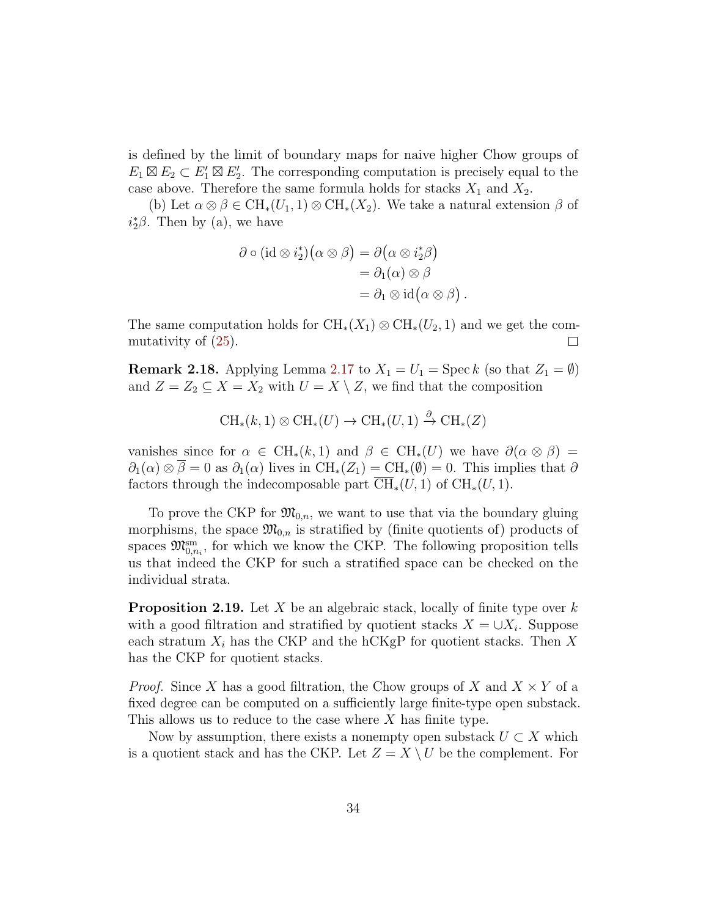is defined by the limit of boundary maps for naive higher Chow groups of $E_1 \boxtimes E_2 \subset E_1' \boxtimes E_2'$. The corresponding computation is precisely equal to the case above. Therefore the same formula holds for stacks $X_1$ and $X_2$.

(b) Let $\alpha \otimes \beta \in \mathrm{CH}_*(U_1, 1) \otimes \mathrm{CH}_*(X_2)$. We take a natural extension $\beta$ of $i_2^*\beta$. Then by (a), we have

$$\begin{aligned}
\partial \circ (\mathrm{id} \otimes i_2^*)\big(\alpha \otimes \beta\big) &= \partial\big(\alpha \otimes i_2^*\beta\big) \\
&= \partial_1(\alpha) \otimes \beta \\
&= \partial_1 \otimes \mathrm{id}\big(\alpha \otimes \beta\big)\,.
\end{aligned}$$

The same computation holds for $\mathrm{CH}_*(X_1) \otimes \mathrm{CH}_*(U_2, 1)$ and we get the commutativity of (25). $\square$

**Remark 2.18.** Applying Lemma 2.17 to $X_1 = U_1 = \operatorname{Spec} k$ (so that $Z_1 = \emptyset$) and $Z = Z_2 \subseteq X = X_2$ with $U = X \setminus Z$, we find that the composition

$$\mathrm{CH}_*(k, 1) \otimes \mathrm{CH}_*(U) \to \mathrm{CH}_*(U, 1) \xrightarrow{\partial} \mathrm{CH}_*(Z)$$

vanishes since for $\alpha \in \mathrm{CH}_*(k, 1)$ and $\beta \in \mathrm{CH}_*(U)$ we have $\partial(\alpha \otimes \beta) = \partial_1(\alpha) \otimes \overline{\beta} = 0$ as $\partial_1(\alpha)$ lives in $\mathrm{CH}_*(Z_1) = \mathrm{CH}_*(\emptyset) = 0$. This implies that $\partial$ factors through the indecomposable part $\overline{\mathrm{CH}}_*(U, 1)$ of $\mathrm{CH}_*(U, 1)$.

To prove the CKP for $\mathfrak{M}_{0,n}$, we want to use that via the boundary gluing morphisms, the space $\mathfrak{M}_{0,n}$ is stratified by (finite quotients of) products of spaces $\mathfrak{M}_{0,n_i}^{\mathrm{sm}}$, for which we know the CKP. The following proposition tells us that indeed the CKP for such a stratified space can be checked on the individual strata.

**Proposition 2.19.** *Let $X$ be an algebraic stack, locally of finite type over $k$ with a good filtration and stratified by quotient stacks $X = \cup X_i$. Suppose each stratum $X_i$ has the CKP and the hCKgP for quotient stacks. Then $X$ has the CKP for quotient stacks.*

*Proof.* Since $X$ has a good filtration, the Chow groups of $X$ and $X \times Y$ of a fixed degree can be computed on a sufficiently large finite-type open substack. This allows us to reduce to the case where $X$ has finite type.

Now by assumption, there exists a nonempty open substack $U \subset X$ which is a quotient stack and has the CKP. Let $Z = X \setminus U$ be the complement. For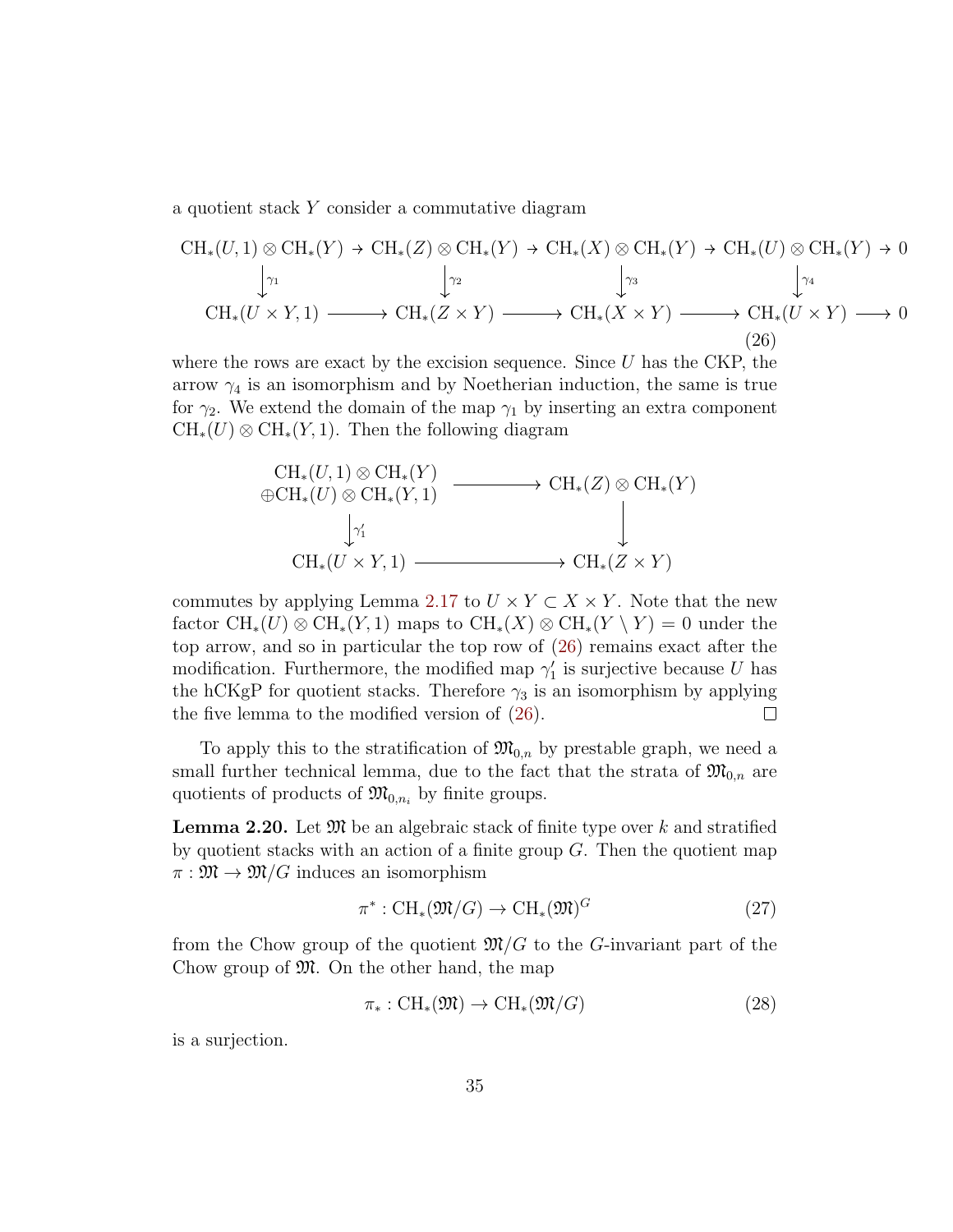a quotient stack $Y$ consider a commutative diagram

$$\begin{array}{ccccccccc}
\mathrm{CH}_*(U,1)\otimes \mathrm{CH}_*(Y) & \to & \mathrm{CH}_*(Z)\otimes \mathrm{CH}_*(Y) & \to & \mathrm{CH}_*(X)\otimes \mathrm{CH}_*(Y) & \to & \mathrm{CH}_*(U)\otimes \mathrm{CH}_*(Y) & \to & 0 \\
\downarrow \gamma_1 & & \downarrow \gamma_2 & & \downarrow \gamma_3 & & \downarrow \gamma_4 & & \\
\mathrm{CH}_*(U\times Y,1) & \longrightarrow & \mathrm{CH}_*(Z\times Y) & \longrightarrow & \mathrm{CH}_*(X\times Y) & \longrightarrow & \mathrm{CH}_*(U\times Y) & \longrightarrow & 0
\end{array} \tag{26}$$

where the rows are exact by the excision sequence. Since $U$ has the CKP, the arrow $\gamma_4$ is an isomorphism and by Noetherian induction, the same is true for $\gamma_2$. We extend the domain of the map $\gamma_1$ by inserting an extra component $\mathrm{CH}_*(U)\otimes \mathrm{CH}_*(Y,1)$. Then the following diagram

$$\begin{array}{ccc}
\begin{array}{c}\mathrm{CH}_*(U,1)\otimes \mathrm{CH}_*(Y) \\ \oplus \mathrm{CH}_*(U)\otimes \mathrm{CH}_*(Y,1)\end{array} & \longrightarrow & \mathrm{CH}_*(Z)\otimes \mathrm{CH}_*(Y) \\
\downarrow \gamma_1' & & \downarrow \\
\mathrm{CH}_*(U\times Y,1) & \longrightarrow & \mathrm{CH}_*(Z\times Y)
\end{array}$$

commutes by applying Lemma 2.17 to $U\times Y \subset X\times Y$. Note that the new factor $\mathrm{CH}_*(U)\otimes \mathrm{CH}_*(Y,1)$ maps to $\mathrm{CH}_*(X)\otimes \mathrm{CH}_*(Y\setminus Y)=0$ under the top arrow, and so in particular the top row of (26) remains exact after the modification. Furthermore, the modified map $\gamma_1'$ is surjective because $U$ has the hCKgP for quotient stacks. Therefore $\gamma_3$ is an isomorphism by applying the five lemma to the modified version of (26). ◻

To apply this to the stratification of $\mathfrak{M}_{0,n}$ by prestable graph, we need a small further technical lemma, due to the fact that the strata of $\mathfrak{M}_{0,n}$ are quotients of products of $\mathfrak{M}_{0,n_i}$ by finite groups.

**Lemma 2.20.** Let $\mathfrak{M}$ be an algebraic stack of finite type over $k$ and stratified by quotient stacks with an action of a finite group $G$. Then the quotient map $\pi : \mathfrak{M} \to \mathfrak{M}/G$ induces an isomorphism

$$\pi^* : \mathrm{CH}_*(\mathfrak{M}/G) \to \mathrm{CH}_*(\mathfrak{M})^G \tag{27}$$

from the Chow group of the quotient $\mathfrak{M}/G$ to the $G$-invariant part of the Chow group of $\mathfrak{M}$. On the other hand, the map

$$\pi_* : \mathrm{CH}_*(\mathfrak{M}) \to \mathrm{CH}_*(\mathfrak{M}/G) \tag{28}$$

is a surjection.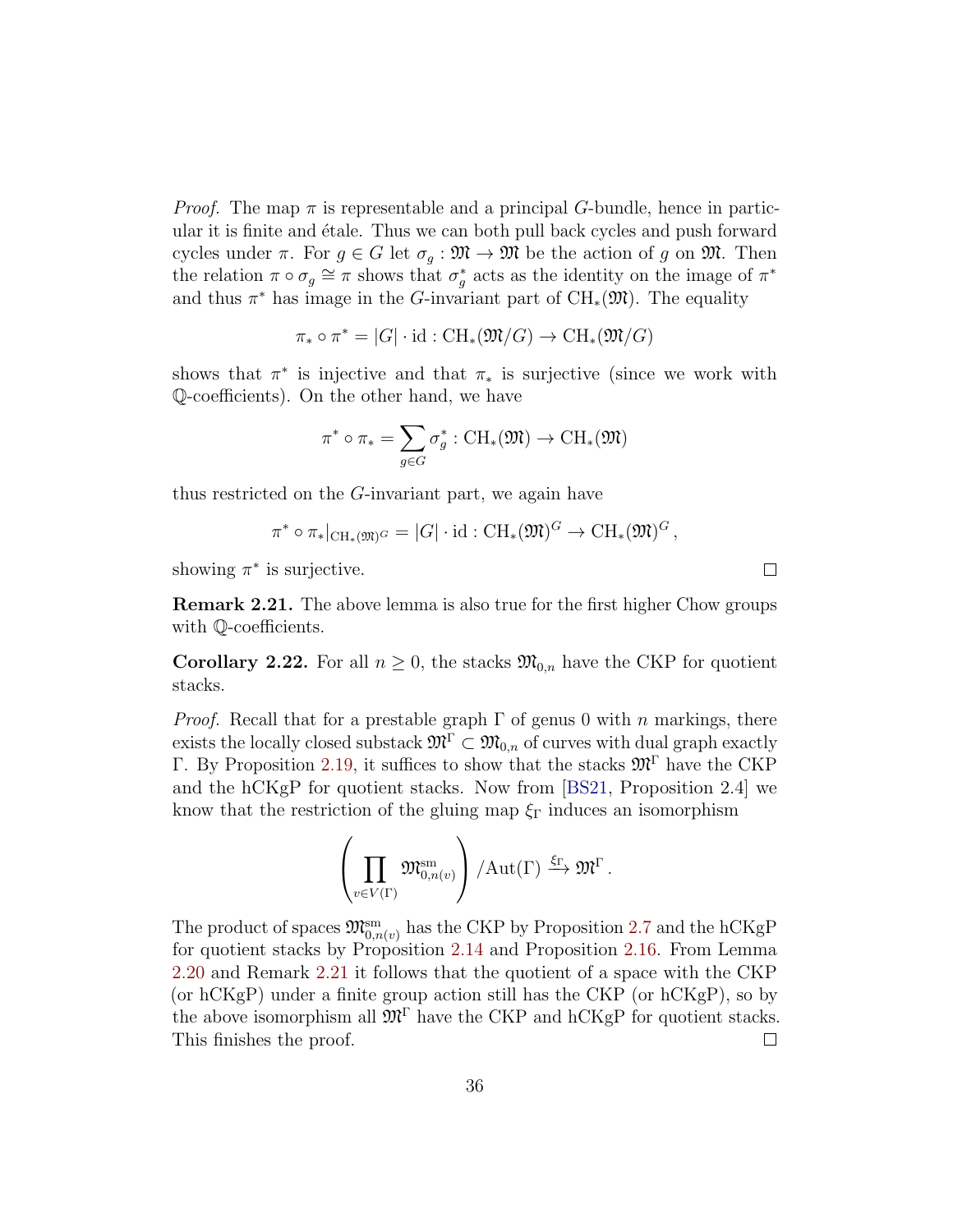*Proof.* The map $\pi$ is representable and a principal $G$-bundle, hence in particular it is finite and étale. Thus we can both pull back cycles and push forward cycles under $\pi$. For $g \in G$ let $\sigma_g : \mathfrak{M} \to \mathfrak{M}$ be the action of $g$ on $\mathfrak{M}$. Then the relation $\pi \circ \sigma_g \cong \pi$ shows that $\sigma_g^*$ acts as the identity on the image of $\pi^*$ and thus $\pi^*$ has image in the $G$-invariant part of $\mathrm{CH}_*(\mathfrak{M})$. The equality

$$\pi_* \circ \pi^* = |G| \cdot \mathrm{id} : \mathrm{CH}_*(\mathfrak{M}/G) \to \mathrm{CH}_*(\mathfrak{M}/G)$$

shows that $\pi^*$ is injective and that $\pi_*$ is surjective (since we work with $\mathbb{Q}$-coefficients). On the other hand, we have

$$\pi^* \circ \pi_* = \sum_{g \in G} \sigma_g^* : \mathrm{CH}_*(\mathfrak{M}) \to \mathrm{CH}_*(\mathfrak{M})$$

thus restricted on the $G$-invariant part, we again have

$$\pi^* \circ \pi_*|_{\mathrm{CH}_*(\mathfrak{M})^G} = |G| \cdot \mathrm{id} : \mathrm{CH}_*(\mathfrak{M})^G \to \mathrm{CH}_*(\mathfrak{M})^G\,,$$

showing $\pi^*$ is surjective. $\square$

**Remark 2.21.** The above lemma is also true for the first higher Chow groups with $\mathbb{Q}$-coefficients.

**Corollary 2.22.** For all $n \geq 0$, the stacks $\mathfrak{M}_{0,n}$ have the CKP for quotient stacks.

*Proof.* Recall that for a prestable graph $\Gamma$ of genus 0 with $n$ markings, there exists the locally closed substack $\mathfrak{M}^\Gamma \subset \mathfrak{M}_{0,n}$ of curves with dual graph exactly $\Gamma$. By Proposition 2.19, it suffices to show that the stacks $\mathfrak{M}^\Gamma$ have the CKP and the hCKgP for quotient stacks. Now from [BS21, Proposition 2.4] we know that the restriction of the gluing map $\xi_\Gamma$ induces an isomorphism

$$\left( \prod_{v \in V(\Gamma)} \mathfrak{M}^{\mathrm{sm}}_{0,n(v)} \right) / \mathrm{Aut}(\Gamma) \xrightarrow{\xi_\Gamma} \mathfrak{M}^\Gamma\,.$$

The product of spaces $\mathfrak{M}^{\mathrm{sm}}_{0,n(v)}$ has the CKP by Proposition 2.7 and the hCKgP for quotient stacks by Proposition 2.14 and Proposition 2.16. From Lemma 2.20 and Remark 2.21 it follows that the quotient of a space with the CKP (or hCKgP) under a finite group action still has the CKP (or hCKgP), so by the above isomorphism all $\mathfrak{M}^\Gamma$ have the CKP and hCKgP for quotient stacks. This finishes the proof. $\square$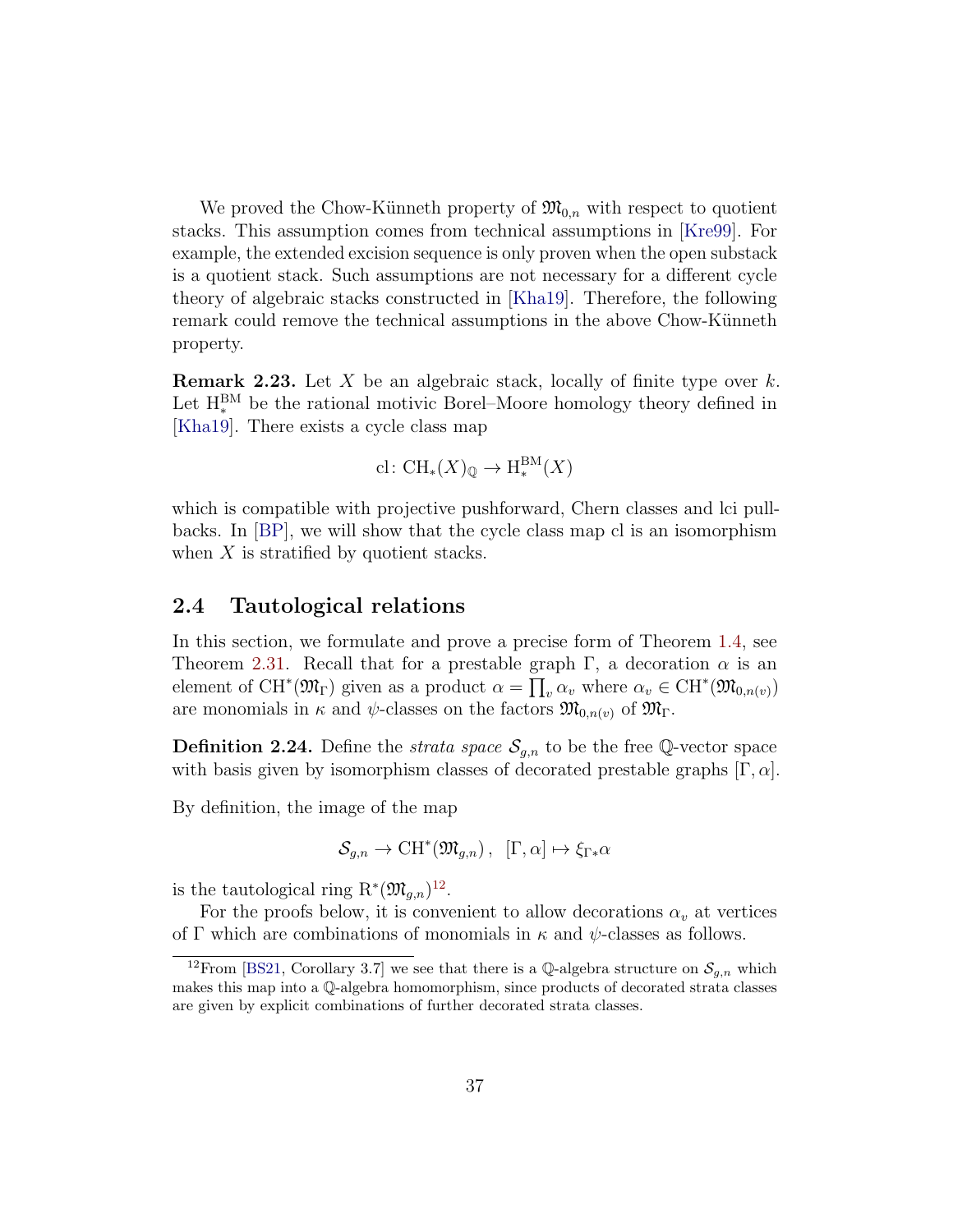We proved the Chow-Künneth property of $\mathfrak{M}_{0,n}$ with respect to quotient stacks. This assumption comes from technical assumptions in [Kre99]. For example, the extended excision sequence is only proven when the open substack is a quotient stack. Such assumptions are not necessary for a different cycle theory of algebraic stacks constructed in [Kha19]. Therefore, the following remark could remove the technical assumptions in the above Chow-Künneth property.

**Remark 2.23.** Let $X$ be an algebraic stack, locally of finite type over $k$. Let $\mathrm{H}^{\mathrm{BM}}_*$ be the rational motivic Borel–Moore homology theory defined in [Kha19]. There exists a cycle class map

$$\mathrm{cl}\colon \mathrm{CH}_*(X)_{\mathbb{Q}} \to \mathrm{H}^{\mathrm{BM}}_*(X)$$

which is compatible with projective pushforward, Chern classes and lci pullbacks. In [BP], we will show that the cycle class map cl is an isomorphism when $X$ is stratified by quotient stacks.

## 2.4 Tautological relations

In this section, we formulate and prove a precise form of Theorem 1.4, see Theorem 2.31. Recall that for a prestable graph $\Gamma$, a decoration $\alpha$ is an element of $\mathrm{CH}^*(\mathfrak{M}_\Gamma)$ given as a product $\alpha = \prod_v \alpha_v$ where $\alpha_v \in \mathrm{CH}^*(\mathfrak{M}_{0,n(v)})$ are monomials in $\kappa$ and $\psi$-classes on the factors $\mathfrak{M}_{0,n(v)}$ of $\mathfrak{M}_\Gamma$.

**Definition 2.24.** Define the *strata space* $\mathcal{S}_{g,n}$ to be the free $\mathbb{Q}$-vector space with basis given by isomorphism classes of decorated prestable graphs $[\Gamma, \alpha]$.

By definition, the image of the map

$$\mathcal{S}_{g,n} \to \mathrm{CH}^*(\mathfrak{M}_{g,n})\,, \ \ [\Gamma, \alpha] \mapsto \xi_{\Gamma *}\alpha$$

is the tautological ring $\mathrm{R}^*(\mathfrak{M}_{g,n})$[12].

For the proofs below, it is convenient to allow decorations $\alpha_v$ at vertices of $\Gamma$ which are combinations of monomials in $\kappa$ and $\psi$-classes as follows.

[12] From [BS21, Corollary 3.7] we see that there is a $\mathbb{Q}$-algebra structure on $\mathcal{S}_{g,n}$ which makes this map into a $\mathbb{Q}$-algebra homomorphism, since products of decorated strata classes are given by explicit combinations of further decorated strata classes.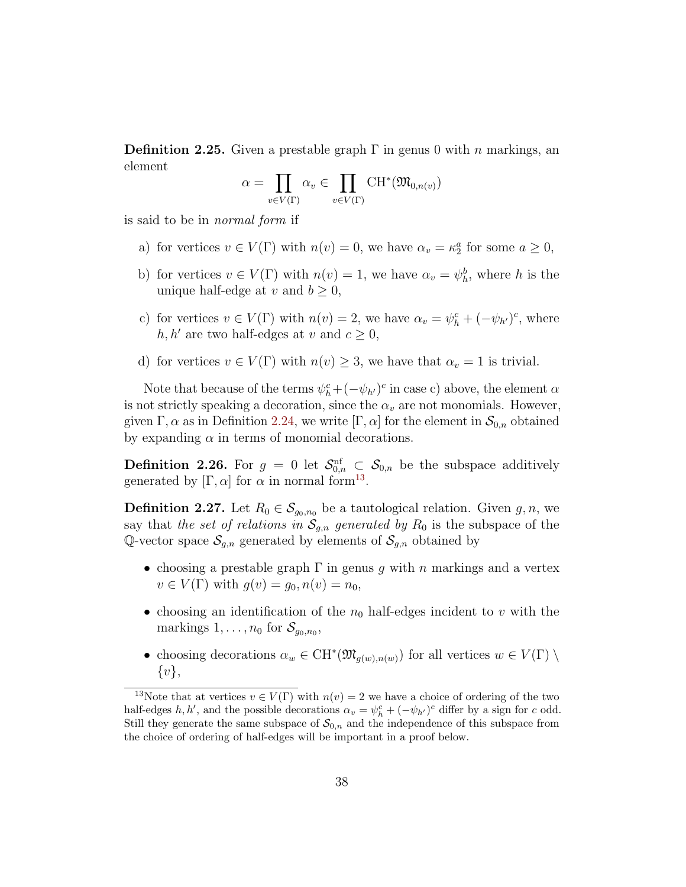**Definition 2.25.** Given a prestable graph $\Gamma$ in genus 0 with $n$ markings, an element

$$\alpha = \prod_{v \in V(\Gamma)} \alpha_v \in \prod_{v \in V(\Gamma)} \mathrm{CH}^*(\mathfrak{M}_{0,n(v)})$$

is said to be in *normal form* if

a) for vertices $v \in V(\Gamma)$ with $n(v) = 0$, we have $\alpha_v = \kappa_2^a$ for some $a \geq 0$,

b) for vertices $v \in V(\Gamma)$ with $n(v) = 1$, we have $\alpha_v = \psi_h^b$, where $h$ is the unique half-edge at $v$ and $b \geq 0$,

c) for vertices $v \in V(\Gamma)$ with $n(v) = 2$, we have $\alpha_v = \psi_h^c + (-\psi_{h'})^c$, where $h, h'$ are two half-edges at $v$ and $c \geq 0$,

d) for vertices $v \in V(\Gamma)$ with $n(v) \geq 3$, we have that $\alpha_v = 1$ is trivial.

Note that because of the terms $\psi_h^c + (-\psi_{h'})^c$ in case c) above, the element $\alpha$ is not strictly speaking a decoration, since the $\alpha_v$ are not monomials. However, given $\Gamma, \alpha$ as in Definition 2.24, we write $[\Gamma, \alpha]$ for the element in $\mathcal{S}_{0,n}$ obtained by expanding $\alpha$ in terms of monomial decorations.

**Definition 2.26.** For $g = 0$ let $\mathcal{S}_{0,n}^{\mathrm{nf}} \subset \mathcal{S}_{0,n}$ be the subspace additively generated by $[\Gamma, \alpha]$ for $\alpha$ in normal form[13].

**Definition 2.27.** Let $R_0 \in \mathcal{S}_{g_0,n_0}$ be a tautological relation. Given $g, n$, we say that *the set of relations in $\mathcal{S}_{g,n}$ generated by $R_0$* is the subspace of the $\mathbb{Q}$-vector space $\mathcal{S}_{g,n}$ generated by elements of $\mathcal{S}_{g,n}$ obtained by

- choosing a prestable graph $\Gamma$ in genus $g$ with $n$ markings and a vertex $v \in V(\Gamma)$ with $g(v) = g_0, n(v) = n_0$,
- choosing an identification of the $n_0$ half-edges incident to $v$ with the markings $1, \ldots, n_0$ for $\mathcal{S}_{g_0,n_0}$,
- choosing decorations $\alpha_w \in \mathrm{CH}^*(\mathfrak{M}_{g(w),n(w)})$ for all vertices $w \in V(\Gamma) \setminus \{v\}$,

[13] Note that at vertices $v \in V(\Gamma)$ with $n(v) = 2$ we have a choice of ordering of the two half-edges $h, h'$, and the possible decorations $\alpha_v = \psi_h^c + (-\psi_{h'})^c$ differ by a sign for $c$ odd. Still they generate the same subspace of $\mathcal{S}_{0,n}$ and the independence of this subspace from the choice of ordering of half-edges will be important in a proof below.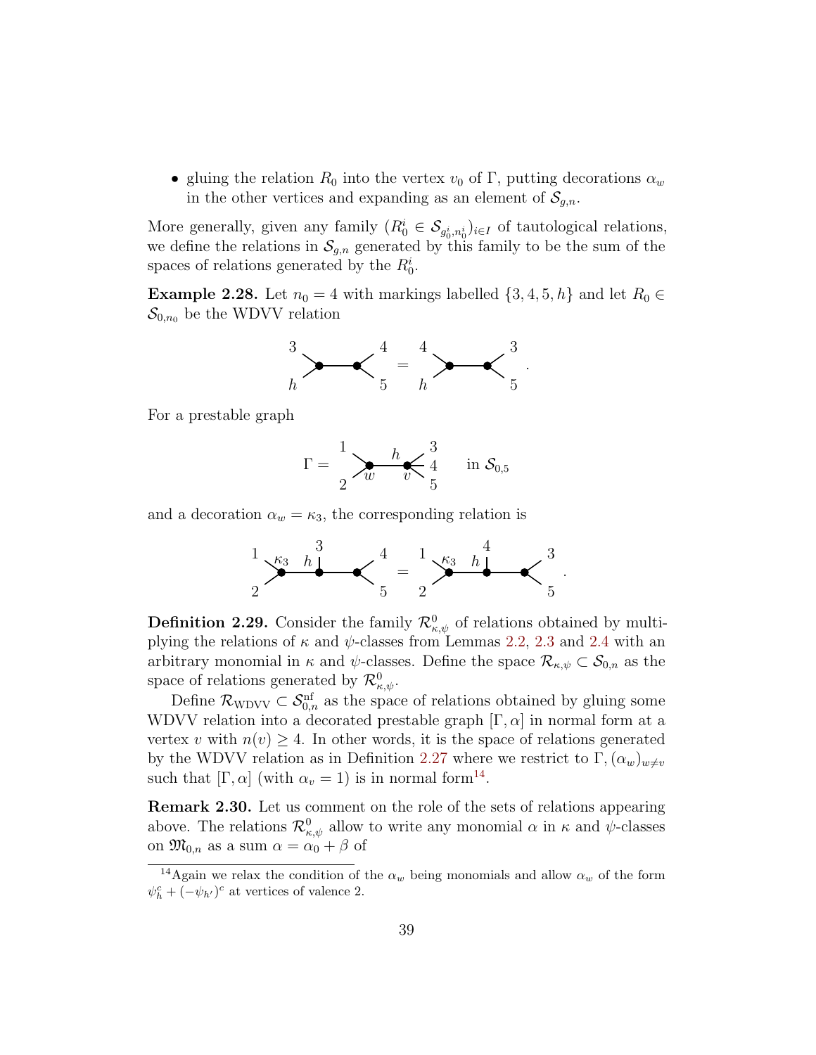- gluing the relation $R_0$ into the vertex $v_0$ of $\Gamma$, putting decorations $\alpha_w$ in the other vertices and expanding as an element of $\mathcal{S}_{g,n}$.

More generally, given any family $(R_0^i \in \mathcal{S}_{g_0^i,n_0^i})_{i\in I}$ of tautological relations, we define the relations in $\mathcal{S}_{g,n}$ generated by this family to be the sum of the spaces of relations generated by the $R_0^i$.

**Example 2.28.** Let $n_0 = 4$ with markings labelled $\{3,4,5,h\}$ and let $R_0 \in \mathcal{S}_{0,n_0}$ be the WDVV relation

$$\left[\begin{smallmatrix}3\\h\end{smallmatrix} \succ\!\!\bullet\!\!-\!\!\bullet\!\!\prec \begin{smallmatrix}4\\5\end{smallmatrix}\right] = \left[\begin{smallmatrix}4\\h\end{smallmatrix} \succ\!\!\bullet\!\!-\!\!\bullet\!\!\prec \begin{smallmatrix}3\\5\end{smallmatrix}\right].$$

For a prestable graph

$$\Gamma = \left[\begin{smallmatrix}1\\2\end{smallmatrix} \succ\!\!\underset{w}{\bullet}\!\!\overset{h}{-}\!\!\underset{v}{\bullet}\!\!\prec \begin{smallmatrix}3\\4\\5\end{smallmatrix}\right] \quad \text{in } \mathcal{S}_{0,5}$$

and a decoration $\alpha_w = \kappa_3$, the corresponding relation is

$$\left[\begin{smallmatrix}1\\2\end{smallmatrix} \succ\!\!\overset{\kappa_3}{\bullet}\!\!\overset{h}{-}\!\!\overset{3}{\bullet}\!\!-\!\!\bullet\!\!\prec \begin{smallmatrix}4\\5\end{smallmatrix}\right] = \left[\begin{smallmatrix}1\\2\end{smallmatrix} \succ\!\!\overset{\kappa_3}{\bullet}\!\!\overset{h}{-}\!\!\overset{4}{\bullet}\!\!-\!\!\bullet\!\!\prec \begin{smallmatrix}3\\5\end{smallmatrix}\right].$$

**Definition 2.29.** Consider the family $\mathcal{R}^0_{\kappa,\psi}$ of relations obtained by multiplying the relations of $\kappa$ and $\psi$-classes from Lemmas 2.2, 2.3 and 2.4 with an arbitrary monomial in $\kappa$ and $\psi$-classes. Define the space $\mathcal{R}_{\kappa,\psi} \subset \mathcal{S}_{0,n}$ as the space of relations generated by $\mathcal{R}^0_{\kappa,\psi}$.

Define $\mathcal{R}_{\mathrm{WDVV}} \subset \mathcal{S}^{\mathrm{nf}}_{0,n}$ as the space of relations obtained by gluing some WDVV relation into a decorated prestable graph $[\Gamma,\alpha]$ in normal form at a vertex $v$ with $n(v) \geq 4$. In other words, it is the space of relations generated by the WDVV relation as in Definition 2.27 where we restrict to $\Gamma, (\alpha_w)_{w\neq v}$ such that $[\Gamma,\alpha]$ (with $\alpha_v = 1$) is in normal form[14].

**Remark 2.30.** Let us comment on the role of the sets of relations appearing above. The relations $\mathcal{R}^0_{\kappa,\psi}$ allow to write any monomial $\alpha$ in $\kappa$ and $\psi$-classes on $\mathfrak{M}_{0,n}$ as a sum $\alpha = \alpha_0 + \beta$ of

---

[14] Again we relax the condition of the $\alpha_w$ being monomials and allow $\alpha_w$ of the form $\psi_h^c + (-\psi_{h'})^c$ at vertices of valence 2.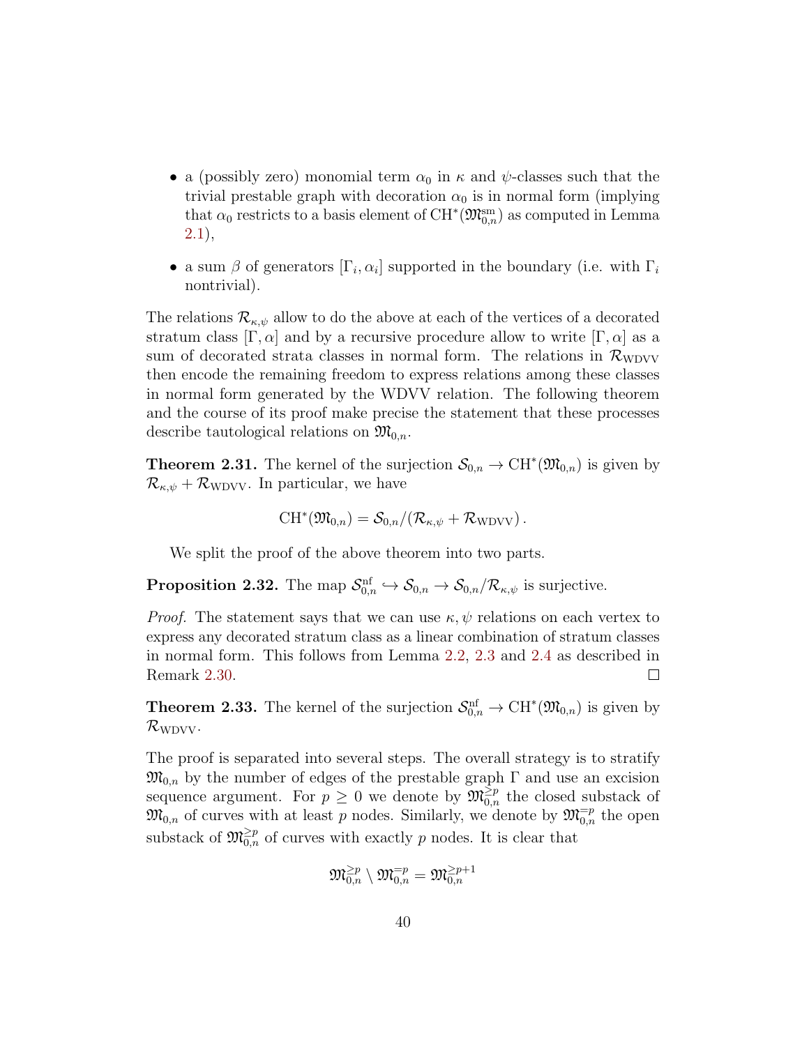- a (possibly zero) monomial term $\alpha_0$ in $\kappa$ and $\psi$-classes such that the trivial prestable graph with decoration $\alpha_0$ is in normal form (implying that $\alpha_0$ restricts to a basis element of $\mathrm{CH}^*(\mathfrak{M}_{0,n}^{\mathrm{sm}})$ as computed in Lemma 2.1),
- a sum $\beta$ of generators $[\Gamma_i, \alpha_i]$ supported in the boundary (i.e. with $\Gamma_i$ nontrivial).

The relations $\mathcal{R}_{\kappa,\psi}$ allow to do the above at each of the vertices of a decorated stratum class $[\Gamma, \alpha]$ and by a recursive procedure allow to write $[\Gamma, \alpha]$ as a sum of decorated strata classes in normal form. The relations in $\mathcal{R}_{\mathrm{WDVV}}$ then encode the remaining freedom to express relations among these classes in normal form generated by the WDVV relation. The following theorem and the course of its proof make precise the statement that these processes describe tautological relations on $\mathfrak{M}_{0,n}$.

**Theorem 2.31.** The kernel of the surjection $\mathcal{S}_{0,n} \to \mathrm{CH}^*(\mathfrak{M}_{0,n})$ is given by $\mathcal{R}_{\kappa,\psi} + \mathcal{R}_{\mathrm{WDVV}}$. In particular, we have

$$\mathrm{CH}^*(\mathfrak{M}_{0,n}) = \mathcal{S}_{0,n}/(\mathcal{R}_{\kappa,\psi} + \mathcal{R}_{\mathrm{WDVV}})\,.$$

We split the proof of the above theorem into two parts.

**Proposition 2.32.** The map $\mathcal{S}_{0,n}^{\mathrm{nf}} \hookrightarrow \mathcal{S}_{0,n} \to \mathcal{S}_{0,n}/\mathcal{R}_{\kappa,\psi}$ is surjective.

*Proof.* The statement says that we can use $\kappa, \psi$ relations on each vertex to express any decorated stratum class as a linear combination of stratum classes in normal form. This follows from Lemma 2.2, 2.3 and 2.4 as described in Remark 2.30. □

**Theorem 2.33.** The kernel of the surjection $\mathcal{S}_{0,n}^{\mathrm{nf}} \to \mathrm{CH}^*(\mathfrak{M}_{0,n})$ is given by $\mathcal{R}_{\mathrm{WDVV}}$.

The proof is separated into several steps. The overall strategy is to stratify $\mathfrak{M}_{0,n}$ by the number of edges of the prestable graph $\Gamma$ and use an excision sequence argument. For $p \geq 0$ we denote by $\mathfrak{M}_{0,n}^{\geq p}$ the closed substack of $\mathfrak{M}_{0,n}$ of curves with at least $p$ nodes. Similarly, we denote by $\mathfrak{M}_{0,n}^{=p}$ the open substack of $\mathfrak{M}_{0,n}^{\geq p}$ of curves with exactly $p$ nodes. It is clear that

$$\mathfrak{M}_{0,n}^{\geq p} \setminus \mathfrak{M}_{0,n}^{=p} = \mathfrak{M}_{0,n}^{\geq p+1}$$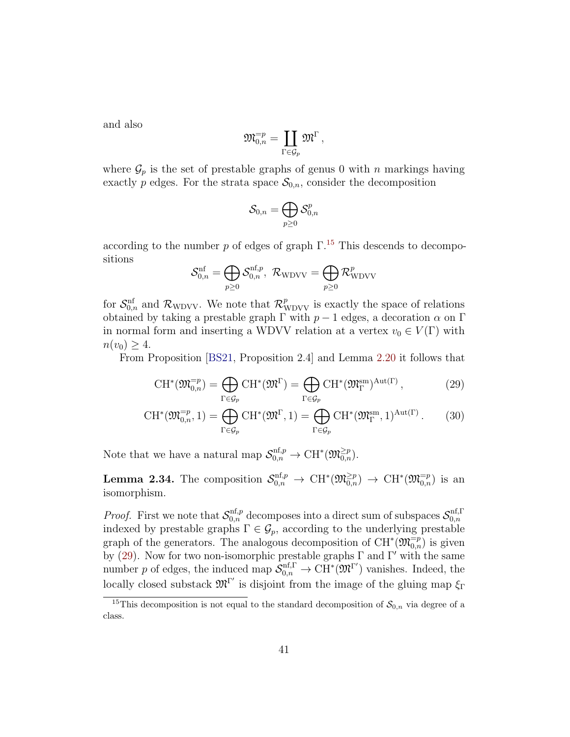and also

$$\mathfrak{M}_{0,n}^{=p} = \coprod_{\Gamma \in \mathcal{G}_p} \mathfrak{M}^\Gamma \, ,$$

where $\mathcal{G}_p$ is the set of prestable graphs of genus 0 with $n$ markings having exactly $p$ edges. For the strata space $\mathcal{S}_{0,n}$, consider the decomposition

$$\mathcal{S}_{0,n} = \bigoplus_{p \geq 0} \mathcal{S}_{0,n}^p$$

according to the number $p$ of edges of graph $\Gamma$.[15] This descends to decompositions

$$\mathcal{S}_{0,n}^{\mathrm{nf}} = \bigoplus_{p \geq 0} \mathcal{S}_{0,n}^{\mathrm{nf},p}, \; \mathcal{R}_{\mathrm{WDVV}} = \bigoplus_{p \geq 0} \mathcal{R}_{\mathrm{WDVV}}^p$$

for $\mathcal{S}_{0,n}^{\mathrm{nf}}$ and $\mathcal{R}_{\mathrm{WDVV}}$. We note that $\mathcal{R}_{\mathrm{WDVV}}^p$ is exactly the space of relations obtained by taking a prestable graph $\Gamma$ with $p-1$ edges, a decoration $\alpha$ on $\Gamma$ in normal form and inserting a WDVV relation at a vertex $v_0 \in V(\Gamma)$ with $n(v_0) \geq 4$.

From Proposition [BS21, Proposition 2.4] and Lemma 2.20 it follows that

$$\mathrm{CH}^*(\mathfrak{M}_{0,n}^{=p}) = \bigoplus_{\Gamma \in \mathcal{G}_p} \mathrm{CH}^*(\mathfrak{M}^\Gamma) = \bigoplus_{\Gamma \in \mathcal{G}_p} \mathrm{CH}^*(\mathfrak{M}_\Gamma^{\mathrm{sm}})^{\mathrm{Aut}(\Gamma)} \, , \tag{29}$$

$$\mathrm{CH}^*(\mathfrak{M}_{0,n}^{=p}, 1) = \bigoplus_{\Gamma \in \mathcal{G}_p} \mathrm{CH}^*(\mathfrak{M}^\Gamma, 1) = \bigoplus_{\Gamma \in \mathcal{G}_p} \mathrm{CH}^*(\mathfrak{M}_\Gamma^{\mathrm{sm}}, 1)^{\mathrm{Aut}(\Gamma)} \, . \tag{30}$$

Note that we have a natural map $\mathcal{S}_{0,n}^{\mathrm{nf},p} \to \mathrm{CH}^*(\mathfrak{M}_{0,n}^{\geq p})$.

**Lemma 2.34.** The composition $\mathcal{S}_{0,n}^{\mathrm{nf},p} \to \mathrm{CH}^*(\mathfrak{M}_{0,n}^{\geq p}) \to \mathrm{CH}^*(\mathfrak{M}_{0,n}^{=p})$ is an isomorphism.

*Proof.* First we note that $\mathcal{S}_{0,n}^{\mathrm{nf},p}$ decomposes into a direct sum of subspaces $\mathcal{S}_{0,n}^{\mathrm{nf},\Gamma}$ indexed by prestable graphs $\Gamma \in \mathcal{G}_p$, according to the underlying prestable graph of the generators. The analogous decomposition of $\mathrm{CH}^*(\mathfrak{M}_{0,n}^{=p})$ is given by (29). Now for two non-isomorphic prestable graphs $\Gamma$ and $\Gamma'$ with the same number $p$ of edges, the induced map $\mathcal{S}_{0,n}^{\mathrm{nf},\Gamma} \to \mathrm{CH}^*(\mathfrak{M}^{\Gamma'})$ vanishes. Indeed, the locally closed substack $\mathfrak{M}^{\Gamma'}$ is disjoint from the image of the gluing map $\xi_\Gamma$

[15] This decomposition is not equal to the standard decomposition of $\mathcal{S}_{0,n}$ via degree of a class.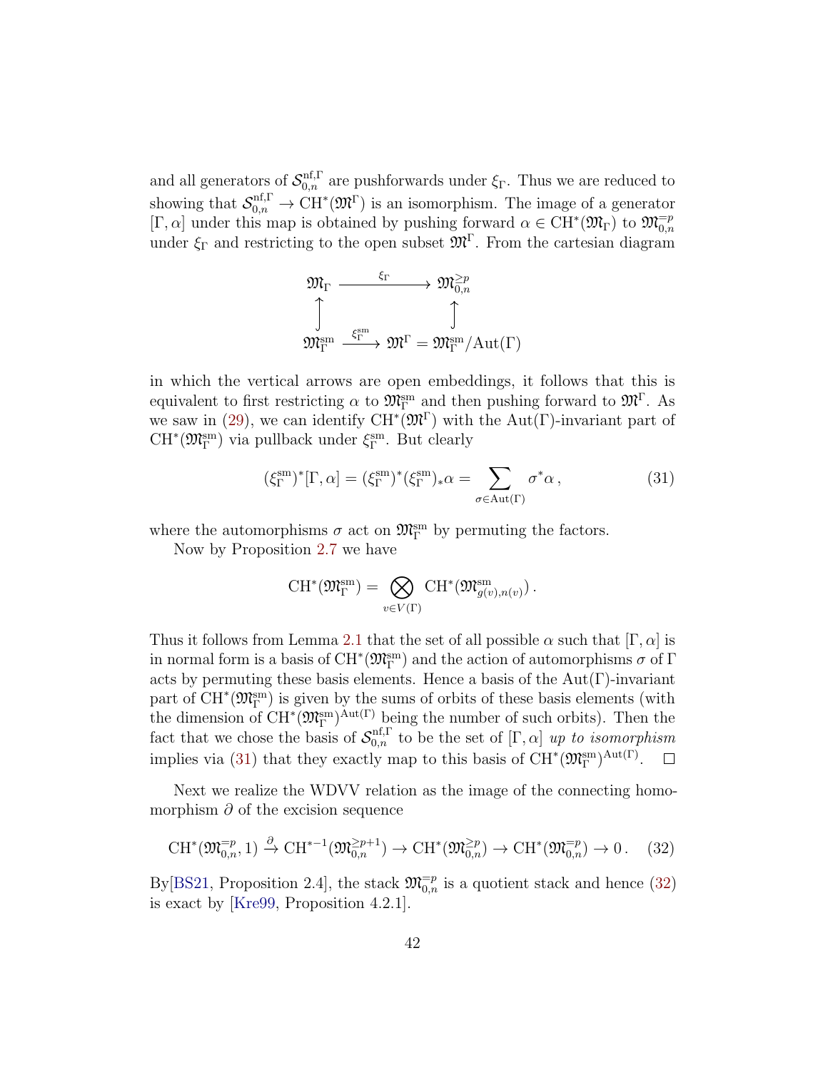and all generators of $\mathcal{S}_{0,n}^{\mathrm{nf},\Gamma}$ are pushforwards under $\xi_\Gamma$. Thus we are reduced to showing that $\mathcal{S}_{0,n}^{\mathrm{nf},\Gamma} \to \mathrm{CH}^*(\mathfrak{M}^\Gamma)$ is an isomorphism. The image of a generator $[\Gamma, \alpha]$ under this map is obtained by pushing forward $\alpha \in \mathrm{CH}^*(\mathfrak{M}_\Gamma)$ to $\mathfrak{M}_{0,n}^{=p}$ under $\xi_\Gamma$ and restricting to the open subset $\mathfrak{M}^\Gamma$. From the cartesian diagram

$$
\begin{array}{ccc}
\mathfrak{M}_\Gamma & \xrightarrow{\xi_\Gamma} & \mathfrak{M}_{0,n}^{\geq p} \\
\uparrow & & \uparrow \\
\mathfrak{M}_\Gamma^{\mathrm{sm}} & \xrightarrow{\xi_\Gamma^{\mathrm{sm}}} & \mathfrak{M}^\Gamma = \mathfrak{M}_\Gamma^{\mathrm{sm}}/\mathrm{Aut}(\Gamma)
\end{array}
$$

in which the vertical arrows are open embeddings, it follows that this is equivalent to first restricting $\alpha$ to $\mathfrak{M}_\Gamma^{\mathrm{sm}}$ and then pushing forward to $\mathfrak{M}^\Gamma$. As we saw in (29), we can identify $\mathrm{CH}^*(\mathfrak{M}^\Gamma)$ with the $\mathrm{Aut}(\Gamma)$-invariant part of $\mathrm{CH}^*(\mathfrak{M}_\Gamma^{\mathrm{sm}})$ via pullback under $\xi_\Gamma^{\mathrm{sm}}$. But clearly

$$
(\xi_\Gamma^{\mathrm{sm}})^*[\Gamma, \alpha] = (\xi_\Gamma^{\mathrm{sm}})^*(\xi_\Gamma^{\mathrm{sm}})_*\alpha = \sum_{\sigma \in \mathrm{Aut}(\Gamma)} \sigma^*\alpha\,, \tag{31}
$$

where the automorphisms $\sigma$ act on $\mathfrak{M}_\Gamma^{\mathrm{sm}}$ by permuting the factors.

Now by Proposition 2.7 we have

$$
\mathrm{CH}^*(\mathfrak{M}_\Gamma^{\mathrm{sm}}) = \bigotimes_{v \in V(\Gamma)} \mathrm{CH}^*(\mathfrak{M}_{g(v),n(v)}^{\mathrm{sm}})\,.
$$

Thus it follows from Lemma 2.1 that the set of all possible $\alpha$ such that $[\Gamma, \alpha]$ is in normal form is a basis of $\mathrm{CH}^*(\mathfrak{M}_\Gamma^{\mathrm{sm}})$ and the action of automorphisms $\sigma$ of $\Gamma$ acts by permuting these basis elements. Hence a basis of the $\mathrm{Aut}(\Gamma)$-invariant part of $\mathrm{CH}^*(\mathfrak{M}_\Gamma^{\mathrm{sm}})$ is given by the sums of orbits of these basis elements (with the dimension of $\mathrm{CH}^*(\mathfrak{M}_\Gamma^{\mathrm{sm}})^{\mathrm{Aut}(\Gamma)}$ being the number of such orbits). Then the fact that we chose the basis of $\mathcal{S}_{0,n}^{\mathrm{nf},\Gamma}$ to be the set of $[\Gamma, \alpha]$ *up to isomorphism* implies via (31) that they exactly map to this basis of $\mathrm{CH}^*(\mathfrak{M}_\Gamma^{\mathrm{sm}})^{\mathrm{Aut}(\Gamma)}$. $\square$

Next we realize the WDVV relation as the image of the connecting homomorphism $\partial$ of the excision sequence

$$
\mathrm{CH}^*(\mathfrak{M}_{0,n}^{=p}, 1) \xrightarrow{\partial} \mathrm{CH}^{*-1}(\mathfrak{M}_{0,n}^{\geq p+1}) \to \mathrm{CH}^*(\mathfrak{M}_{0,n}^{\geq p}) \to \mathrm{CH}^*(\mathfrak{M}_{0,n}^{=p}) \to 0\,. \tag{32}
$$

By[BS21, Proposition 2.4], the stack $\mathfrak{M}_{0,n}^{=p}$ is a quotient stack and hence (32) is exact by [Kre99, Proposition 4.2.1].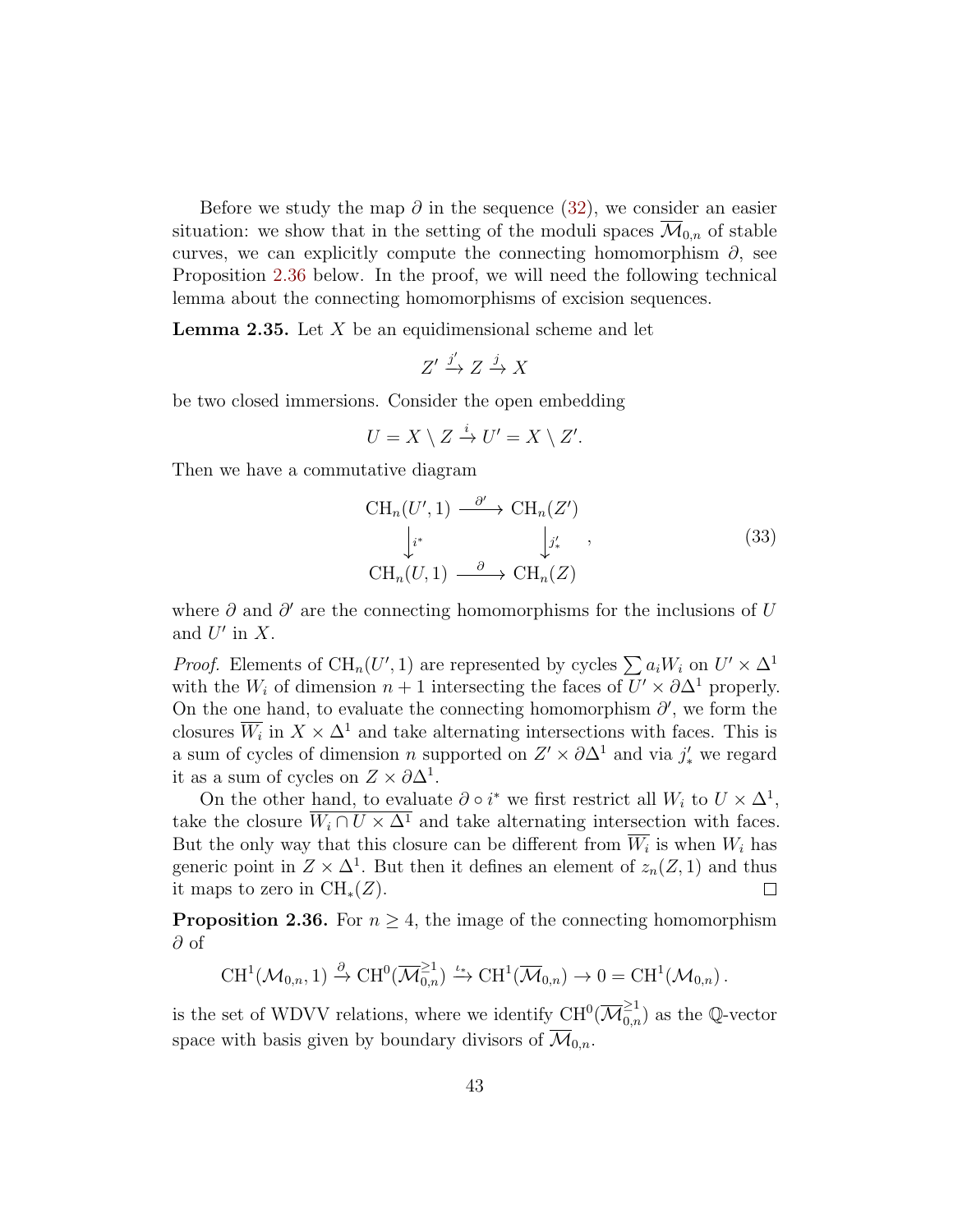Before we study the map $\partial$ in the sequence (32), we consider an easier situation: we show that in the setting of the moduli spaces $\overline{\mathcal{M}}_{0,n}$ of stable curves, we can explicitly compute the connecting homomorphism $\partial$, see Proposition 2.36 below. In the proof, we will need the following technical lemma about the connecting homomorphisms of excision sequences.

**Lemma 2.35.** Let $X$ be an equidimensional scheme and let

$$Z' \xrightarrow{j'} Z \xrightarrow{j} X$$

be two closed immersions. Consider the open embedding

$$U = X \setminus Z \xrightarrow{i} U' = X \setminus Z'.$$

Then we have a commutative diagram

$$\begin{array}{ccc} \mathrm{CH}_n(U', 1) & \xrightarrow{\partial'} & \mathrm{CH}_n(Z') \\ \big\downarrow{\scriptstyle i^*} & & \big\downarrow{\scriptstyle j'_*} \\ \mathrm{CH}_n(U, 1) & \xrightarrow{\partial} & \mathrm{CH}_n(Z) \end{array} \qquad (33)$$

where $\partial$ and $\partial'$ are the connecting homomorphisms for the inclusions of $U$ and $U'$ in $X$.

*Proof.* Elements of $\mathrm{CH}_n(U', 1)$ are represented by cycles $\sum a_i W_i$ on $U' \times \Delta^1$ with the $W_i$ of dimension $n+1$ intersecting the faces of $U' \times \partial\Delta^1$ properly. On the one hand, to evaluate the connecting homomorphism $\partial'$, we form the closures $\overline{W_i}$ in $X \times \Delta^1$ and take alternating intersections with faces. This is a sum of cycles of dimension $n$ supported on $Z' \times \partial\Delta^1$ and via $j'_*$ we regard it as a sum of cycles on $Z \times \partial\Delta^1$.

On the other hand, to evaluate $\partial \circ i^*$ we first restrict all $W_i$ to $U \times \Delta^1$, take the closure $\overline{W_i \cap U \times \Delta^1}$ and take alternating intersection with faces. But the only way that this closure can be different from $\overline{W_i}$ is when $W_i$ has generic point in $Z \times \Delta^1$. But then it defines an element of $z_n(Z, 1)$ and thus it maps to zero in $\mathrm{CH}_*(Z)$. $\square$

**Proposition 2.36.** For $n \geq 4$, the image of the connecting homomorphism $\partial$ of

$$\mathrm{CH}^1(\mathcal{M}_{0,n}, 1) \xrightarrow{\partial} \mathrm{CH}^0(\overline{\mathcal{M}}_{0,n}^{\geq 1}) \xrightarrow{\iota_*} \mathrm{CH}^1(\overline{\mathcal{M}}_{0,n}) \to 0 = \mathrm{CH}^1(\mathcal{M}_{0,n}).$$

is the set of WDVV relations, where we identify $\mathrm{CH}^0(\overline{\mathcal{M}}_{0,n}^{\geq 1})$ as the $\mathbb{Q}$-vector space with basis given by boundary divisors of $\overline{\mathcal{M}}_{0,n}$.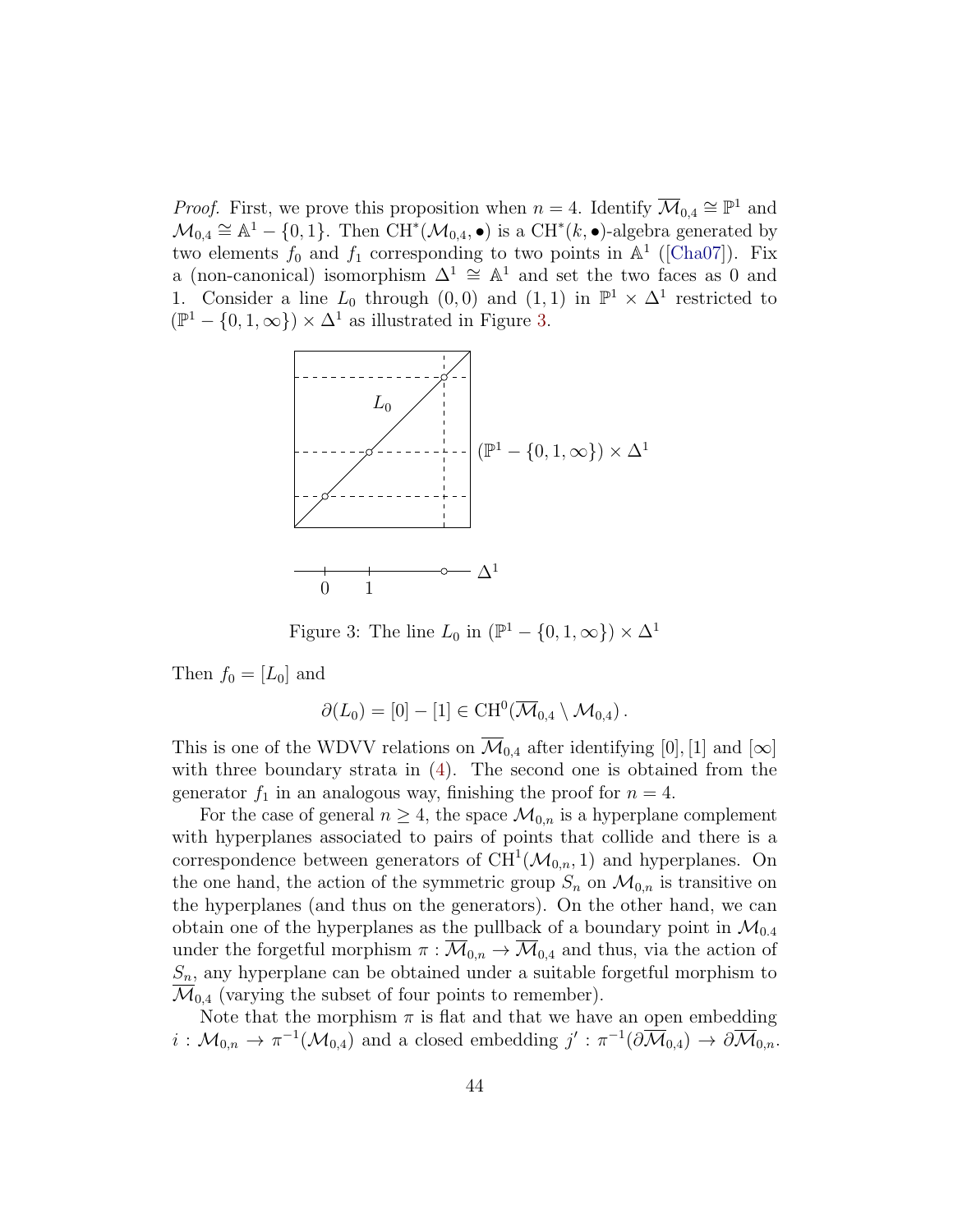*Proof.* First, we prove this proposition when $n = 4$. Identify $\overline{\mathcal{M}}_{0,4} \cong \mathbb{P}^1$ and $\mathcal{M}_{0,4} \cong \mathbb{A}^1 - \{0, 1\}$. Then $\mathrm{CH}^*(\mathcal{M}_{0,4}, \bullet)$ is a $\mathrm{CH}^*(k, \bullet)$-algebra generated by two elements $f_0$ and $f_1$ corresponding to two points in $\mathbb{A}^1$ ([Cha07]). Fix a (non-canonical) isomorphism $\Delta^1 \cong \mathbb{A}^1$ and set the two faces as 0 and 1. Consider a line $L_0$ through $(0, 0)$ and $(1, 1)$ in $\mathbb{P}^1 \times \Delta^1$ restricted to $(\mathbb{P}^1 - \{0, 1, \infty\}) \times \Delta^1$ as illustrated in Figure 3.

Figure 3: The line $L_0$ in $(\mathbb{P}^1 - \{0, 1, \infty\}) \times \Delta^1$

Then $f_0 = [L_0]$ and

$$\partial(L_0) = [0] - [1] \in \mathrm{CH}^0(\overline{\mathcal{M}}_{0,4} \setminus \mathcal{M}_{0,4}) \, .$$

This is one of the WDVV relations on $\overline{\mathcal{M}}_{0,4}$ after identifying $[0], [1]$ and $[\infty]$ with three boundary strata in (4). The second one is obtained from the generator $f_1$ in an analogous way, finishing the proof for $n = 4$.

For the case of general $n \geq 4$, the space $\mathcal{M}_{0,n}$ is a hyperplane complement with hyperplanes associated to pairs of points that collide and there is a correspondence between generators of $\mathrm{CH}^1(\mathcal{M}_{0,n}, 1)$ and hyperplanes. On the one hand, the action of the symmetric group $S_n$ on $\mathcal{M}_{0,n}$ is transitive on the hyperplanes (and thus on the generators). On the other hand, we can obtain one of the hyperplanes as the pullback of a boundary point in $\mathcal{M}_{0,4}$ under the forgetful morphism $\pi : \overline{\mathcal{M}}_{0,n} \to \overline{\mathcal{M}}_{0,4}$ and thus, via the action of $S_n$, any hyperplane can be obtained under a suitable forgetful morphism to $\overline{\mathcal{M}}_{0,4}$ (varying the subset of four points to remember).

Note that the morphism $\pi$ is flat and that we have an open embedding $i : \mathcal{M}_{0,n} \to \pi^{-1}(\mathcal{M}_{0,4})$ and a closed embedding $j' : \pi^{-1}(\partial\overline{\mathcal{M}}_{0,4}) \to \partial\overline{\mathcal{M}}_{0,n}$.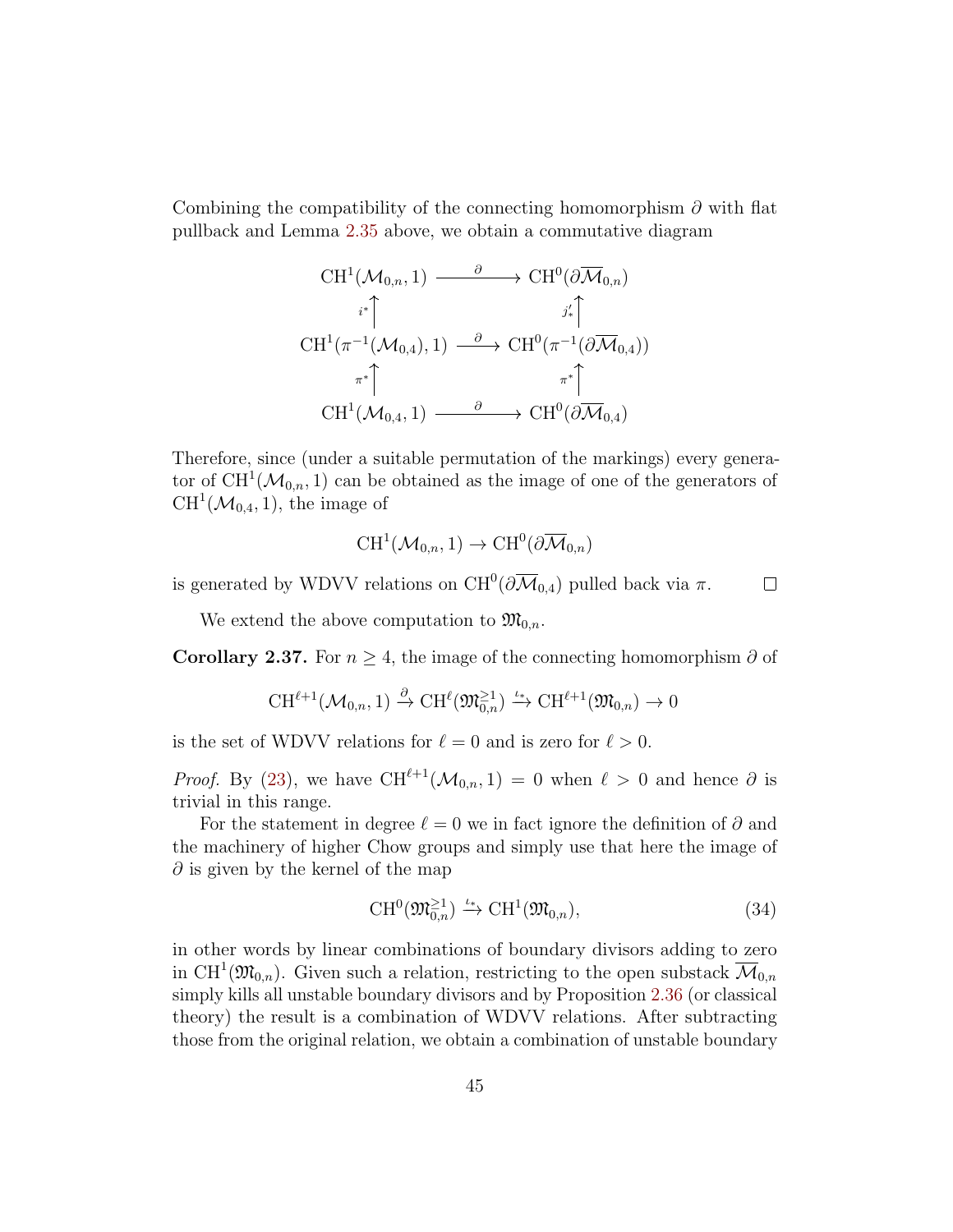Combining the compatibility of the connecting homomorphism $\partial$ with flat pullback and Lemma 2.35 above, we obtain a commutative diagram

$$\begin{array}{ccc}
\mathrm{CH}^1(\mathcal{M}_{0,n},1) & \xrightarrow{\quad\partial\quad} & \mathrm{CH}^0(\partial\overline{\mathcal{M}}_{0,n}) \\
{\scriptstyle i^*}\uparrow & & \uparrow{\scriptstyle j'_*} \\
\mathrm{CH}^1(\pi^{-1}(\mathcal{M}_{0,4}),1) & \xrightarrow{\quad\partial\quad} & \mathrm{CH}^0(\pi^{-1}(\partial\overline{\mathcal{M}}_{0,4})) \\
{\scriptstyle \pi^*}\uparrow & & \uparrow{\scriptstyle \pi^*} \\
\mathrm{CH}^1(\mathcal{M}_{0,4},1) & \xrightarrow{\quad\partial\quad} & \mathrm{CH}^0(\partial\overline{\mathcal{M}}_{0,4})
\end{array}$$

Therefore, since (under a suitable permutation of the markings) every generator of $\mathrm{CH}^1(\mathcal{M}_{0,n},1)$ can be obtained as the image of one of the generators of $\mathrm{CH}^1(\mathcal{M}_{0,4},1)$, the image of

$$\mathrm{CH}^1(\mathcal{M}_{0,n},1) \to \mathrm{CH}^0(\partial\overline{\mathcal{M}}_{0,n})$$

is generated by WDVV relations on $\mathrm{CH}^0(\partial\overline{\mathcal{M}}_{0,4})$ pulled back via $\pi$. $\square$

We extend the above computation to $\mathfrak{M}_{0,n}$.

**Corollary 2.37.** *For $n \geq 4$, the image of the connecting homomorphism $\partial$ of*

$$\mathrm{CH}^{\ell+1}(\mathcal{M}_{0,n},1) \xrightarrow{\partial} \mathrm{CH}^{\ell}(\mathfrak{M}_{0,n}^{\geq 1}) \xrightarrow{\iota_*} \mathrm{CH}^{\ell+1}(\mathfrak{M}_{0,n}) \to 0$$

*is the set of WDVV relations for $\ell = 0$ and is zero for $\ell > 0$.*

*Proof.* By (23), we have $\mathrm{CH}^{\ell+1}(\mathcal{M}_{0,n},1) = 0$ when $\ell > 0$ and hence $\partial$ is trivial in this range.

For the statement in degree $\ell = 0$ we in fact ignore the definition of $\partial$ and the machinery of higher Chow groups and simply use that here the image of $\partial$ is given by the kernel of the map

$$\mathrm{CH}^0(\mathfrak{M}_{0,n}^{\geq 1}) \xrightarrow{\iota_*} \mathrm{CH}^1(\mathfrak{M}_{0,n}), \tag{34}$$

in other words by linear combinations of boundary divisors adding to zero in $\mathrm{CH}^1(\mathfrak{M}_{0,n})$. Given such a relation, restricting to the open substack $\overline{\mathcal{M}}_{0,n}$ simply kills all unstable boundary divisors and by Proposition 2.36 (or classical theory) the result is a combination of WDVV relations. After subtracting those from the original relation, we obtain a combination of unstable boundary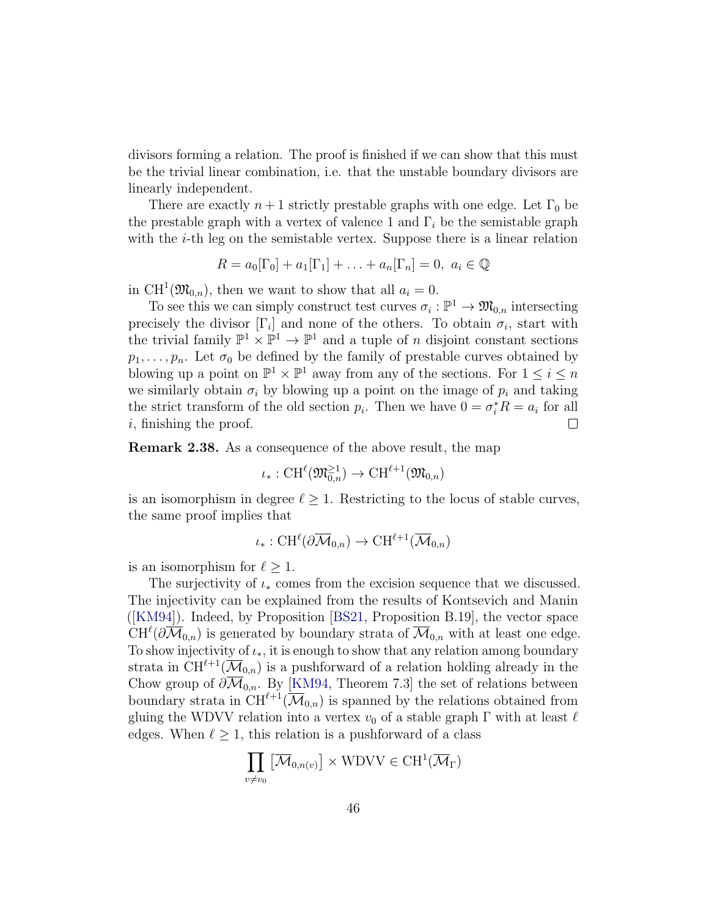divisors forming a relation. The proof is finished if we can show that this must be the trivial linear combination, i.e. that the unstable boundary divisors are linearly independent.

There are exactly $n+1$ strictly prestable graphs with one edge. Let $\Gamma_0$ be the prestable graph with a vertex of valence 1 and $\Gamma_i$ be the semistable graph with the $i$-th leg on the semistable vertex. Suppose there is a linear relation

$$R = a_0[\Gamma_0] + a_1[\Gamma_1] + \ldots + a_n[\Gamma_n] = 0, \ a_i \in \mathbb{Q}$$

in $\mathrm{CH}^1(\mathfrak{M}_{0,n})$, then we want to show that all $a_i = 0$.

To see this we can simply construct test curves $\sigma_i : \mathbb{P}^1 \to \mathfrak{M}_{0,n}$ intersecting precisely the divisor $[\Gamma_i]$ and none of the others. To obtain $\sigma_i$, start with the trivial family $\mathbb{P}^1 \times \mathbb{P}^1 \to \mathbb{P}^1$ and a tuple of $n$ disjoint constant sections $p_1, \ldots, p_n$. Let $\sigma_0$ be defined by the family of prestable curves obtained by blowing up a point on $\mathbb{P}^1 \times \mathbb{P}^1$ away from any of the sections. For $1 \leq i \leq n$ we similarly obtain $\sigma_i$ by blowing up a point on the image of $p_i$ and taking the strict transform of the old section $p_i$. Then we have $0 = \sigma_i^* R = a_i$ for all $i$, finishing the proof. ☐

**Remark 2.38.** As a consequence of the above result, the map

$$\iota_* : \mathrm{CH}^\ell(\mathfrak{M}_{0,n}^{\geq 1}) \to \mathrm{CH}^{\ell+1}(\mathfrak{M}_{0,n})$$

is an isomorphism in degree $\ell \geq 1$. Restricting to the locus of stable curves, the same proof implies that

$$\iota_* : \mathrm{CH}^\ell(\partial\overline{\mathcal{M}}_{0,n}) \to \mathrm{CH}^{\ell+1}(\overline{\mathcal{M}}_{0,n})$$

is an isomorphism for $\ell \geq 1$.

The surjectivity of $\iota_*$ comes from the excision sequence that we discussed. The injectivity can be explained from the results of Kontsevich and Manin ([KM94]). Indeed, by Proposition [BS21, Proposition B.19], the vector space $\mathrm{CH}^\ell(\partial\overline{\mathcal{M}}_{0,n})$ is generated by boundary strata of $\overline{\mathcal{M}}_{0,n}$ with at least one edge. To show injectivity of $\iota_*$, it is enough to show that any relation among boundary strata in $\mathrm{CH}^{\ell+1}(\overline{\mathcal{M}}_{0,n})$ is a pushforward of a relation holding already in the Chow group of $\partial\overline{\mathcal{M}}_{0,n}$. By [KM94, Theorem 7.3] the set of relations between boundary strata in $\mathrm{CH}^{\ell+1}(\overline{\mathcal{M}}_{0,n})$ is spanned by the relations obtained from gluing the WDVV relation into a vertex $v_0$ of a stable graph $\Gamma$ with at least $\ell$ edges. When $\ell \geq 1$, this relation is a pushforward of a class

$$\prod_{v \neq v_0} \left[\overline{\mathcal{M}}_{0,n(v)}\right] \times \mathrm{WDVV} \in \mathrm{CH}^1(\overline{\mathcal{M}}_\Gamma)$$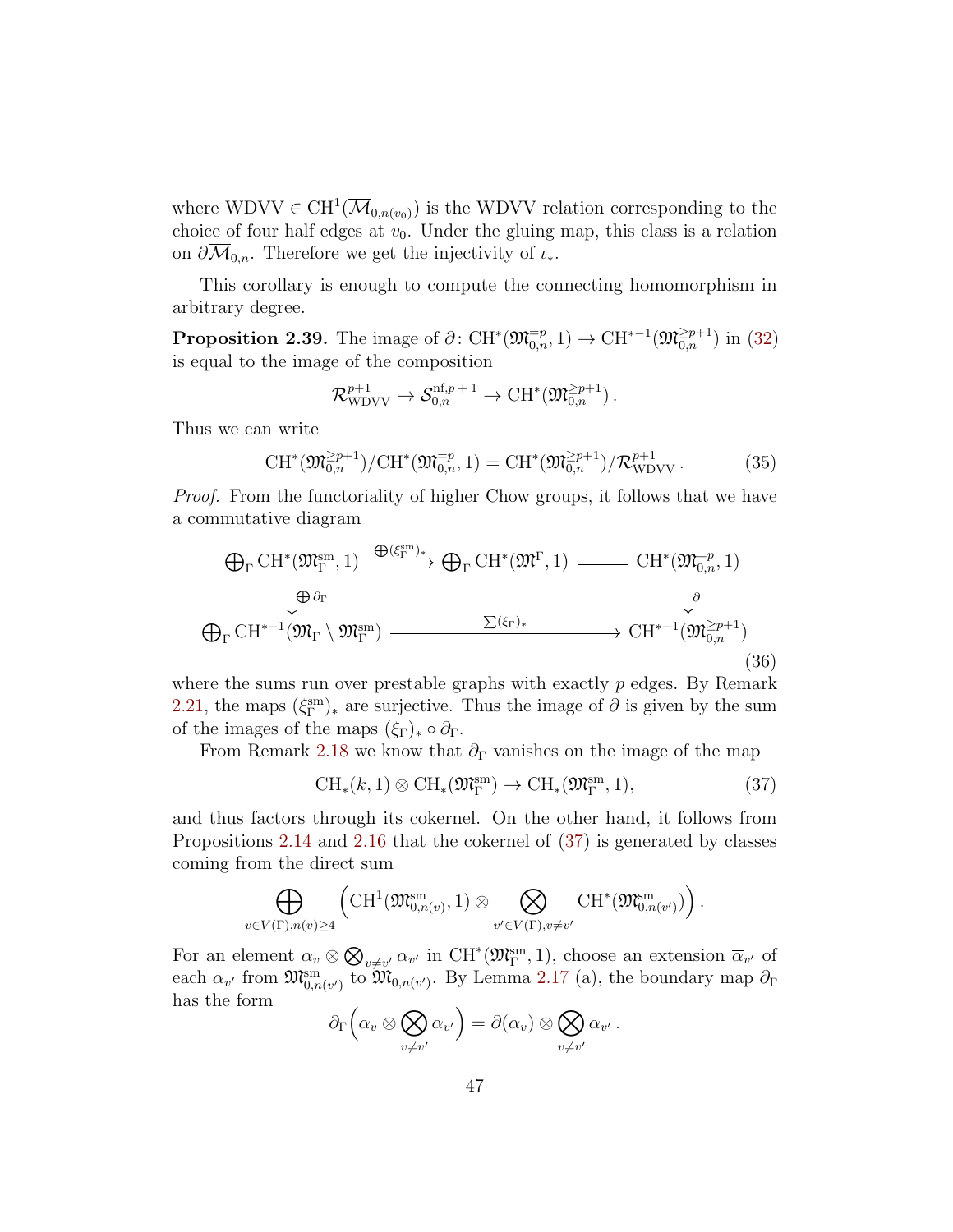where $\mathrm{WDVV} \in \mathrm{CH}^1(\overline{\mathcal{M}}_{0,n(v_0)})$ is the WDVV relation corresponding to the choice of four half edges at $v_0$. Under the gluing map, this class is a relation on $\partial\overline{\mathcal{M}}_{0,n}$. Therefore we get the injectivity of $\iota_*$.

This corollary is enough to compute the connecting homomorphism in arbitrary degree.

**Proposition 2.39.** The image of $\partial \colon \mathrm{CH}^*(\mathfrak{M}_{0,n}^{=p}, 1) \to \mathrm{CH}^{*-1}(\mathfrak{M}_{0,n}^{\geq p+1})$ in (32) is equal to the image of the composition

$$\mathcal{R}_{\mathrm{WDVV}}^{p+1} \to \mathcal{S}_{0,n}^{\mathrm{nf}, p+1} \to \mathrm{CH}^*(\mathfrak{M}_{0,n}^{\geq p+1}) .$$

Thus we can write

$$\mathrm{CH}^*(\mathfrak{M}_{0,n}^{\geq p+1})/\mathrm{CH}^*(\mathfrak{M}_{0,n}^{=p}, 1) = \mathrm{CH}^*(\mathfrak{M}_{0,n}^{\geq p+1})/\mathcal{R}_{\mathrm{WDVV}}^{p+1} . \tag{35}$$

*Proof.* From the functoriality of higher Chow groups, it follows that we have a commutative diagram

$$\begin{array}{ccccc}
\bigoplus_\Gamma \mathrm{CH}^*(\mathfrak{M}_\Gamma^{\mathrm{sm}}, 1) & \xrightarrow{\oplus (\xi_\Gamma^{\mathrm{sm}})_*} & \bigoplus_\Gamma \mathrm{CH}^*(\mathfrak{M}^\Gamma, 1) & \text{------} & \mathrm{CH}^*(\mathfrak{M}_{0,n}^{=p}, 1) \\
\big\downarrow \oplus \partial_\Gamma & & & & \big\downarrow \partial \\
\bigoplus_\Gamma \mathrm{CH}^{*-1}(\mathfrak{M}_\Gamma \setminus \mathfrak{M}_\Gamma^{\mathrm{sm}}) & & \xrightarrow{\quad \sum (\xi_\Gamma)_* \quad} & & \mathrm{CH}^{*-1}(\mathfrak{M}_{0,n}^{\geq p+1})
\end{array} \tag{36}$$

where the sums run over prestable graphs with exactly $p$ edges. By Remark 2.21, the maps $(\xi_\Gamma^{\mathrm{sm}})_*$ are surjective. Thus the image of $\partial$ is given by the sum of the images of the maps $(\xi_\Gamma)_* \circ \partial_\Gamma$.

From Remark 2.18 we know that $\partial_\Gamma$ vanishes on the image of the map

$$\mathrm{CH}_*(k, 1) \otimes \mathrm{CH}_*(\mathfrak{M}_\Gamma^{\mathrm{sm}}) \to \mathrm{CH}_*(\mathfrak{M}_\Gamma^{\mathrm{sm}}, 1), \tag{37}$$

and thus factors through its cokernel. On the other hand, it follows from Propositions 2.14 and 2.16 that the cokernel of (37) is generated by classes coming from the direct sum

$$\bigoplus_{v \in V(\Gamma), n(v) \geq 4} \Big( \mathrm{CH}^1(\mathfrak{M}_{0,n(v)}^{\mathrm{sm}}, 1) \otimes \bigotimes_{v' \in V(\Gamma), v \neq v'} \mathrm{CH}^*(\mathfrak{M}_{0,n(v')}^{\mathrm{sm}}) \Big) .$$

For an element $\alpha_v \otimes \bigotimes_{v \neq v'} \alpha_{v'}$ in $\mathrm{CH}^*(\mathfrak{M}_\Gamma^{\mathrm{sm}}, 1)$, choose an extension $\overline{\alpha}_{v'}$ of each $\alpha_{v'}$ from $\mathfrak{M}_{0,n(v')}^{\mathrm{sm}}$ to $\mathfrak{M}_{0,n(v')}$. By Lemma 2.17 (a), the boundary map $\partial_\Gamma$ has the form

$$\partial_\Gamma \Big( \alpha_v \otimes \bigotimes_{v \neq v'} \alpha_{v'} \Big) = \partial(\alpha_v) \otimes \bigotimes_{v \neq v'} \overline{\alpha}_{v'} .$$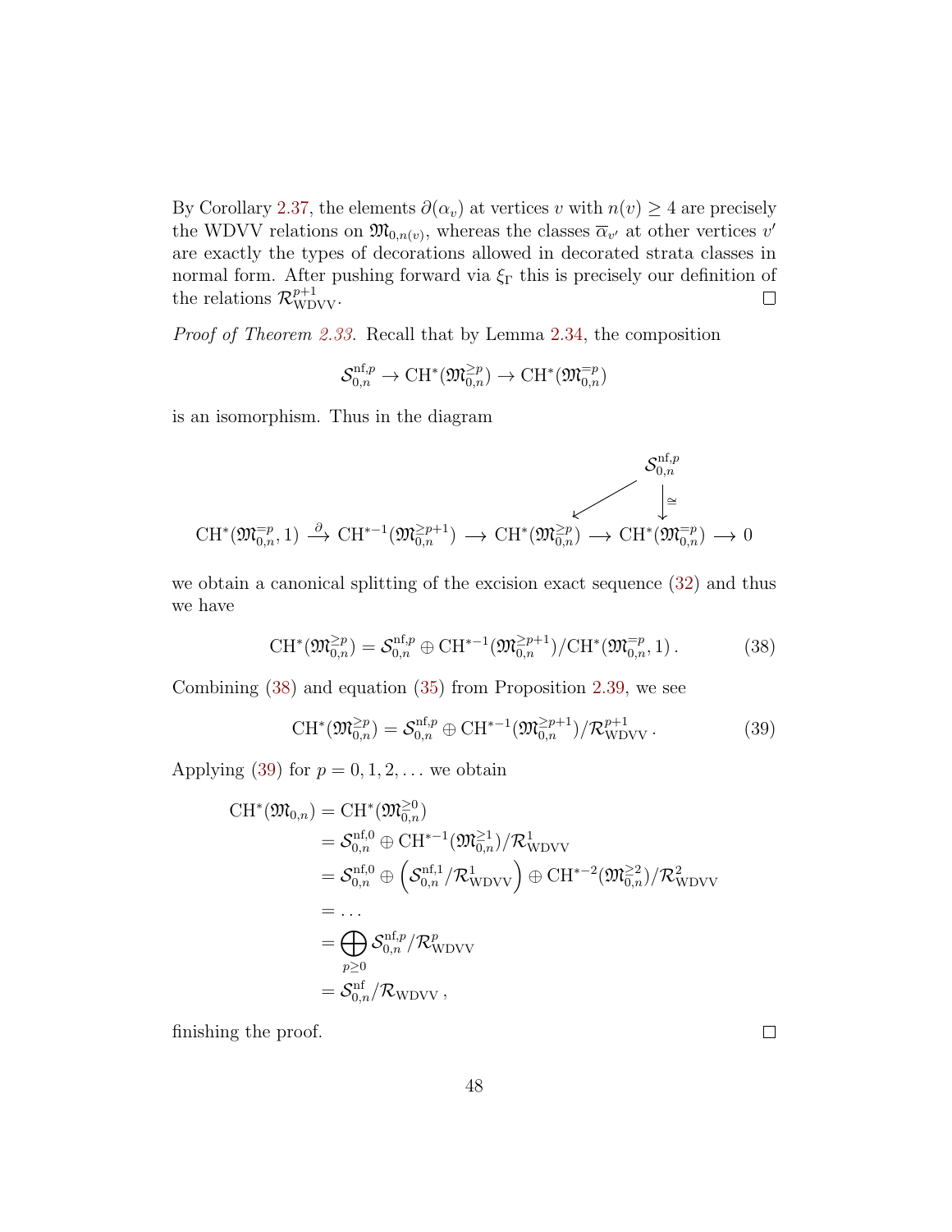By Corollary 2.37, the elements $\partial(\alpha_v)$ at vertices $v$ with $n(v) \geq 4$ are precisely the WDVV relations on $\mathfrak{M}_{0,n(v)}$, whereas the classes $\overline{\alpha}_{v'}$ at other vertices $v'$ are exactly the types of decorations allowed in decorated strata classes in normal form. After pushing forward via $\xi_\Gamma$ this is precisely our definition of the relations $\mathcal{R}^{p+1}_{\mathrm{WDVV}}$. □

*Proof of Theorem 2.33.* Recall that by Lemma 2.34, the composition

$$\mathcal{S}^{\mathrm{nf},p}_{0,n} \to \mathrm{CH}^*(\mathfrak{M}^{\geq p}_{0,n}) \to \mathrm{CH}^*(\mathfrak{M}^{=p}_{0,n})$$

is an isomorphism. Thus in the diagram

$$\begin{array}{ccccccccc} & & & & & & \mathcal{S}^{\mathrm{nf},p}_{0,n} & & \\ & & & & & \swarrow & \downarrow \cong & & \\ \mathrm{CH}^*(\mathfrak{M}^{=p}_{0,n},1) & \xrightarrow{\partial} & \mathrm{CH}^{*-1}(\mathfrak{M}^{\geq p+1}_{0,n}) & \longrightarrow & \mathrm{CH}^*(\mathfrak{M}^{\geq p}_{0,n}) & \longrightarrow & \mathrm{CH}^*(\mathfrak{M}^{=p}_{0,n}) & \longrightarrow & 0 \end{array}$$

we obtain a canonical splitting of the excision exact sequence (32) and thus we have

$$\mathrm{CH}^*(\mathfrak{M}^{\geq p}_{0,n}) = \mathcal{S}^{\mathrm{nf},p}_{0,n} \oplus \mathrm{CH}^{*-1}(\mathfrak{M}^{\geq p+1}_{0,n})/\mathrm{CH}^*(\mathfrak{M}^{=p}_{0,n},1)\,. \tag{38}$$

Combining (38) and equation (35) from Proposition 2.39, we see

$$\mathrm{CH}^*(\mathfrak{M}^{\geq p}_{0,n}) = \mathcal{S}^{\mathrm{nf},p}_{0,n} \oplus \mathrm{CH}^{*-1}(\mathfrak{M}^{\geq p+1}_{0,n})/\mathcal{R}^{p+1}_{\mathrm{WDVV}}\,. \tag{39}$$

Applying (39) for $p = 0, 1, 2, \ldots$ we obtain

$$\begin{aligned} \mathrm{CH}^*(\mathfrak{M}_{0,n}) &= \mathrm{CH}^*(\mathfrak{M}^{\geq 0}_{0,n}) \\ &= \mathcal{S}^{\mathrm{nf},0}_{0,n} \oplus \mathrm{CH}^{*-1}(\mathfrak{M}^{\geq 1}_{0,n})/\mathcal{R}^1_{\mathrm{WDVV}} \\ &= \mathcal{S}^{\mathrm{nf},0}_{0,n} \oplus \left(\mathcal{S}^{\mathrm{nf},1}_{0,n}/\mathcal{R}^1_{\mathrm{WDVV}}\right) \oplus \mathrm{CH}^{*-2}(\mathfrak{M}^{\geq 2}_{0,n})/\mathcal{R}^2_{\mathrm{WDVV}} \\ &= \ldots \\ &= \bigoplus_{p \geq 0} \mathcal{S}^{\mathrm{nf},p}_{0,n}/\mathcal{R}^p_{\mathrm{WDVV}} \\ &= \mathcal{S}^{\mathrm{nf}}_{0,n}/\mathcal{R}_{\mathrm{WDVV}}\,, \end{aligned}$$

finishing the proof. □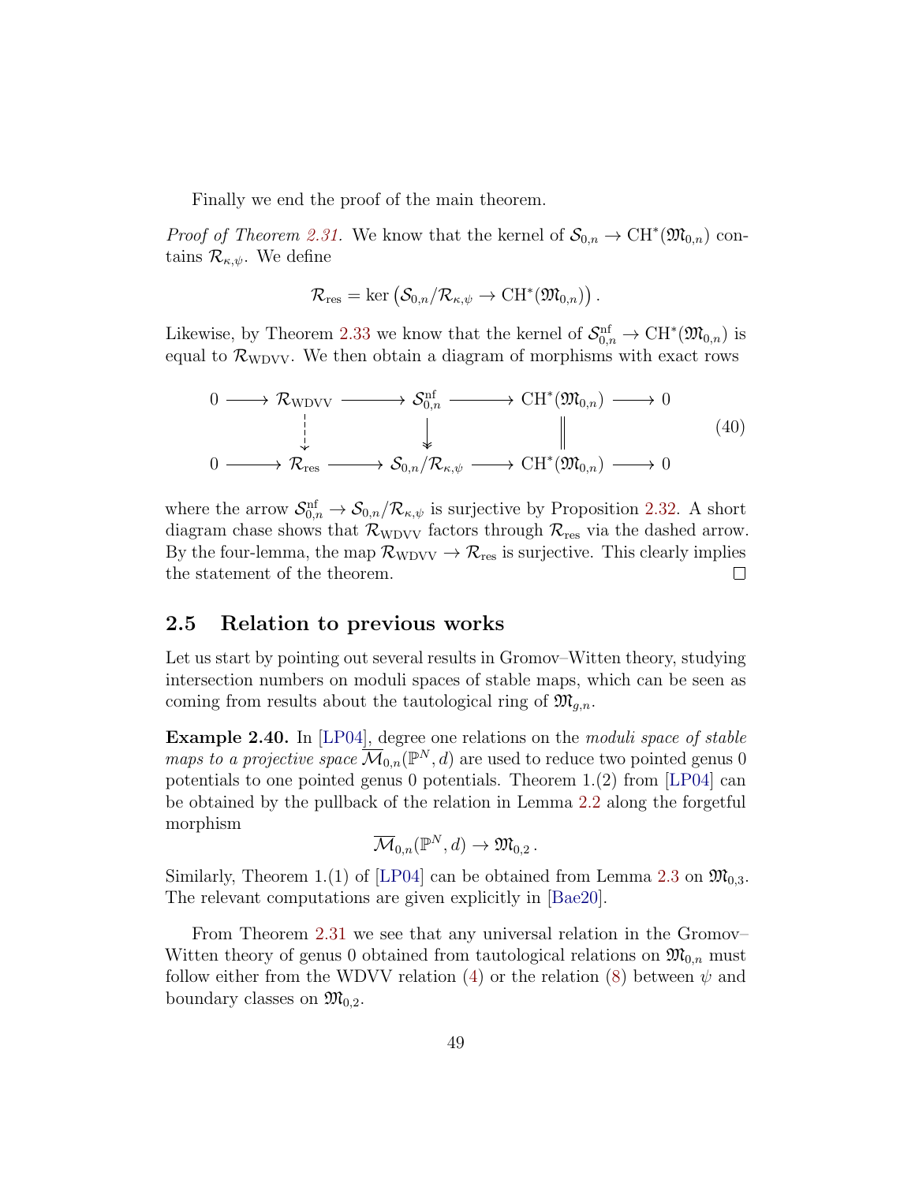Finally we end the proof of the main theorem.

*Proof of Theorem 2.31.* We know that the kernel of $\mathcal{S}_{0,n} \to \mathrm{CH}^*(\mathfrak{M}_{0,n})$ contains $\mathcal{R}_{\kappa,\psi}$. We define

$$\mathcal{R}_{\mathrm{res}} = \ker\left(\mathcal{S}_{0,n}/\mathcal{R}_{\kappa,\psi} \to \mathrm{CH}^*(\mathfrak{M}_{0,n})\right).$$

Likewise, by Theorem 2.33 we know that the kernel of $\mathcal{S}_{0,n}^{\mathrm{nf}} \to \mathrm{CH}^*(\mathfrak{M}_{0,n})$ is equal to $\mathcal{R}_{\mathrm{WDVV}}$. We then obtain a diagram of morphisms with exact rows

$$\begin{array}{ccccccccc}
0 & \longrightarrow & \mathcal{R}_{\mathrm{WDVV}} & \longrightarrow & \mathcal{S}_{0,n}^{\mathrm{nf}} & \longrightarrow & \mathrm{CH}^*(\mathfrak{M}_{0,n}) & \longrightarrow & 0 \\
 & & \downarrow & & \downarrow & & \| & & \\
0 & \longrightarrow & \mathcal{R}_{\mathrm{res}} & \longrightarrow & \mathcal{S}_{0,n}/\mathcal{R}_{\kappa,\psi} & \longrightarrow & \mathrm{CH}^*(\mathfrak{M}_{0,n}) & \longrightarrow & 0
\end{array} \tag{40}$$

where the arrow $\mathcal{S}_{0,n}^{\mathrm{nf}} \to \mathcal{S}_{0,n}/\mathcal{R}_{\kappa,\psi}$ is surjective by Proposition 2.32. A short diagram chase shows that $\mathcal{R}_{\mathrm{WDVV}}$ factors through $\mathcal{R}_{\mathrm{res}}$ via the dashed arrow. By the four-lemma, the map $\mathcal{R}_{\mathrm{WDVV}} \to \mathcal{R}_{\mathrm{res}}$ is surjective. This clearly implies the statement of the theorem. □

## 2.5 Relation to previous works

Let us start by pointing out several results in Gromov–Witten theory, studying intersection numbers on moduli spaces of stable maps, which can be seen as coming from results about the tautological ring of $\mathfrak{M}_{g,n}$.

**Example 2.40.** In [LP04], degree one relations on the *moduli space of stable maps to a projective space* $\overline{\mathcal{M}}_{0,n}(\mathbb{P}^N, d)$ are used to reduce two pointed genus 0 potentials to one pointed genus 0 potentials. Theorem 1.(2) from [LP04] can be obtained by the pullback of the relation in Lemma 2.2 along the forgetful morphism

$$\overline{\mathcal{M}}_{0,n}(\mathbb{P}^N, d) \to \mathfrak{M}_{0,2}\,.$$

Similarly, Theorem 1.(1) of [LP04] can be obtained from Lemma 2.3 on $\mathfrak{M}_{0,3}$. The relevant computations are given explicitly in [Bae20].

From Theorem 2.31 we see that any universal relation in the Gromov–Witten theory of genus 0 obtained from tautological relations on $\mathfrak{M}_{0,n}$ must follow either from the WDVV relation (4) or the relation (8) between $\psi$ and boundary classes on $\mathfrak{M}_{0,2}$.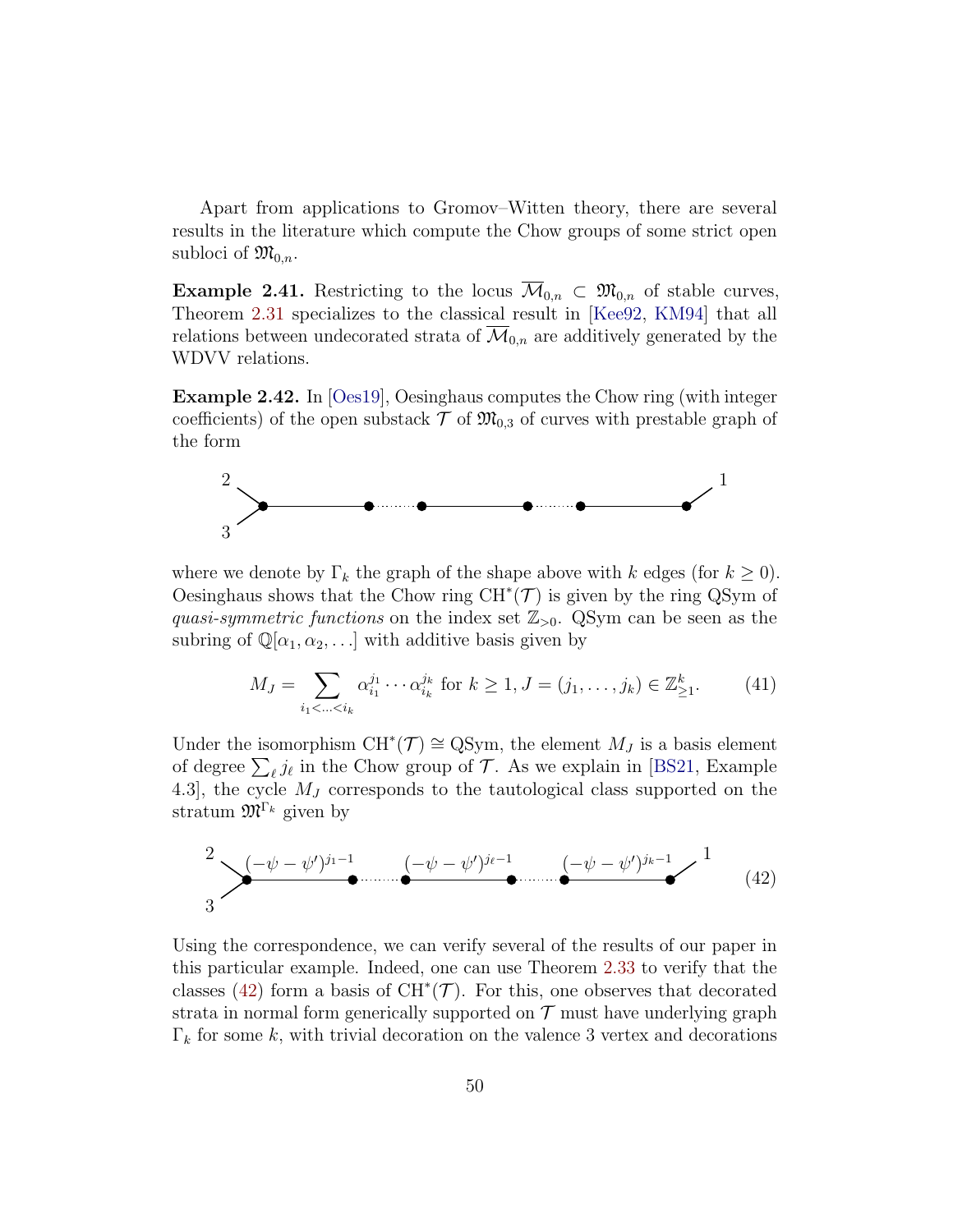Apart from applications to Gromov–Witten theory, there are several results in the literature which compute the Chow groups of some strict open subloci of $\mathfrak{M}_{0,n}$.

**Example 2.41.** Restricting to the locus $\overline{\mathcal{M}}_{0,n} \subset \mathfrak{M}_{0,n}$ of stable curves, Theorem 2.31 specializes to the classical result in [Kee92, KM94] that all relations between undecorated strata of $\overline{\mathcal{M}}_{0,n}$ are additively generated by the WDVV relations.

**Example 2.42.** In [Oes19], Oesinghaus computes the Chow ring (with integer coefficients) of the open substack $\mathcal{T}$ of $\mathfrak{M}_{0,3}$ of curves with prestable graph of the form

where we denote by $\Gamma_k$ the graph of the shape above with $k$ edges (for $k \geq 0$). Oesinghaus shows that the Chow ring $\mathrm{CH}^*(\mathcal{T})$ is given by the ring QSym of *quasi-symmetric functions* on the index set $\mathbb{Z}_{>0}$. QSym can be seen as the subring of $\mathbb{Q}[\alpha_1, \alpha_2, \ldots]$ with additive basis given by

$$M_J = \sum_{i_1 < \ldots < i_k} \alpha_{i_1}^{j_1} \cdots \alpha_{i_k}^{j_k} \text{ for } k \geq 1, J = (j_1, \ldots, j_k) \in \mathbb{Z}_{\geq 1}^k. \tag{41}$$

Under the isomorphism $\mathrm{CH}^*(\mathcal{T}) \cong \mathrm{QSym}$, the element $M_J$ is a basis element of degree $\sum_\ell j_\ell$ in the Chow group of $\mathcal{T}$. As we explain in [BS21, Example 4.3], the cycle $M_J$ corresponds to the tautological class supported on the stratum $\mathfrak{M}^{\Gamma_k}$ given by

$$(-\psi - \psi')^{j_1 - 1} \quad \cdots \quad (-\psi - \psi')^{j_\ell - 1} \quad \cdots \quad (-\psi - \psi')^{j_k - 1} \tag{42}$$

Using the correspondence, we can verify several of the results of our paper in this particular example. Indeed, one can use Theorem 2.33 to verify that the classes (42) form a basis of $\mathrm{CH}^*(\mathcal{T})$. For this, one observes that decorated strata in normal form generically supported on $\mathcal{T}$ must have underlying graph $\Gamma_k$ for some $k$, with trivial decoration on the valence 3 vertex and decorations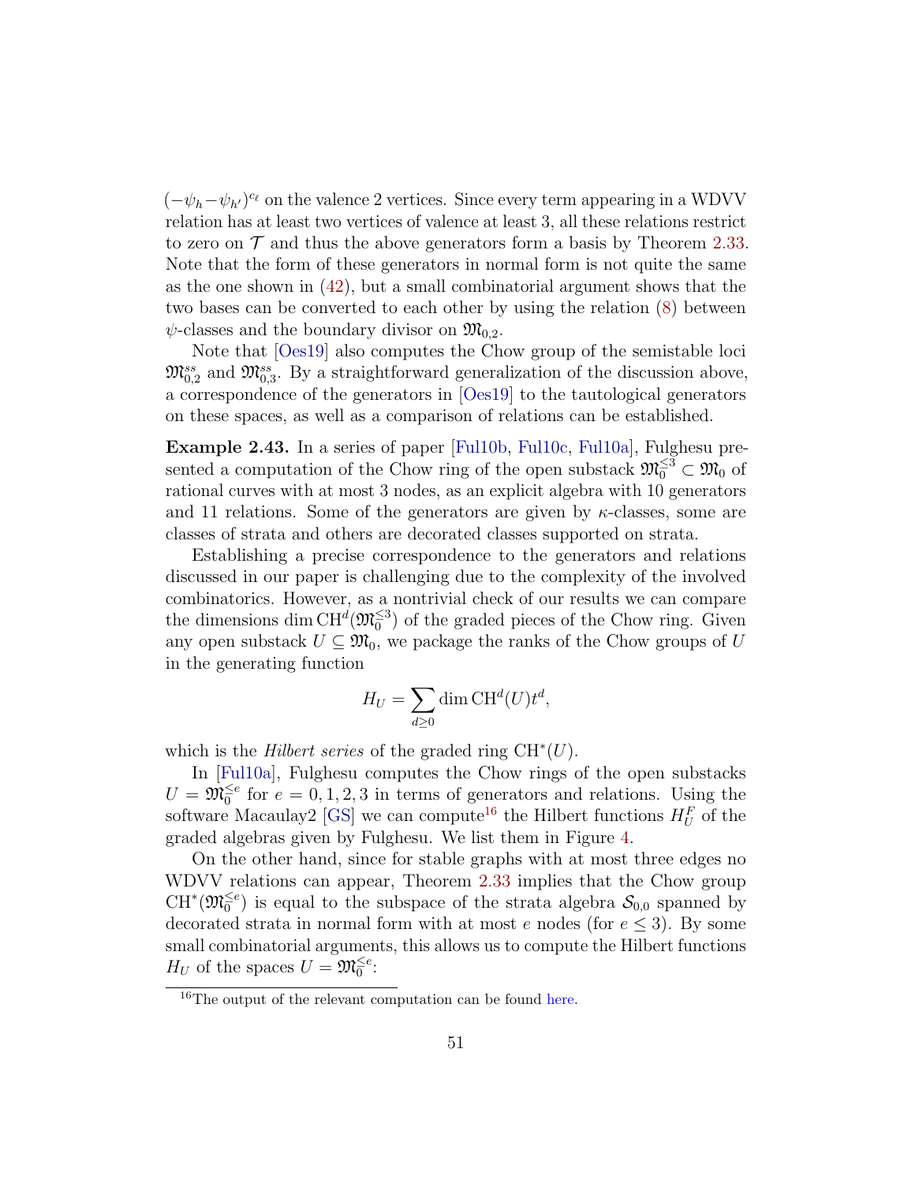$(-\psi_h - \psi_{h'})^{c_\ell}$ on the valence 2 vertices. Since every term appearing in a WDVV relation has at least two vertices of valence at least 3, all these relations restrict to zero on $\mathcal{T}$ and thus the above generators form a basis by Theorem 2.33. Note that the form of these generators in normal form is not quite the same as the one shown in (42), but a small combinatorial argument shows that the two bases can be converted to each other by using the relation (8) between $\psi$-classes and the boundary divisor on $\mathfrak{M}_{0,2}$.

Note that [Oes19] also computes the Chow group of the semistable loci $\mathfrak{M}_{0,2}^{ss}$ and $\mathfrak{M}_{0,3}^{ss}$. By a straightforward generalization of the discussion above, a correspondence of the generators in [Oes19] to the tautological generators on these spaces, as well as a comparison of relations can be established.

**Example 2.43.** In a series of paper [Ful10b, Ful10c, Ful10a], Fulghesu presented a computation of the Chow ring of the open substack $\mathfrak{M}_0^{\leq 3} \subset \mathfrak{M}_0$ of rational curves with at most 3 nodes, as an explicit algebra with 10 generators and 11 relations. Some of the generators are given by $\kappa$-classes, some are classes of strata and others are decorated classes supported on strata.

Establishing a precise correspondence to the generators and relations discussed in our paper is challenging due to the complexity of the involved combinatorics. However, as a nontrivial check of our results we can compare the dimensions $\dim \mathrm{CH}^d(\mathfrak{M}_0^{\leq 3})$ of the graded pieces of the Chow ring. Given any open substack $U \subseteq \mathfrak{M}_0$, we package the ranks of the Chow groups of $U$ in the generating function

$$H_U = \sum_{d \geq 0} \dim \mathrm{CH}^d(U) t^d,$$

which is the *Hilbert series* of the graded ring $\mathrm{CH}^*(U)$.

In [Ful10a], Fulghesu computes the Chow rings of the open substacks $U = \mathfrak{M}_0^{\leq e}$ for $e = 0, 1, 2, 3$ in terms of generators and relations. Using the software Macaulay2 [GS] we can compute[16] the Hilbert functions $H_U^F$ of the graded algebras given by Fulghesu. We list them in Figure 4.

On the other hand, since for stable graphs with at most three edges no WDVV relations can appear, Theorem 2.33 implies that the Chow group $\mathrm{CH}^*(\mathfrak{M}_0^{\leq e})$ is equal to the subspace of the strata algebra $\mathcal{S}_{0,0}$ spanned by decorated strata in normal form with at most $e$ nodes (for $e \leq 3$). By some small combinatorial arguments, this allows us to compute the Hilbert functions $H_U$ of the spaces $U = \mathfrak{M}_0^{\leq e}$:

[16] The output of the relevant computation can be found here.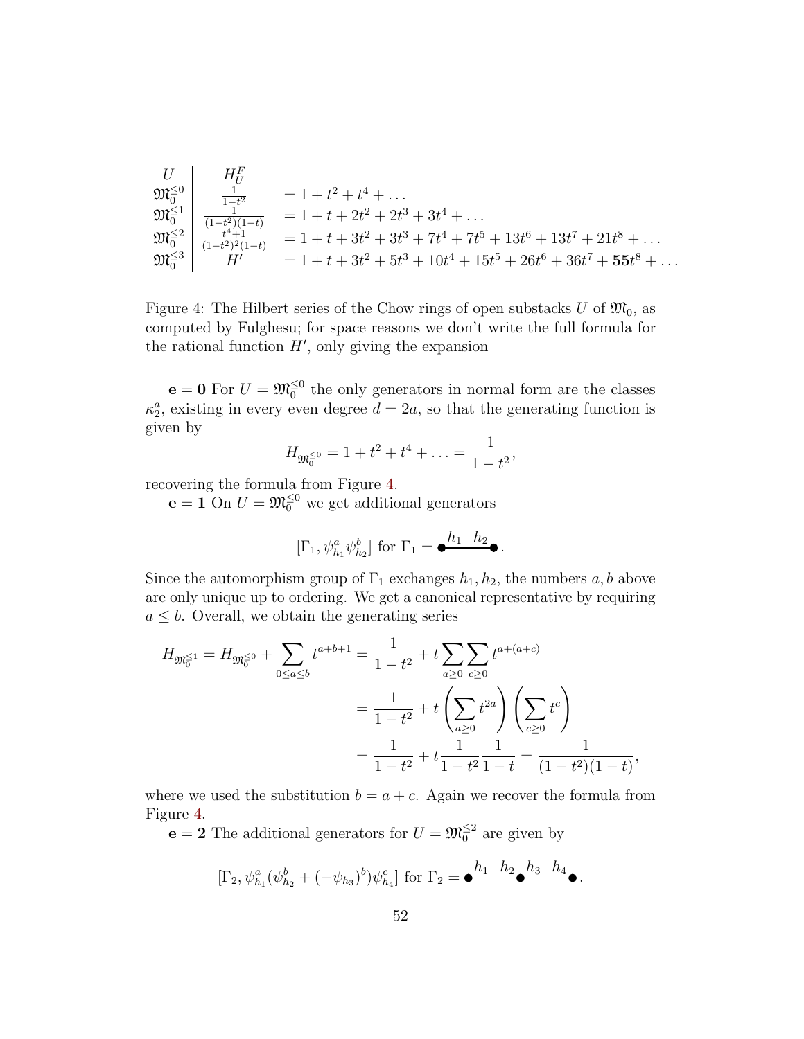| $U$ | $H_U^F$ | |
|---|---|---|
| $\mathfrak{M}_0^{\leq 0}$ | $\frac{1}{1-t^2}$ | $= 1 + t^2 + t^4 + \dots$ |
| $\mathfrak{M}_0^{\leq 1}$ | $\frac{1}{(1-t^2)(1-t)}$ | $= 1 + t + 2t^2 + 2t^3 + 3t^4 + \dots$ |
| $\mathfrak{M}_0^{\leq 2}$ | $\frac{t^4+1}{(1-t^2)^2(1-t)}$ | $= 1 + t + 3t^2 + 3t^3 + 7t^4 + 7t^5 + 13t^6 + 13t^7 + 21t^8 + \dots$ |
| $\mathfrak{M}_0^{\leq 3}$ | $H'$ | $= 1 + t + 3t^2 + 5t^3 + 10t^4 + 15t^5 + 26t^6 + 36t^7 + \mathbf{55}t^8 + \dots$ |

Figure 4: The Hilbert series of the Chow rings of open substacks $U$ of $\mathfrak{M}_0$, as computed by Fulghesu; for space reasons we don't write the full formula for the rational function $H'$, only giving the expansion

**e = 0** For $U = \mathfrak{M}_0^{\leq 0}$ the only generators in normal form are the classes $\kappa_2^a$, existing in every even degree $d = 2a$, so that the generating function is given by

$$H_{\mathfrak{M}_0^{\leq 0}} = 1 + t^2 + t^4 + \ldots = \frac{1}{1-t^2},$$

recovering the formula from Figure 4.

**e = 1** On $U = \mathfrak{M}_0^{\leq 0}$ we get additional generators

$$[\Gamma_1, \psi_{h_1}^a \psi_{h_2}^b] \text{ for } \Gamma_1 = \bullet\overset{h_1 \quad h_2}{\text{———}}\bullet.$$

Since the automorphism group of $\Gamma_1$ exchanges $h_1, h_2$, the numbers $a, b$ above are only unique up to ordering. We get a canonical representative by requiring $a \leq b$. Overall, we obtain the generating series

$$\begin{aligned} H_{\mathfrak{M}_0^{\leq 1}} = H_{\mathfrak{M}_0^{\leq 0}} + \sum_{0 \leq a \leq b} t^{a+b+1} &= \frac{1}{1-t^2} + t \sum_{a \geq 0} \sum_{c \geq 0} t^{a+(a+c)} \\ &= \frac{1}{1-t^2} + t \left( \sum_{a \geq 0} t^{2a} \right) \left( \sum_{c \geq 0} t^c \right) \\ &= \frac{1}{1-t^2} + t \frac{1}{1-t^2} \frac{1}{1-t} = \frac{1}{(1-t^2)(1-t)}, \end{aligned}$$

where we used the substitution $b = a + c$. Again we recover the formula from Figure 4.

**e = 2** The additional generators for $U = \mathfrak{M}_0^{\leq 2}$ are given by

$$[\Gamma_2, \psi_{h_1}^a (\psi_{h_2}^b + (-\psi_{h_3})^b) \psi_{h_4}^c] \text{ for } \Gamma_2 = \bullet\overset{h_1 \quad h_2}{\text{———}}\bullet\overset{h_3 \quad h_4}{\text{———}}\bullet.$$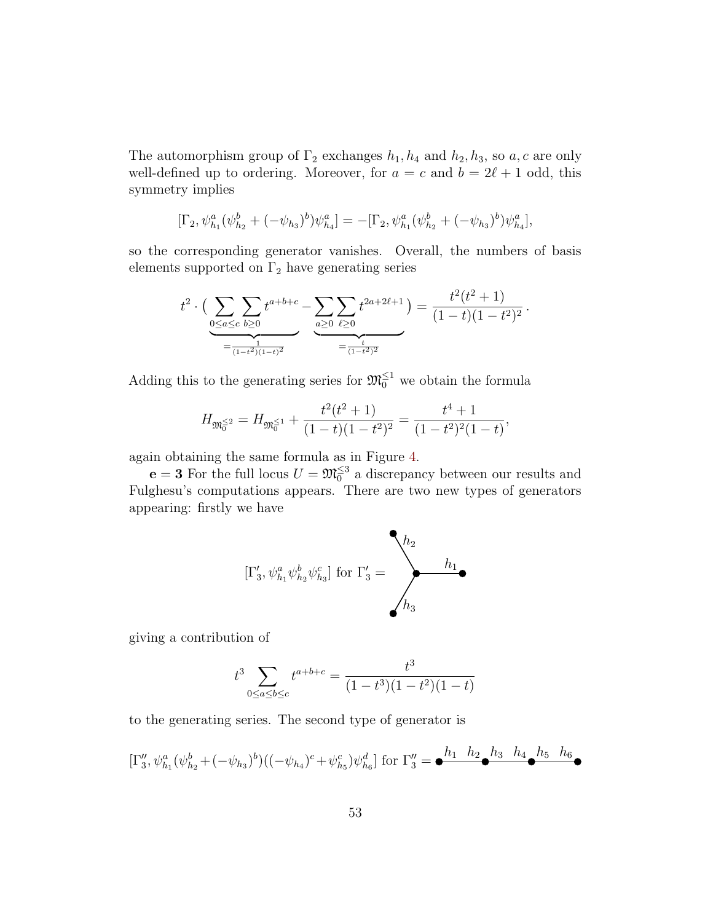The automorphism group of $\Gamma_2$ exchanges $h_1, h_4$ and $h_2, h_3$, so $a, c$ are only well-defined up to ordering. Moreover, for $a = c$ and $b = 2\ell + 1$ odd, this symmetry implies

$$[\Gamma_2, \psi_{h_1}^a(\psi_{h_2}^b + (-\psi_{h_3})^b)\psi_{h_4}^a] = -[\Gamma_2, \psi_{h_1}^a(\psi_{h_2}^b + (-\psi_{h_3})^b)\psi_{h_4}^a],$$

so the corresponding generator vanishes. Overall, the numbers of basis elements supported on $\Gamma_2$ have generating series

$$t^2 \cdot \Big( \underbrace{\sum_{0 \le a \le c} \sum_{b \ge 0} t^{a+b+c}}_{=\frac{1}{(1-t^2)(1-t)^2}} - \underbrace{\sum_{a \ge 0} \sum_{\ell \ge 0} t^{2a+2\ell+1}}_{=\frac{t}{(1-t^2)^2}} \Big) = \frac{t^2(t^2+1)}{(1-t)(1-t^2)^2}.$$

Adding this to the generating series for $\mathfrak{M}_0^{\le 1}$ we obtain the formula

$$H_{\mathfrak{M}_0^{\le 2}} = H_{\mathfrak{M}_0^{\le 1}} + \frac{t^2(t^2+1)}{(1-t)(1-t^2)^2} = \frac{t^4+1}{(1-t^2)^2(1-t)},$$

again obtaining the same formula as in Figure 4.

$\mathbf{e = 3}$ For the full locus $U = \mathfrak{M}_0^{\le 3}$ a discrepancy between our results and Fulghesu's computations appears. There are two new types of generators appearing: firstly we have

$$[\Gamma_3', \psi_{h_1}^a \psi_{h_2}^b \psi_{h_3}^c] \text{ for } \Gamma_3' = $$

giving a contribution of

$$t^3 \sum_{0 \le a \le b \le c} t^{a+b+c} = \frac{t^3}{(1-t^3)(1-t^2)(1-t)}$$

to the generating series. The second type of generator is

$$[\Gamma_3'', \psi_{h_1}^a(\psi_{h_2}^b + (-\psi_{h_3})^b)((-\psi_{h_4})^c + \psi_{h_5}^c)\psi_{h_6}^d] \text{ for } \Gamma_3'' = $$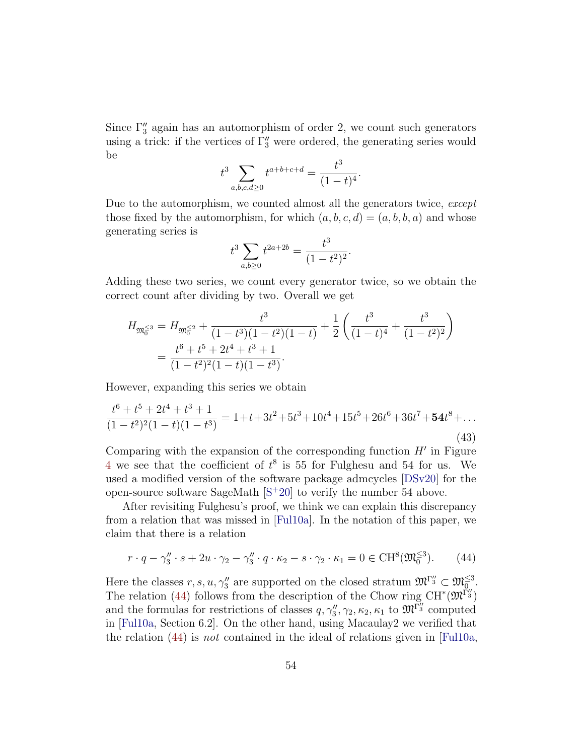Since $\Gamma_3''$ again has an automorphism of order 2, we count such generators using a trick: if the vertices of $\Gamma_3''$ were ordered, the generating series would be

$$t^3 \sum_{a,b,c,d \geq 0} t^{a+b+c+d} = \frac{t^3}{(1-t)^4}.$$

Due to the automorphism, we counted almost all the generators twice, *except* those fixed by the automorphism, for which $(a,b,c,d) = (a,b,b,a)$ and whose generating series is

$$t^3 \sum_{a,b \geq 0} t^{2a+2b} = \frac{t^3}{(1-t^2)^2}.$$

Adding these two series, we count every generator twice, so we obtain the correct count after dividing by two. Overall we get

$$\begin{aligned} H_{\mathfrak{M}_0^{\leq 3}} &= H_{\mathfrak{M}_0^{\leq 2}} + \frac{t^3}{(1-t^3)(1-t^2)(1-t)} + \frac{1}{2}\left(\frac{t^3}{(1-t)^4} + \frac{t^3}{(1-t^2)^2}\right) \\ &= \frac{t^6+t^5+2t^4+t^3+1}{(1-t^2)^2(1-t)(1-t^3)}. \end{aligned}$$

However, expanding this series we obtain

$$\frac{t^6+t^5+2t^4+t^3+1}{(1-t^2)^2(1-t)(1-t^3)} = 1+t+3t^2+5t^3+10t^4+15t^5+26t^6+36t^7+\mathbf{54}t^8+\ldots \tag{43}$$

Comparing with the expansion of the corresponding function $H'$ in Figure 4 we see that the coefficient of $t^8$ is 55 for Fulghesu and 54 for us. We used a modified version of the software package admcycles [DSv20] for the open-source software SageMath [S+20] to verify the number 54 above.

After revisiting Fulghesu's proof, we think we can explain this discrepancy from a relation that was missed in [Ful10a]. In the notation of this paper, we claim that there is a relation

$$r \cdot q - \gamma_3'' \cdot s + 2u \cdot \gamma_2 - \gamma_3'' \cdot q \cdot \kappa_2 - s \cdot \gamma_2 \cdot \kappa_1 = 0 \in \mathrm{CH}^8(\mathfrak{M}_0^{\leq 3}). \tag{44}$$

Here the classes $r, s, u, \gamma_3''$ are supported on the closed stratum $\mathfrak{M}^{\Gamma_3''} \subset \mathfrak{M}_0^{\leq 3}$. The relation (44) follows from the description of the Chow ring $\mathrm{CH}^*(\mathfrak{M}^{\Gamma_3''})$ and the formulas for restrictions of classes $q, \gamma_3'', \gamma_2, \kappa_2, \kappa_1$ to $\mathfrak{M}^{\Gamma_3''}$ computed in [Ful10a, Section 6.2]. On the other hand, using Macaulay2 we verified that the relation (44) is *not* contained in the ideal of relations given in [Ful10a,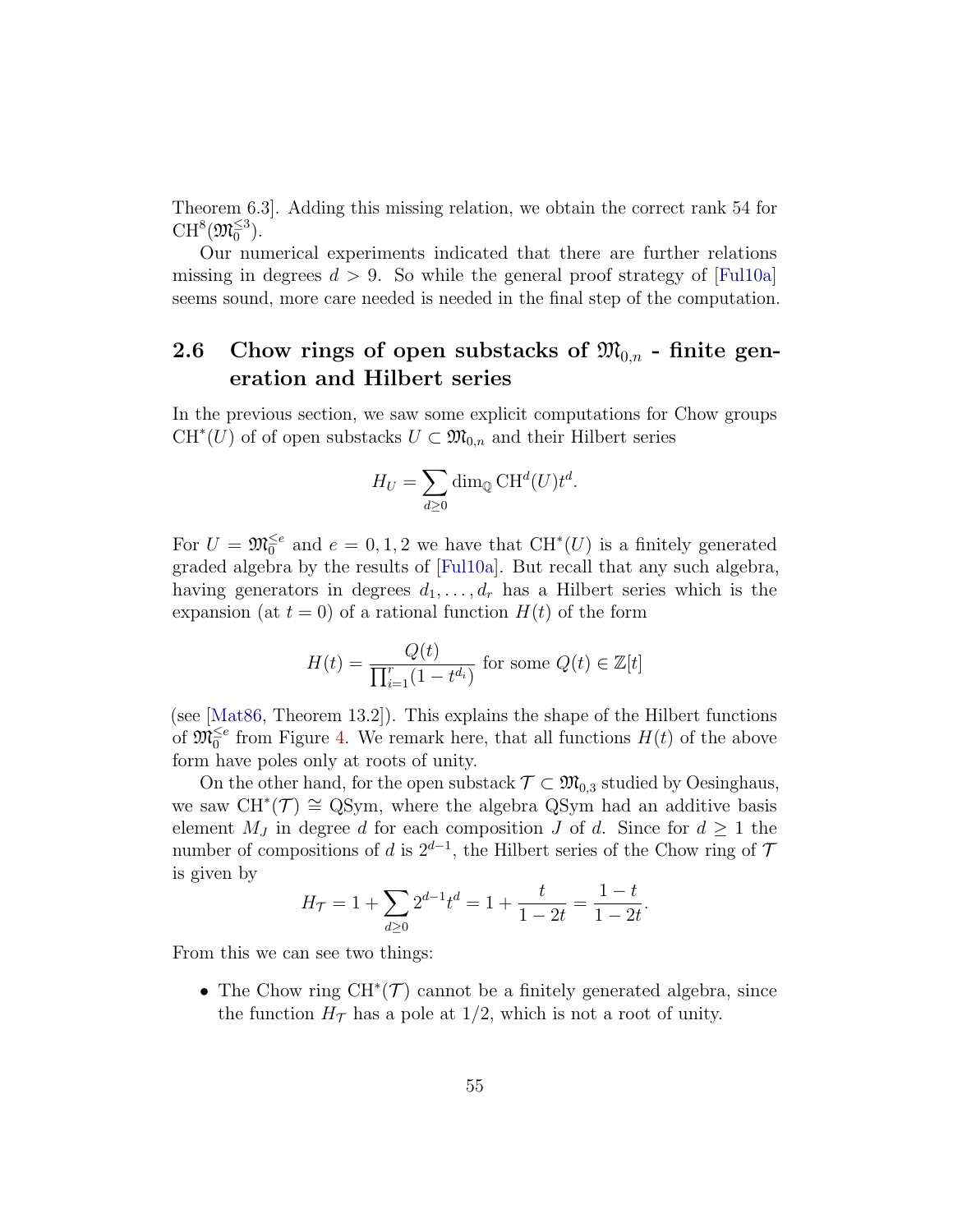Theorem 6.3]. Adding this missing relation, we obtain the correct rank 54 for $\mathrm{CH}^8(\mathfrak{M}_0^{\leq 3})$.

Our numerical experiments indicated that there are further relations missing in degrees $d > 9$. So while the general proof strategy of [Ful10a] seems sound, more care needed is needed in the final step of the computation.

## 2.6 Chow rings of open substacks of $\mathfrak{M}_{0,n}$ - finite generation and Hilbert series

In the previous section, we saw some explicit computations for Chow groups $\mathrm{CH}^*(U)$ of of open substacks $U \subset \mathfrak{M}_{0,n}$ and their Hilbert series

$$H_U = \sum_{d \geq 0} \dim_{\mathbb{Q}} \mathrm{CH}^d(U) t^d.$$

For $U = \mathfrak{M}_0^{\leq e}$ and $e = 0, 1, 2$ we have that $\mathrm{CH}^*(U)$ is a finitely generated graded algebra by the results of [Ful10a]. But recall that any such algebra, having generators in degrees $d_1, \ldots, d_r$ has a Hilbert series which is the expansion (at $t = 0$) of a rational function $H(t)$ of the form

$$H(t) = \frac{Q(t)}{\prod_{i=1}^r (1 - t^{d_i})} \text{ for some } Q(t) \in \mathbb{Z}[t]$$

(see [Mat86, Theorem 13.2]). This explains the shape of the Hilbert functions of $\mathfrak{M}_0^{\leq e}$ from Figure 4. We remark here, that all functions $H(t)$ of the above form have poles only at roots of unity.

On the other hand, for the open substack $\mathcal{T} \subset \mathfrak{M}_{0,3}$ studied by Oesinghaus, we saw $\mathrm{CH}^*(\mathcal{T}) \cong \mathrm{QSym}$, where the algebra QSym had an additive basis element $M_J$ in degree $d$ for each composition $J$ of $d$. Since for $d \geq 1$ the number of compositions of $d$ is $2^{d-1}$, the Hilbert series of the Chow ring of $\mathcal{T}$ is given by

$$H_{\mathcal{T}} = 1 + \sum_{d \geq 0} 2^{d-1} t^d = 1 + \frac{t}{1 - 2t} = \frac{1 - t}{1 - 2t}.$$

From this we can see two things:

- The Chow ring $\mathrm{CH}^*(\mathcal{T})$ cannot be a finitely generated algebra, since the function $H_{\mathcal{T}}$ has a pole at $1/2$, which is not a root of unity.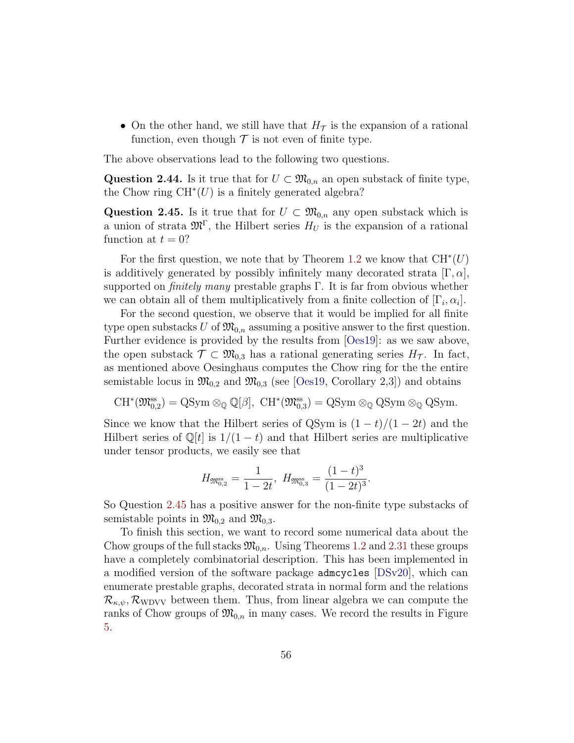- On the other hand, we still have that $H_{\mathcal{T}}$ is the expansion of a rational function, even though $\mathcal{T}$ is not even of finite type.

The above observations lead to the following two questions.

**Question 2.44.** Is it true that for $U \subset \mathfrak{M}_{0,n}$ an open substack of finite type, the Chow ring $\mathrm{CH}^*(U)$ is a finitely generated algebra?

**Question 2.45.** Is it true that for $U \subset \mathfrak{M}_{0,n}$ any open substack which is a union of strata $\mathfrak{M}^\Gamma$, the Hilbert series $H_U$ is the expansion of a rational function at $t = 0$?

For the first question, we note that by Theorem 1.2 we know that $\mathrm{CH}^*(U)$ is additively generated by possibly infinitely many decorated strata $[\Gamma, \alpha]$, supported on *finitely many* prestable graphs $\Gamma$. It is far from obvious whether we can obtain all of them multiplicatively from a finite collection of $[\Gamma_i, \alpha_i]$.

For the second question, we observe that it would be implied for all finite type open substacks $U$ of $\mathfrak{M}_{0,n}$ assuming a positive answer to the first question. Further evidence is provided by the results from [Oes19]: as we saw above, the open substack $\mathcal{T} \subset \mathfrak{M}_{0,3}$ has a rational generating series $H_{\mathcal{T}}$. In fact, as mentioned above Oesinghaus computes the Chow ring for the the entire semistable locus in $\mathfrak{M}_{0,2}$ and $\mathfrak{M}_{0,3}$ (see [Oes19, Corollary 2,3]) and obtains

$$\mathrm{CH}^*(\mathfrak{M}_{0,2}^{\mathrm{ss}}) = \mathrm{QSym} \otimes_{\mathbb{Q}} \mathbb{Q}[\beta],\ \mathrm{CH}^*(\mathfrak{M}_{0,3}^{\mathrm{ss}}) = \mathrm{QSym} \otimes_{\mathbb{Q}} \mathrm{QSym} \otimes_{\mathbb{Q}} \mathrm{QSym}.$$

Since we know that the Hilbert series of QSym is $(1-t)/(1-2t)$ and the Hilbert series of $\mathbb{Q}[t]$ is $1/(1-t)$ and that Hilbert series are multiplicative under tensor products, we easily see that

$$H_{\mathfrak{M}_{0,2}^{\mathrm{ss}}} = \frac{1}{1-2t},\ H_{\mathfrak{M}_{0,3}^{\mathrm{ss}}} = \frac{(1-t)^3}{(1-2t)^3}.$$

So Question 2.45 has a positive answer for the non-finite type substacks of semistable points in $\mathfrak{M}_{0,2}$ and $\mathfrak{M}_{0,3}$.

To finish this section, we want to record some numerical data about the Chow groups of the full stacks $\mathfrak{M}_{0,n}$. Using Theorems 1.2 and 2.31 these groups have a completely combinatorial description. This has been implemented in a modified version of the software package `admcycles` [DSv20], which can enumerate prestable graphs, decorated strata in normal form and the relations $\mathcal{R}_{\kappa,\psi}, \mathcal{R}_{\mathrm{WDVV}}$ between them. Thus, from linear algebra we can compute the ranks of Chow groups of $\mathfrak{M}_{0,n}$ in many cases. We record the results in Figure 5.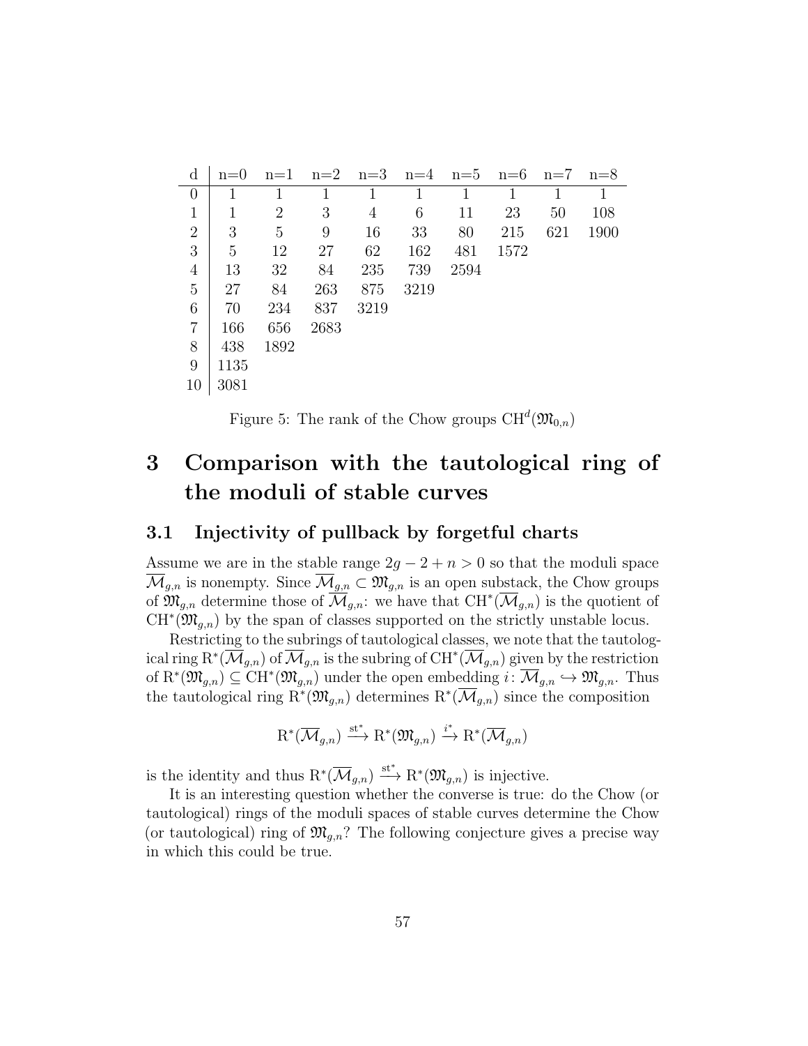| d | n=0 | n=1 | n=2 | n=3 | n=4 | n=5 | n=6 | n=7 | n=8 |
|---|---|---|---|---|---|---|---|---|---|
| 0 | 1 | 1 | 1 | 1 | 1 | 1 | 1 | 1 | 1 |
| 1 | 1 | 2 | 3 | 4 | 6 | 11 | 23 | 50 | 108 |
| 2 | 3 | 5 | 9 | 16 | 33 | 80 | 215 | 621 | 1900 |
| 3 | 5 | 12 | 27 | 62 | 162 | 481 | 1572 | | |
| 4 | 13 | 32 | 84 | 235 | 739 | 2594 | | | |
| 5 | 27 | 84 | 263 | 875 | 3219 | | | | |
| 6 | 70 | 234 | 837 | 3219 | | | | | |
| 7 | 166 | 656 | 2683 | | | | | | |
| 8 | 438 | 1892 | | | | | | | |
| 9 | 1135 | | | | | | | | |
| 10 | 3081 | | | | | | | | |

Figure 5: The rank of the Chow groups $\mathrm{CH}^d(\mathfrak{M}_{0,n})$

# 3 Comparison with the tautological ring of the moduli of stable curves

## 3.1 Injectivity of pullback by forgetful charts

Assume we are in the stable range $2g-2+n>0$ so that the moduli space $\overline{\mathcal{M}}_{g,n}$ is nonempty. Since $\overline{\mathcal{M}}_{g,n} \subset \mathfrak{M}_{g,n}$ is an open substack, the Chow groups of $\mathfrak{M}_{g,n}$ determine those of $\overline{\mathcal{M}}_{g,n}$: we have that $\mathrm{CH}^*(\overline{\mathcal{M}}_{g,n})$ is the quotient of $\mathrm{CH}^*(\mathfrak{M}_{g,n})$ by the span of classes supported on the strictly unstable locus.

Restricting to the subrings of tautological classes, we note that the tautological ring $\mathrm{R}^*(\overline{\mathcal{M}}_{g,n})$ of $\overline{\mathcal{M}}_{g,n}$ is the subring of $\mathrm{CH}^*(\overline{\mathcal{M}}_{g,n})$ given by the restriction of $\mathrm{R}^*(\mathfrak{M}_{g,n}) \subseteq \mathrm{CH}^*(\mathfrak{M}_{g,n})$ under the open embedding $i \colon \overline{\mathcal{M}}_{g,n} \hookrightarrow \mathfrak{M}_{g,n}$. Thus the tautological ring $\mathrm{R}^*(\mathfrak{M}_{g,n})$ determines $\mathrm{R}^*(\overline{\mathcal{M}}_{g,n})$ since the composition

$$\mathrm{R}^*(\overline{\mathcal{M}}_{g,n}) \xrightarrow{\mathrm{st}^*} \mathrm{R}^*(\mathfrak{M}_{g,n}) \xrightarrow{i^*} \mathrm{R}^*(\overline{\mathcal{M}}_{g,n})$$

is the identity and thus $\mathrm{R}^*(\overline{\mathcal{M}}_{g,n}) \xrightarrow{\mathrm{st}^*} \mathrm{R}^*(\mathfrak{M}_{g,n})$ is injective.

It is an interesting question whether the converse is true: do the Chow (or tautological) rings of the moduli spaces of stable curves determine the Chow (or tautological) ring of $\mathfrak{M}_{g,n}$? The following conjecture gives a precise way in which this could be true.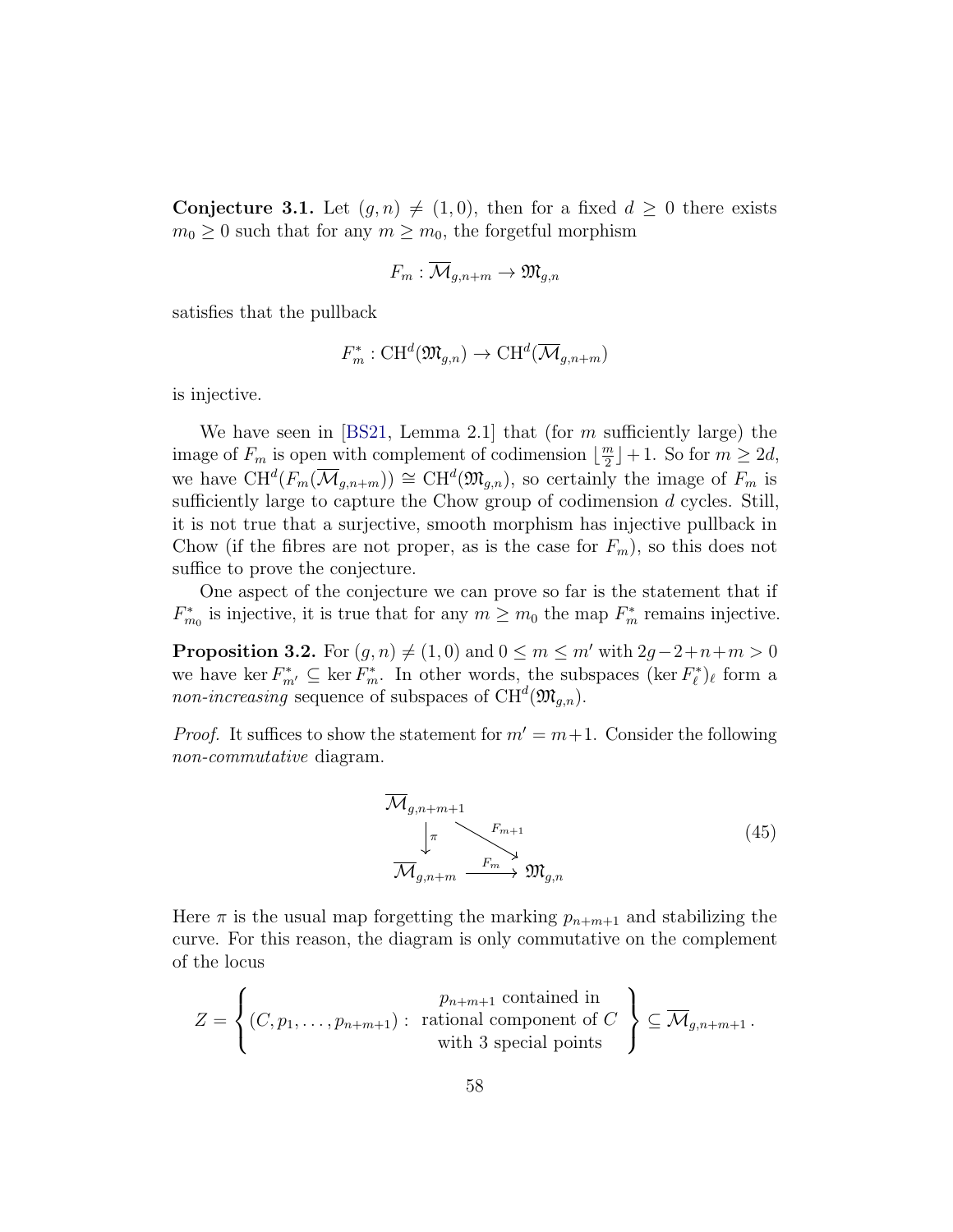**Conjecture 3.1.** Let $(g, n) \neq (1, 0)$, then for a fixed $d \geq 0$ there exists $m_0 \geq 0$ such that for any $m \geq m_0$, the forgetful morphism

$$F_m : \overline{\mathcal{M}}_{g,n+m} \to \mathfrak{M}_{g,n}$$

satisfies that the pullback

$$F_m^* : \mathrm{CH}^d(\mathfrak{M}_{g,n}) \to \mathrm{CH}^d(\overline{\mathcal{M}}_{g,n+m})$$

is injective.

We have seen in [BS21, Lemma 2.1] that (for $m$ sufficiently large) the image of $F_m$ is open with complement of codimension $\lfloor \frac{m}{2} \rfloor + 1$. So for $m \geq 2d$, we have $\mathrm{CH}^d(F_m(\overline{\mathcal{M}}_{g,n+m})) \cong \mathrm{CH}^d(\mathfrak{M}_{g,n})$, so certainly the image of $F_m$ is sufficiently large to capture the Chow group of codimension $d$ cycles. Still, it is not true that a surjective, smooth morphism has injective pullback in Chow (if the fibres are not proper, as is the case for $F_m$), so this does not suffice to prove the conjecture.

One aspect of the conjecture we can prove so far is the statement that if $F_{m_0}^*$ is injective, it is true that for any $m \geq m_0$ the map $F_m^*$ remains injective.

**Proposition 3.2.** For $(g, n) \neq (1, 0)$ and $0 \leq m \leq m'$ with $2g-2+n+m > 0$ we have $\ker F_{m'}^* \subseteq \ker F_m^*$. In other words, the subspaces $(\ker F_\ell^*)_\ell$ form a *non-increasing* sequence of subspaces of $\mathrm{CH}^d(\mathfrak{M}_{g,n})$.

*Proof.* It suffices to show the statement for $m' = m+1$. Consider the following *non-commutative* diagram.

$$\begin{array}{ccc} \overline{\mathcal{M}}_{g,n+m+1} & & \\ \downarrow \pi & \searrow^{F_{m+1}} & \\ \overline{\mathcal{M}}_{g,n+m} & \xrightarrow{F_m} & \mathfrak{M}_{g,n} \end{array} \tag{45}$$

Here $\pi$ is the usual map forgetting the marking $p_{n+m+1}$ and stabilizing the curve. For this reason, the diagram is only commutative on the complement of the locus

$$Z = \left\{ (C, p_1, \ldots, p_{n+m+1}) : \begin{array}{c} p_{n+m+1} \text{ contained in} \\ \text{rational component of } C \\ \text{with 3 special points} \end{array} \right\} \subseteq \overline{\mathcal{M}}_{g,n+m+1}\,.$$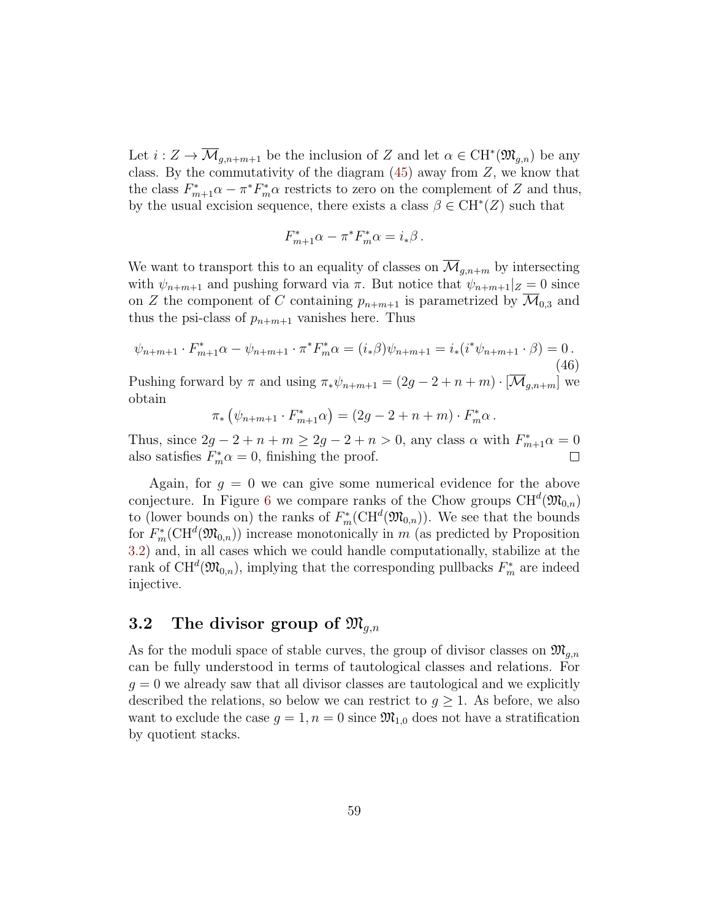Let $i : Z \to \overline{\mathcal{M}}_{g,n+m+1}$ be the inclusion of $Z$ and let $\alpha \in \mathrm{CH}^*(\mathfrak{M}_{g,n})$ be any class. By the commutativity of the diagram (45) away from $Z$, we know that the class $F_{m+1}^*\alpha - \pi^* F_m^* \alpha$ restricts to zero on the complement of $Z$ and thus, by the usual excision sequence, there exists a class $\beta \in \mathrm{CH}^*(Z)$ such that

$$F_{m+1}^*\alpha - \pi^* F_m^* \alpha = i_* \beta \,.$$

We want to transport this to an equality of classes on $\overline{\mathcal{M}}_{g,n+m}$ by intersecting with $\psi_{n+m+1}$ and pushing forward via $\pi$. But notice that $\psi_{n+m+1}|_Z = 0$ since on $Z$ the component of $C$ containing $p_{n+m+1}$ is parametrized by $\overline{\mathcal{M}}_{0,3}$ and thus the psi-class of $p_{n+m+1}$ vanishes here. Thus

$$\psi_{n+m+1} \cdot F_{m+1}^*\alpha - \psi_{n+m+1} \cdot \pi^* F_m^* \alpha = (i_*\beta)\psi_{n+m+1} = i_*(i^*\psi_{n+m+1} \cdot \beta) = 0 \,. \tag{46}$$

Pushing forward by $\pi$ and using $\pi_* \psi_{n+m+1} = (2g-2+n+m) \cdot [\overline{\mathcal{M}}_{g,n+m}]$ we obtain

$$\pi_*\left(\psi_{n+m+1} \cdot F_{m+1}^* \alpha\right) = (2g-2+n+m) \cdot F_m^* \alpha \,.$$

Thus, since $2g-2+n+m \geq 2g-2+n > 0$, any class $\alpha$ with $F_{m+1}^*\alpha = 0$ also satisfies $F_m^*\alpha = 0$, finishing the proof. □

Again, for $g = 0$ we can give some numerical evidence for the above conjecture. In Figure 6 we compare ranks of the Chow groups $\mathrm{CH}^d(\mathfrak{M}_{0,n})$ to (lower bounds on) the ranks of $F_m^*(\mathrm{CH}^d(\mathfrak{M}_{0,n}))$. We see that the bounds for $F_m^*(\mathrm{CH}^d(\mathfrak{M}_{0,n}))$ increase monotonically in $m$ (as predicted by Proposition 3.2) and, in all cases which we could handle computationally, stabilize at the rank of $\mathrm{CH}^d(\mathfrak{M}_{0,n})$, implying that the corresponding pullbacks $F_m^*$ are indeed injective.

## 3.2 The divisor group of $\mathfrak{M}_{g,n}$

As for the moduli space of stable curves, the group of divisor classes on $\mathfrak{M}_{g,n}$ can be fully understood in terms of tautological classes and relations. For $g = 0$ we already saw that all divisor classes are tautological and we explicitly described the relations, so below we can restrict to $g \geq 1$. As before, we also want to exclude the case $g = 1, n = 0$ since $\mathfrak{M}_{1,0}$ does not have a stratification by quotient stacks.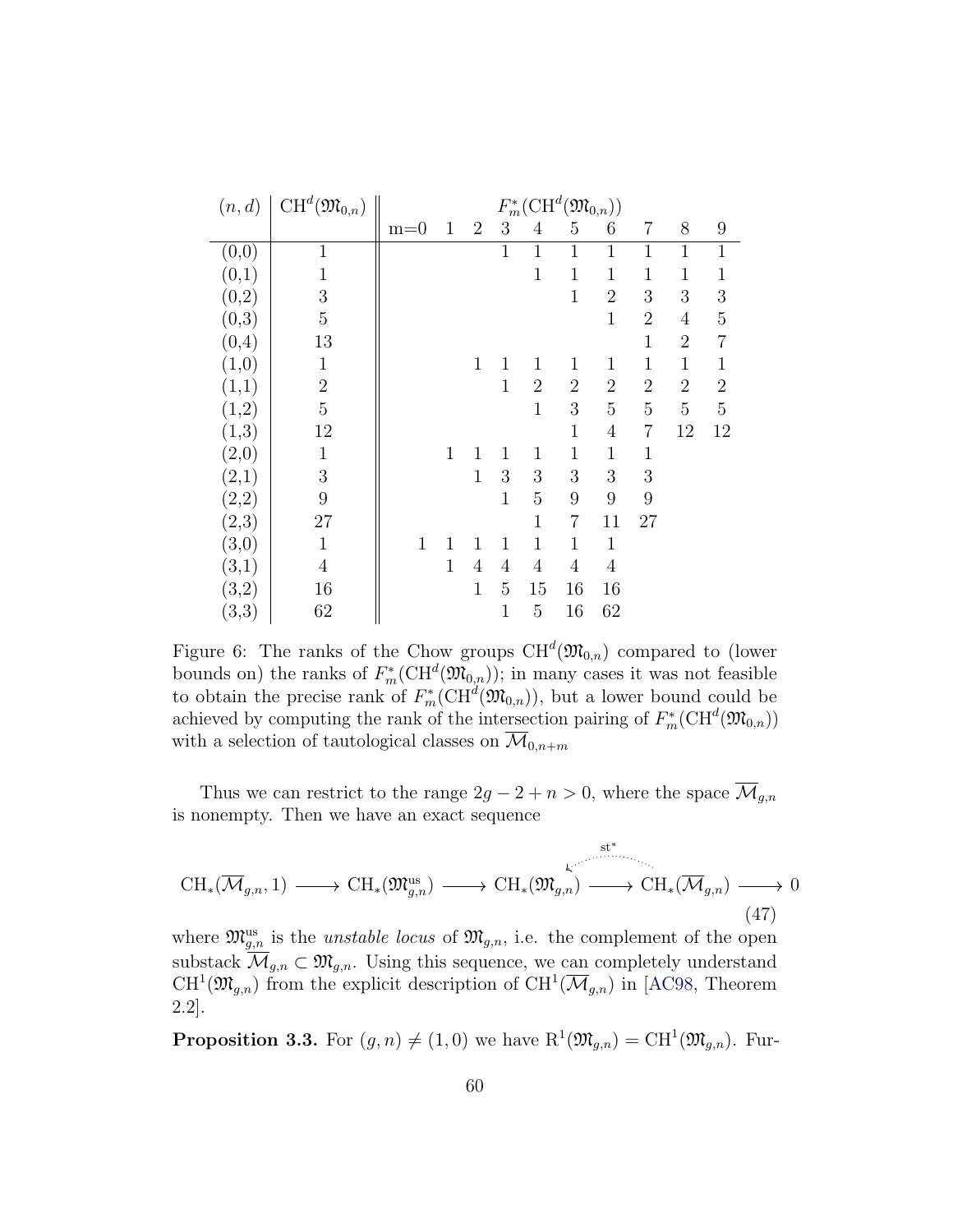| $(n,d)$ | $\mathrm{CH}^d(\mathfrak{M}_{0,n})$ | $F_m^*(\mathrm{CH}^d(\mathfrak{M}_{0,n}))$ | | | | | | | | | |
|---|---|---|---|---|---|---|---|---|---|---|---|
| | | m=0 | 1 | 2 | 3 | 4 | 5 | 6 | 7 | 8 | 9 |
| (0,0) | 1 | | | | 1 | 1 | 1 | 1 | 1 | 1 | 1 |
| (0,1) | 1 | | | | | 1 | 1 | 1 | 1 | 1 | 1 |
| (0,2) | 3 | | | | | | 1 | 2 | 3 | 3 | 3 |
| (0,3) | 5 | | | | | | | 1 | 2 | 4 | 5 |
| (0,4) | 13 | | | | | | | | 1 | 2 | 7 |
| (1,0) | 1 | | | 1 | 1 | 1 | 1 | 1 | 1 | 1 | 1 |
| (1,1) | 2 | | | | 1 | 2 | 2 | 2 | 2 | 2 | 2 |
| (1,2) | 5 | | | | | 1 | 3 | 5 | 5 | 5 | 5 |
| (1,3) | 12 | | | | | | 1 | 4 | 7 | 12 | 12 |
| (2,0) | 1 | | 1 | 1 | 1 | 1 | 1 | 1 | 1 | | |
| (2,1) | 3 | | | 1 | 3 | 3 | 3 | 3 | 3 | | |
| (2,2) | 9 | | | | 1 | 5 | 9 | 9 | 9 | | |
| (2,3) | 27 | | | | | 1 | 7 | 11 | 27 | | |
| (3,0) | 1 | 1 | 1 | 1 | 1 | 1 | 1 | 1 | | | |
| (3,1) | 4 | | 1 | 4 | 4 | 4 | 4 | 4 | | | |
| (3,2) | 16 | | | 1 | 5 | 15 | 16 | 16 | | | |
| (3,3) | 62 | | | | 1 | 5 | 16 | 62 | | | |

Figure 6: The ranks of the Chow groups $\mathrm{CH}^d(\mathfrak{M}_{0,n})$ compared to (lower bounds on) the ranks of $F_m^*(\mathrm{CH}^d(\mathfrak{M}_{0,n}))$; in many cases it was not feasible to obtain the precise rank of $F_m^*(\mathrm{CH}^d(\mathfrak{M}_{0,n}))$, but a lower bound could be achieved by computing the rank of the intersection pairing of $F_m^*(\mathrm{CH}^d(\mathfrak{M}_{0,n}))$ with a selection of tautological classes on $\overline{\mathcal{M}}_{0,n+m}$

Thus we can restrict to the range $2g-2+n>0$, where the space $\overline{\mathcal{M}}_{g,n}$ is nonempty. Then we have an exact sequence

$$\mathrm{CH}_*(\overline{\mathcal{M}}_{g,n},1) \longrightarrow \mathrm{CH}_*(\mathfrak{M}_{g,n}^{\mathrm{us}}) \longrightarrow \mathrm{CH}_*(\mathfrak{M}_{g,n}) \longrightarrow \mathrm{CH}_*(\overline{\mathcal{M}}_{g,n}) \longrightarrow 0 \tag{47}$$

(with a dotted arrow $\mathrm{st}^*$ from $\mathrm{CH}_*(\overline{\mathcal{M}}_{g,n})$ back to $\mathrm{CH}_*(\mathfrak{M}_{g,n})$)

where $\mathfrak{M}_{g,n}^{\mathrm{us}}$ is the *unstable locus* of $\mathfrak{M}_{g,n}$, i.e. the complement of the open substack $\overline{\mathcal{M}}_{g,n} \subset \mathfrak{M}_{g,n}$. Using this sequence, we can completely understand $\mathrm{CH}^1(\mathfrak{M}_{g,n})$ from the explicit description of $\mathrm{CH}^1(\overline{\mathcal{M}}_{g,n})$ in [AC98, Theorem 2.2].

**Proposition 3.3.** For $(g,n) \neq (1,0)$ we have $\mathrm{R}^1(\mathfrak{M}_{g,n}) = \mathrm{CH}^1(\mathfrak{M}_{g,n})$. Fur-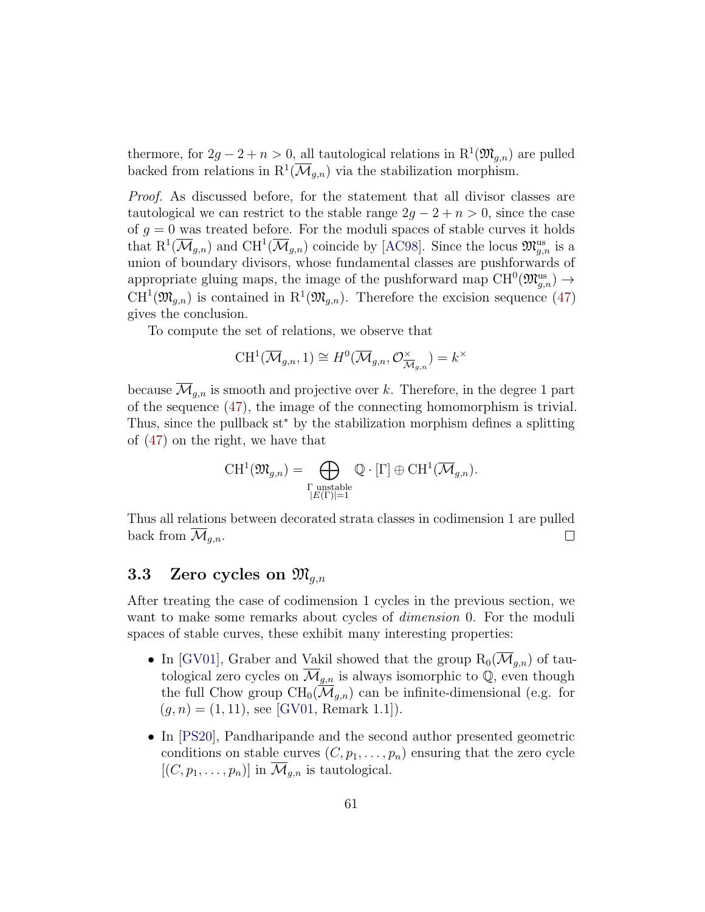thermore, for $2g-2+n>0$, all tautological relations in $\mathrm{R}^1(\mathfrak{M}_{g,n})$ are pulled backed from relations in $\mathrm{R}^1(\overline{\mathcal{M}}_{g,n})$ via the stabilization morphism.

*Proof.* As discussed before, for the statement that all divisor classes are tautological we can restrict to the stable range $2g-2+n>0$, since the case of $g=0$ was treated before. For the moduli spaces of stable curves it holds that $\mathrm{R}^1(\overline{\mathcal{M}}_{g,n})$ and $\mathrm{CH}^1(\overline{\mathcal{M}}_{g,n})$ coincide by [AC98]. Since the locus $\mathfrak{M}_{g,n}^{\mathrm{us}}$ is a union of boundary divisors, whose fundamental classes are pushforwards of appropriate gluing maps, the image of the pushforward map $\mathrm{CH}^0(\mathfrak{M}_{g,n}^{\mathrm{us}}) \to \mathrm{CH}^1(\mathfrak{M}_{g,n})$ is contained in $\mathrm{R}^1(\mathfrak{M}_{g,n})$. Therefore the excision sequence (47) gives the conclusion.

To compute the set of relations, we observe that

$$\mathrm{CH}^1(\overline{\mathcal{M}}_{g,n}, 1) \cong H^0(\overline{\mathcal{M}}_{g,n}, \mathcal{O}^{\times}_{\overline{\mathcal{M}}_{g,n}}) = k^{\times}$$

because $\overline{\mathcal{M}}_{g,n}$ is smooth and projective over $k$. Therefore, in the degree 1 part of the sequence (47), the image of the connecting homomorphism is trivial. Thus, since the pullback $\mathrm{st}^*$ by the stabilization morphism defines a splitting of (47) on the right, we have that

$$\mathrm{CH}^1(\mathfrak{M}_{g,n}) = \bigoplus_{\substack{\Gamma \text{ unstable} \\ |E(\Gamma)|=1}} \mathbb{Q} \cdot [\Gamma] \oplus \mathrm{CH}^1(\overline{\mathcal{M}}_{g,n}).$$

Thus all relations between decorated strata classes in codimension 1 are pulled back from $\overline{\mathcal{M}}_{g,n}$. ◻

### 3.3 Zero cycles on $\mathfrak{M}_{g,n}$

After treating the case of codimension 1 cycles in the previous section, we want to make some remarks about cycles of *dimension* 0. For the moduli spaces of stable curves, these exhibit many interesting properties:

- In [GV01], Graber and Vakil showed that the group $\mathrm{R}_0(\overline{\mathcal{M}}_{g,n})$ of tautological zero cycles on $\overline{\mathcal{M}}_{g,n}$ is always isomorphic to $\mathbb{Q}$, even though the full Chow group $\mathrm{CH}_0(\overline{\mathcal{M}}_{g,n})$ can be infinite-dimensional (e.g. for $(g,n)=(1,11)$, see [GV01, Remark 1.1]).
- In [PS20], Pandharipande and the second author presented geometric conditions on stable curves $(C, p_1, \ldots, p_n)$ ensuring that the zero cycle $[(C, p_1, \ldots, p_n)]$ in $\overline{\mathcal{M}}_{g,n}$ is tautological.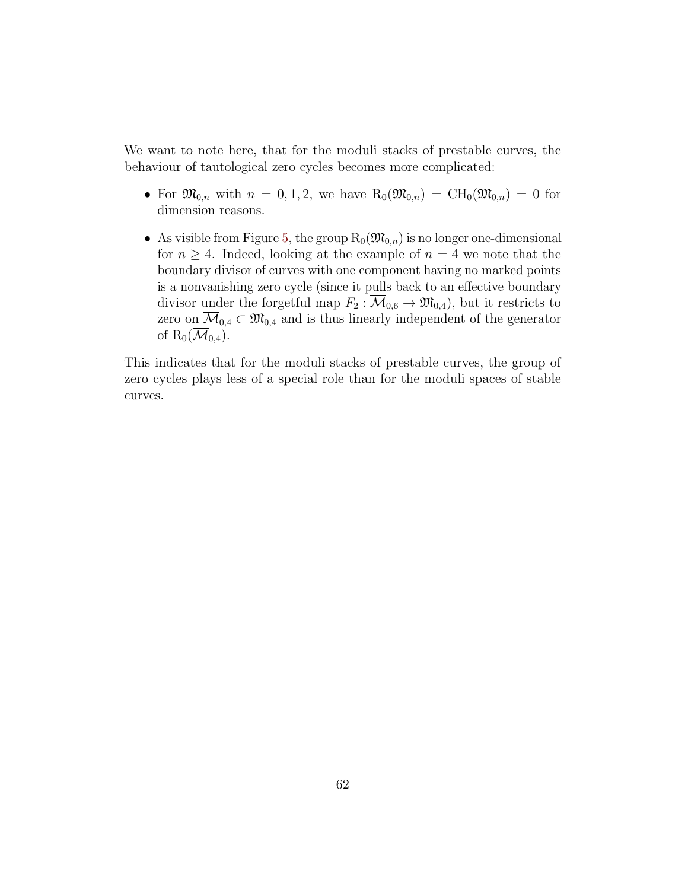We want to note here, that for the moduli stacks of prestable curves, the behaviour of tautological zero cycles becomes more complicated:

- For $\mathfrak{M}_{0,n}$ with $n = 0, 1, 2$, we have $\mathrm{R}_0(\mathfrak{M}_{0,n}) = \mathrm{CH}_0(\mathfrak{M}_{0,n}) = 0$ for dimension reasons.
- As visible from Figure 5, the group $\mathrm{R}_0(\mathfrak{M}_{0,n})$ is no longer one-dimensional for $n \geq 4$. Indeed, looking at the example of $n = 4$ we note that the boundary divisor of curves with one component having no marked points is a nonvanishing zero cycle (since it pulls back to an effective boundary divisor under the forgetful map $F_2 : \overline{\mathcal{M}}_{0,6} \to \mathfrak{M}_{0,4}$), but it restricts to zero on $\overline{\mathcal{M}}_{0,4} \subset \mathfrak{M}_{0,4}$ and is thus linearly independent of the generator of $\mathrm{R}_0(\overline{\mathcal{M}}_{0,4})$.

This indicates that for the moduli stacks of prestable curves, the group of zero cycles plays less of a special role than for the moduli spaces of stable curves.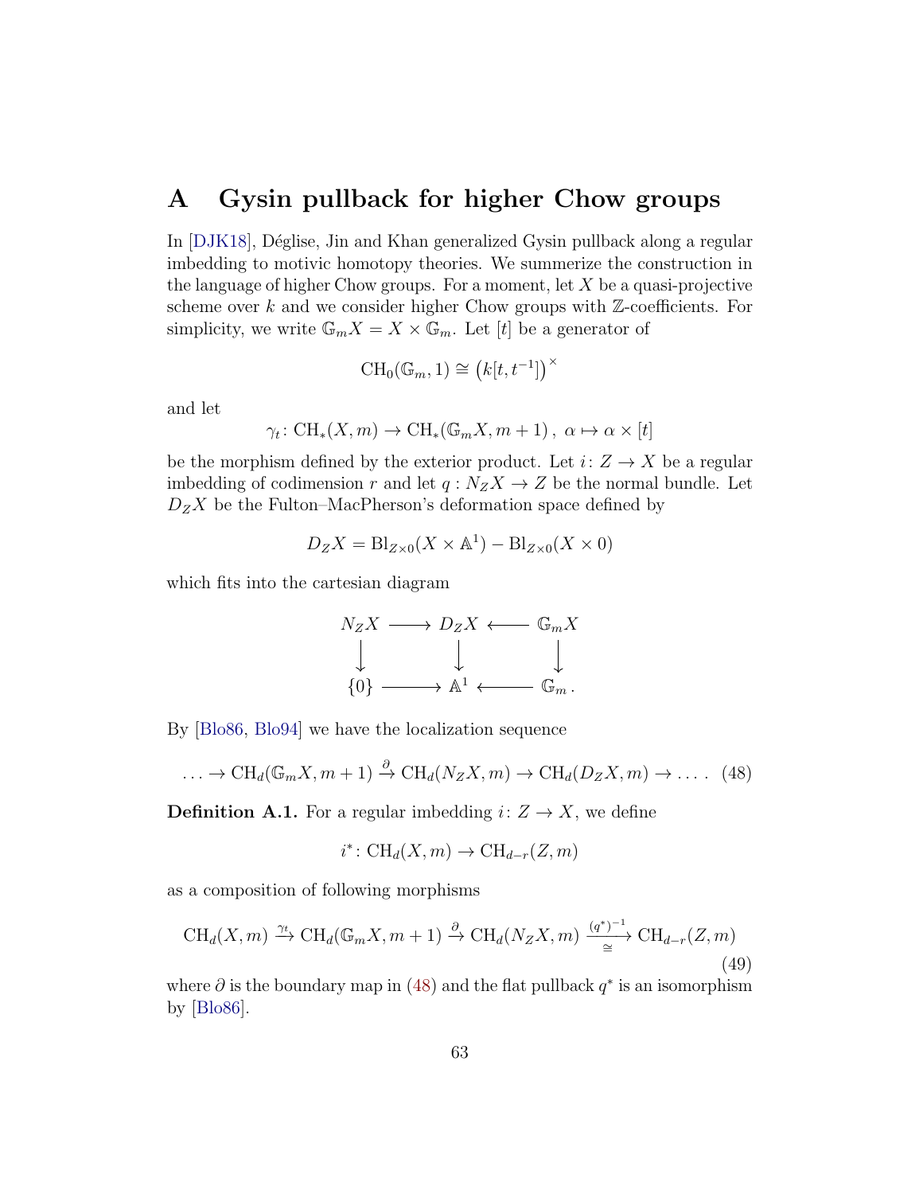# A Gysin pullback for higher Chow groups

In [DJK18], Déglise, Jin and Khan generalized Gysin pullback along a regular imbedding to motivic homotopy theories. We summerize the construction in the language of higher Chow groups. For a moment, let $X$ be a quasi-projective scheme over $k$ and we consider higher Chow groups with $\mathbb{Z}$-coefficients. For simplicity, we write $\mathbb{G}_m X = X \times \mathbb{G}_m$. Let $[t]$ be a generator of

$$\mathrm{CH}_0(\mathbb{G}_m, 1) \cong \left(k[t, t^{-1}]\right)^\times$$

and let

$$\gamma_t \colon \mathrm{CH}_*(X, m) \to \mathrm{CH}_*(\mathbb{G}_m X, m+1)\,,\ \alpha \mapsto \alpha \times [t]$$

be the morphism defined by the exterior product. Let $i\colon Z \to X$ be a regular imbedding of codimension $r$ and let $q : N_Z X \to Z$ be the normal bundle. Let $D_Z X$ be the Fulton–MacPherson's deformation space defined by

$$D_Z X = \mathrm{Bl}_{Z\times 0}(X \times \mathbb{A}^1) - \mathrm{Bl}_{Z\times 0}(X \times 0)$$

which fits into the cartesian diagram

$$\begin{array}{ccccc} N_Z X & \longrightarrow & D_Z X & \longleftarrow & \mathbb{G}_m X \\ \downarrow & & \downarrow & & \downarrow \\ \{0\} & \longrightarrow & \mathbb{A}^1 & \longleftarrow & \mathbb{G}_m\,. \end{array}$$

By [Blo86, Blo94] we have the localization sequence

$$\ldots \to \mathrm{CH}_d(\mathbb{G}_m X, m+1) \xrightarrow{\partial} \mathrm{CH}_d(N_Z X, m) \to \mathrm{CH}_d(D_Z X, m) \to \ldots\,. \tag{48}$$

**Definition A.1.** For a regular imbedding $i\colon Z \to X$, we define

$$i^* \colon \mathrm{CH}_d(X, m) \to \mathrm{CH}_{d-r}(Z, m)$$

as a composition of following morphisms

$$\mathrm{CH}_d(X, m) \xrightarrow{\gamma_t} \mathrm{CH}_d(\mathbb{G}_m X, m+1) \xrightarrow{\partial} \mathrm{CH}_d(N_Z X, m) \xrightarrow[\cong]{(q^*)^{-1}} \mathrm{CH}_{d-r}(Z, m) \tag{49}$$

where $\partial$ is the boundary map in (48) and the flat pullback $q^*$ is an isomorphism by [Blo86].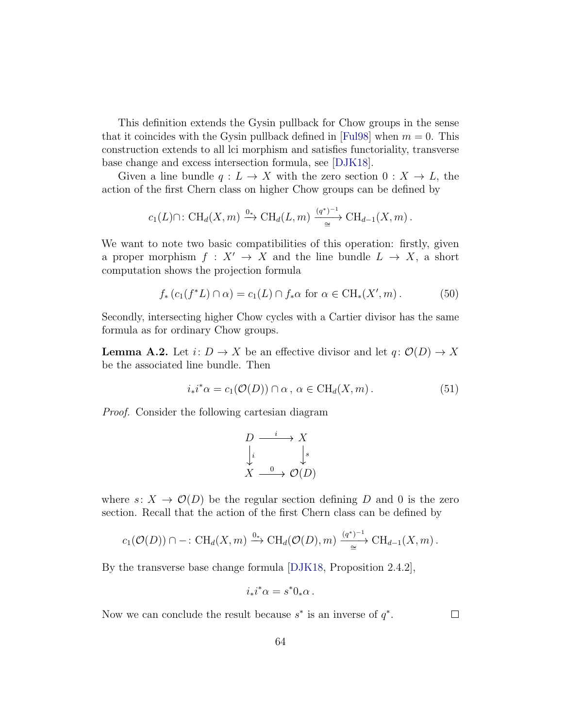This definition extends the Gysin pullback for Chow groups in the sense that it coincides with the Gysin pullback defined in [Ful98] when $m = 0$. This construction extends to all lci morphism and satisfies functoriality, transverse base change and excess intersection formula, see [DJK18].

Given a line bundle $q : L \to X$ with the zero section $0 : X \to L$, the action of the first Chern class on higher Chow groups can be defined by

$$c_1(L)\cap\colon \mathrm{CH}_d(X, m) \xrightarrow{0_*} \mathrm{CH}_d(L, m) \xrightarrow[\cong]{(q^*)^{-1}} \mathrm{CH}_{d-1}(X, m)\,.$$

We want to note two basic compatibilities of this operation: firstly, given a proper morphism $f : X' \to X$ and the line bundle $L \to X$, a short computation shows the projection formula

$$f_*\left(c_1(f^*L) \cap \alpha\right) = c_1(L) \cap f_*\alpha \text{ for } \alpha \in \mathrm{CH}_*(X', m)\,. \tag{50}$$

Secondly, intersecting higher Chow cycles with a Cartier divisor has the same formula as for ordinary Chow groups.

**Lemma A.2.** *Let $i\colon D \to X$ be an effective divisor and let $q\colon \mathcal{O}(D) \to X$ be the associated line bundle. Then*

$$i_*i^*\alpha = c_1(\mathcal{O}(D)) \cap \alpha\,,\ \alpha \in \mathrm{CH}_d(X, m)\,. \tag{51}$$

*Proof.* Consider the following cartesian diagram

$$\begin{array}{ccc} D & \xrightarrow{\ i\ } & X \\ \big\downarrow{\scriptstyle i} & & \big\downarrow{\scriptstyle s} \\ X & \xrightarrow{\ 0\ } & \mathcal{O}(D) \end{array}$$

where $s\colon X \to \mathcal{O}(D)$ be the regular section defining $D$ and 0 is the zero section. Recall that the action of the first Chern class can be defined by

$$c_1(\mathcal{O}(D)) \cap -\colon \mathrm{CH}_d(X, m) \xrightarrow{0_*} \mathrm{CH}_d(\mathcal{O}(D), m) \xrightarrow[\cong]{(q^*)^{-1}} \mathrm{CH}_{d-1}(X, m)\,.$$

By the transverse base change formula [DJK18, Proposition 2.4.2],

$$i_*i^*\alpha = s^*0_*\alpha\,.$$

Now we can conclude the result because $s^*$ is an inverse of $q^*$. $\square$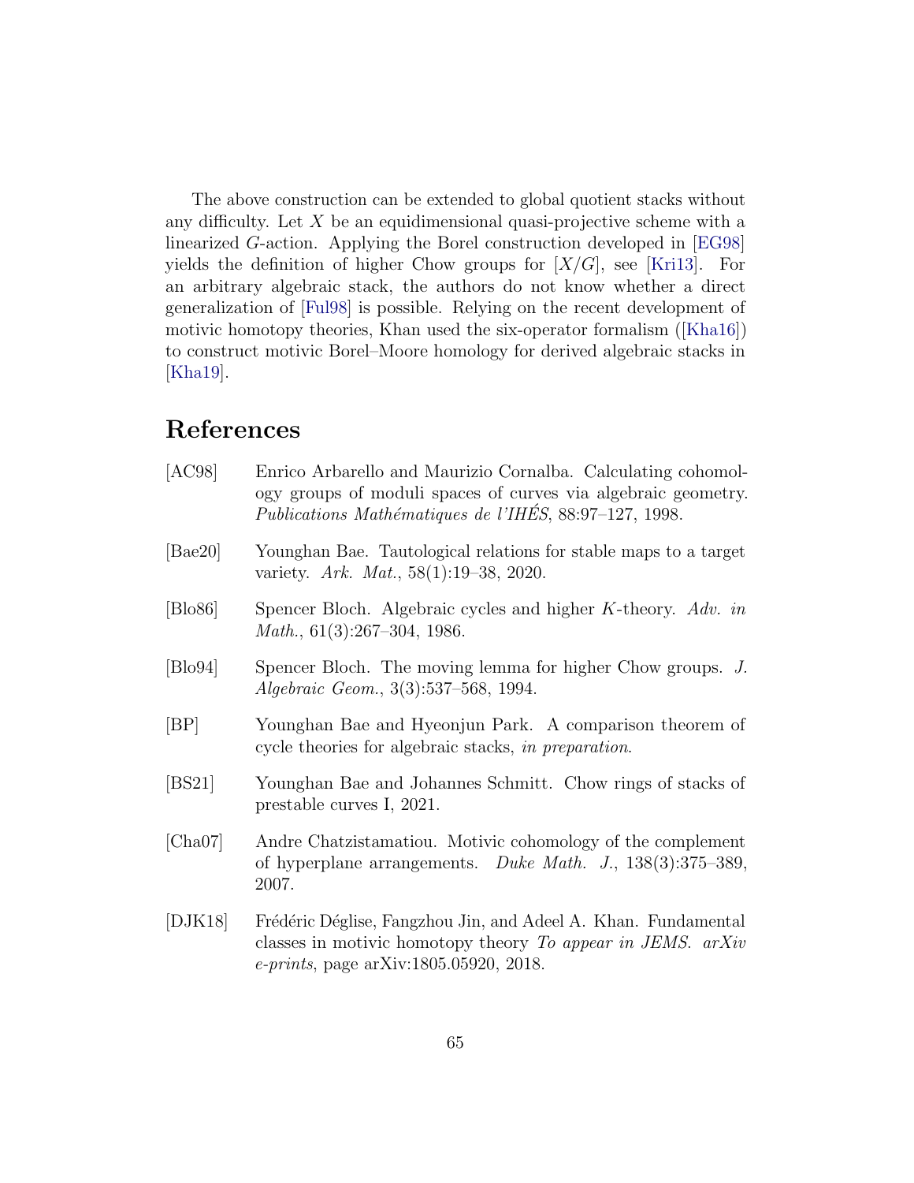The above construction can be extended to global quotient stacks without any difficulty. Let $X$ be an equidimensional quasi-projective scheme with a linearized $G$-action. Applying the Borel construction developed in [EG98] yields the definition of higher Chow groups for $[X/G]$, see [Kri13]. For an arbitrary algebraic stack, the authors do not know whether a direct generalization of [Ful98] is possible. Relying on the recent development of motivic homotopy theories, Khan used the six-operator formalism ([Kha16]) to construct motivic Borel–Moore homology for derived algebraic stacks in [Kha19].

# References

- [AC98] Enrico Arbarello and Maurizio Cornalba. Calculating cohomology groups of moduli spaces of curves via algebraic geometry. *Publications Mathématiques de l'IHÉS*, 88:97–127, 1998.
- [Bae20] Younghan Bae. Tautological relations for stable maps to a target variety. *Ark. Mat.*, 58(1):19–38, 2020.
- [Blo86] Spencer Bloch. Algebraic cycles and higher $K$-theory. *Adv. in Math.*, 61(3):267–304, 1986.
- [Blo94] Spencer Bloch. The moving lemma for higher Chow groups. *J. Algebraic Geom.*, 3(3):537–568, 1994.
- [BP] Younghan Bae and Hyeonjun Park. A comparison theorem of cycle theories for algebraic stacks, *in preparation*.
- [BS21] Younghan Bae and Johannes Schmitt. Chow rings of stacks of prestable curves I, 2021.
- [Cha07] Andre Chatzistamatiou. Motivic cohomology of the complement of hyperplane arrangements. *Duke Math. J.*, 138(3):375–389, 2007.
- [DJK18] Frédéric Déglise, Fangzhou Jin, and Adeel A. Khan. Fundamental classes in motivic homotopy theory *To appear in JEMS*. *arXiv e-prints*, page arXiv:1805.05920, 2018.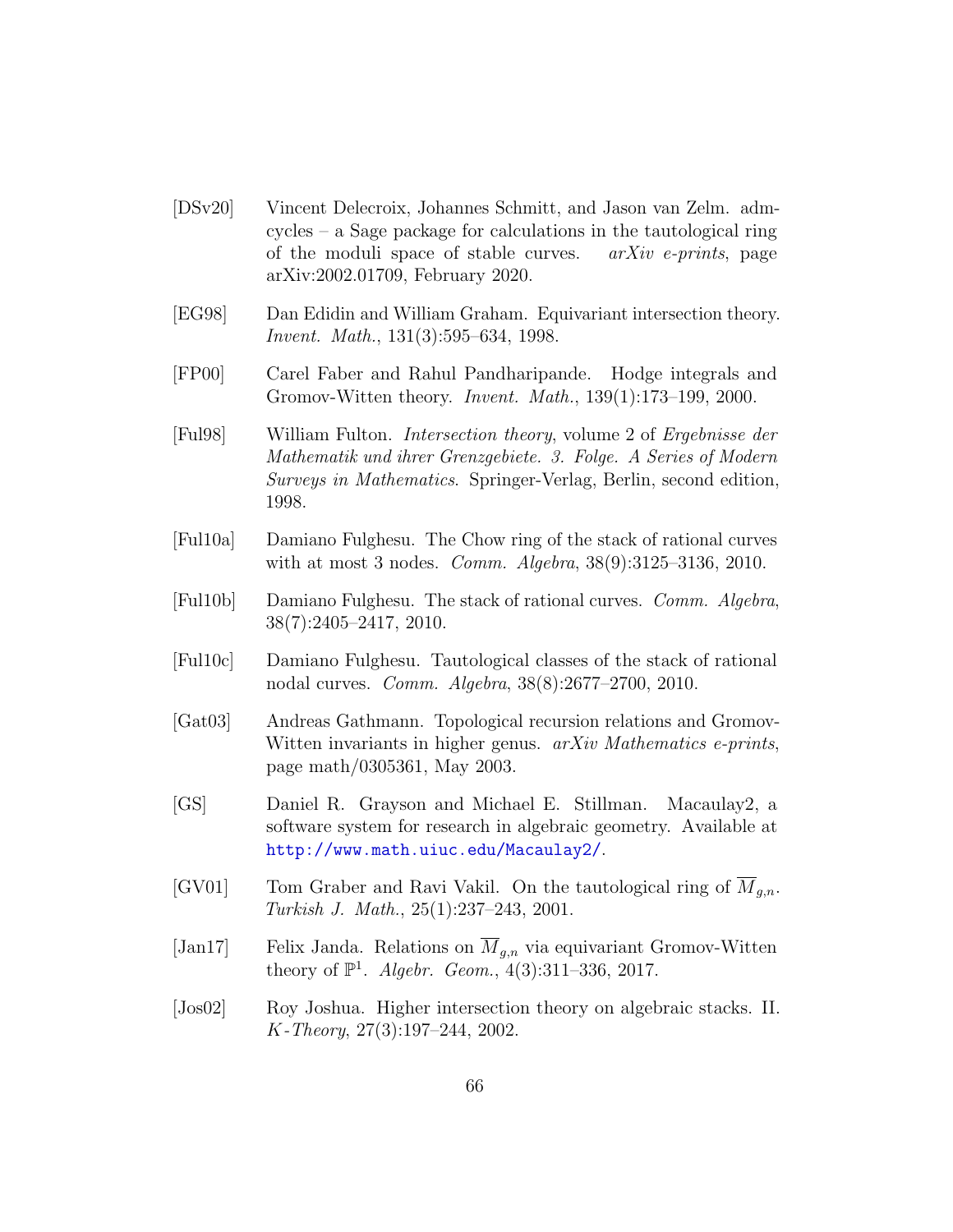[DSv20] Vincent Delecroix, Johannes Schmitt, and Jason van Zelm. admcycles – a Sage package for calculations in the tautological ring of the moduli space of stable curves. *arXiv e-prints*, page arXiv:2002.01709, February 2020.

[EG98] Dan Edidin and William Graham. Equivariant intersection theory. *Invent. Math.*, 131(3):595–634, 1998.

[FP00] Carel Faber and Rahul Pandharipande. Hodge integrals and Gromov-Witten theory. *Invent. Math.*, 139(1):173–199, 2000.

[Ful98] William Fulton. *Intersection theory*, volume 2 of *Ergebnisse der Mathematik und ihrer Grenzgebiete. 3. Folge. A Series of Modern Surveys in Mathematics*. Springer-Verlag, Berlin, second edition, 1998.

[Ful10a] Damiano Fulghesu. The Chow ring of the stack of rational curves with at most 3 nodes. *Comm. Algebra*, 38(9):3125–3136, 2010.

[Ful10b] Damiano Fulghesu. The stack of rational curves. *Comm. Algebra*, 38(7):2405–2417, 2010.

[Ful10c] Damiano Fulghesu. Tautological classes of the stack of rational nodal curves. *Comm. Algebra*, 38(8):2677–2700, 2010.

[Gat03] Andreas Gathmann. Topological recursion relations and Gromov-Witten invariants in higher genus. *arXiv Mathematics e-prints*, page math/0305361, May 2003.

[GS] Daniel R. Grayson and Michael E. Stillman. Macaulay2, a software system for research in algebraic geometry. Available at http://www.math.uiuc.edu/Macaulay2/.

[GV01] Tom Graber and Ravi Vakil. On the tautological ring of $\overline{M}_{g,n}$. *Turkish J. Math.*, 25(1):237–243, 2001.

[Jan17] Felix Janda. Relations on $\overline{M}_{g,n}$ via equivariant Gromov-Witten theory of $\mathbb{P}^1$. *Algebr. Geom.*, 4(3):311–336, 2017.

[Jos02] Roy Joshua. Higher intersection theory on algebraic stacks. II. *K-Theory*, 27(3):197–244, 2002.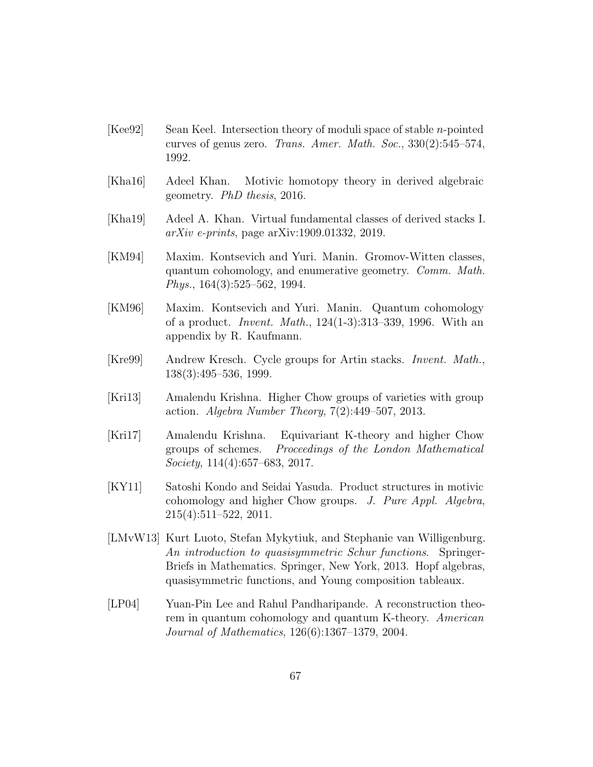[Kee92] Sean Keel. Intersection theory of moduli space of stable $n$-pointed curves of genus zero. *Trans. Amer. Math. Soc.*, 330(2):545–574, 1992.

[Kha16] Adeel Khan. Motivic homotopy theory in derived algebraic geometry. *PhD thesis*, 2016.

[Kha19] Adeel A. Khan. Virtual fundamental classes of derived stacks I. *arXiv e-prints*, page arXiv:1909.01332, 2019.

[KM94] Maxim. Kontsevich and Yuri. Manin. Gromov-Witten classes, quantum cohomology, and enumerative geometry. *Comm. Math. Phys.*, 164(3):525–562, 1994.

[KM96] Maxim. Kontsevich and Yuri. Manin. Quantum cohomology of a product. *Invent. Math.*, 124(1-3):313–339, 1996. With an appendix by R. Kaufmann.

[Kre99] Andrew Kresch. Cycle groups for Artin stacks. *Invent. Math.*, 138(3):495–536, 1999.

[Kri13] Amalendu Krishna. Higher Chow groups of varieties with group action. *Algebra Number Theory*, 7(2):449–507, 2013.

[Kri17] Amalendu Krishna. Equivariant K-theory and higher Chow groups of schemes. *Proceedings of the London Mathematical Society*, 114(4):657–683, 2017.

[KY11] Satoshi Kondo and Seidai Yasuda. Product structures in motivic cohomology and higher Chow groups. *J. Pure Appl. Algebra*, 215(4):511–522, 2011.

[LMvW13] Kurt Luoto, Stefan Mykytiuk, and Stephanie van Willigenburg. *An introduction to quasisymmetric Schur functions*. SpringerBriefs in Mathematics. Springer, New York, 2013. Hopf algebras, quasisymmetric functions, and Young composition tableaux.

[LP04] Yuan-Pin Lee and Rahul Pandharipande. A reconstruction theorem in quantum cohomology and quantum K-theory. *American Journal of Mathematics*, 126(6):1367–1379, 2004.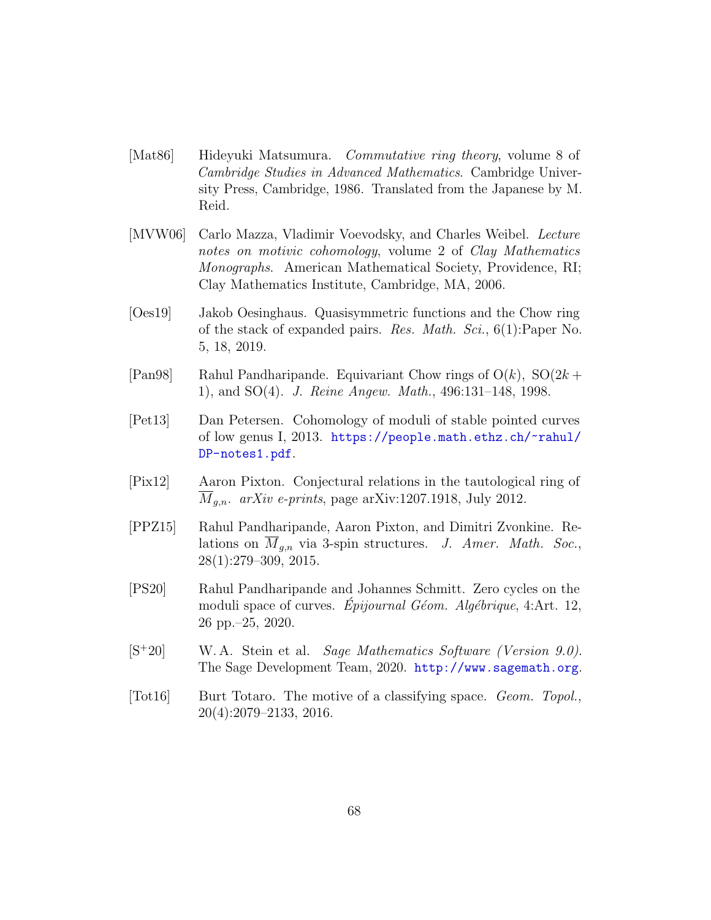[Mat86] Hideyuki Matsumura. *Commutative ring theory*, volume 8 of *Cambridge Studies in Advanced Mathematics*. Cambridge University Press, Cambridge, 1986. Translated from the Japanese by M. Reid.

[MVW06] Carlo Mazza, Vladimir Voevodsky, and Charles Weibel. *Lecture notes on motivic cohomology*, volume 2 of *Clay Mathematics Monographs*. American Mathematical Society, Providence, RI; Clay Mathematics Institute, Cambridge, MA, 2006.

[Oes19] Jakob Oesinghaus. Quasisymmetric functions and the Chow ring of the stack of expanded pairs. *Res. Math. Sci.*, 6(1):Paper No. 5, 18, 2019.

[Pan98] Rahul Pandharipande. Equivariant Chow rings of $\mathrm{O}(k)$, $\mathrm{SO}(2k+1)$, and $\mathrm{SO}(4)$. *J. Reine Angew. Math.*, 496:131–148, 1998.

[Pet13] Dan Petersen. Cohomology of moduli of stable pointed curves of low genus I, 2013. https://people.math.ethz.ch/~rahul/DP-notes1.pdf.

[Pix12] Aaron Pixton. Conjectural relations in the tautological ring of $\overline{M}_{g,n}$. *arXiv e-prints*, page arXiv:1207.1918, July 2012.

[PPZ15] Rahul Pandharipande, Aaron Pixton, and Dimitri Zvonkine. Relations on $\overline{M}_{g,n}$ via 3-spin structures. *J. Amer. Math. Soc.*, 28(1):279–309, 2015.

[PS20] Rahul Pandharipande and Johannes Schmitt. Zero cycles on the moduli space of curves. *Épijournal Géom. Algébrique*, 4:Art. 12, 26 pp.–25, 2020.

[S+20] W. A. Stein et al. *Sage Mathematics Software (Version 9.0)*. The Sage Development Team, 2020. http://www.sagemath.org.

[Tot16] Burt Totaro. The motive of a classifying space. *Geom. Topol.*, 20(4):2079–2133, 2016.